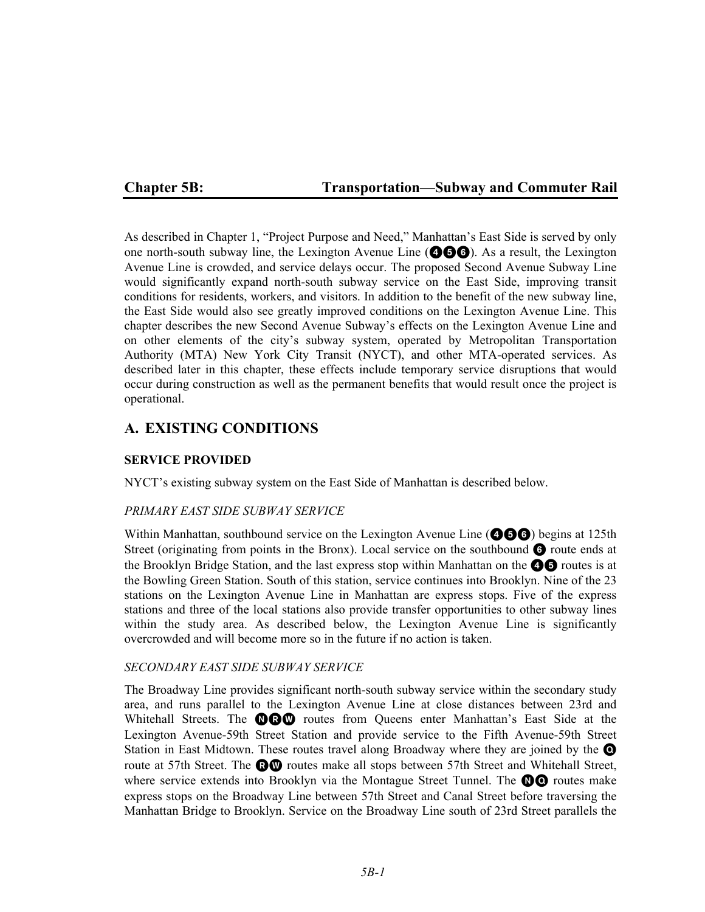# Chapter 5B: Transportation—Subway and Commuter Rail

As described in Chapter 1, "Project Purpose and Need," Manhattan's East Side is served by only one north-south subway line, the Lexington Avenue Line (4 5 6). As a result, the Lexington Avenue Line is crowded, and service delays occur. The proposed Second Avenue Subway Line would significantly expand north-south subway service on the East Side, improving transit conditions for residents, workers, and visitors. In addition to the benefit of the new subway line, the East Side would also see greatly improved conditions on the Lexington Avenue Line. This chapter describes the new Second Avenue Subway's effects on the Lexington Avenue Line and on other elements of the city's subway system, operated by Metropolitan Transportation Authority (MTA) New York City Transit (NYCT), and other MTA-operated services. As described later in this chapter, these effects include temporary service disruptions that would occur during construction as well as the permanent benefits that would result once the project is operational.

## A. EXISTING CONDITIONS

### SERVICE PROVIDED

NYCT's existing subway system on the East Side of Manhattan is described below.

#### *PRIMARY EAST SIDE SUBWAY SERVICE*

Within Manhattan, southbound service on the Lexington Avenue Line (4 5 6) begins at 125th Street (originating from points in the Bronx). Local service on the southbound 6 route ends at the Brooklyn Bridge Station, and the last express stop within Manhattan on the 4 5 routes is at the Bowling Green Station. South of this station, service continues into Brooklyn. Nine of the 23 stations on the Lexington Avenue Line in Manhattan are express stops. Five of the express stations and three of the local stations also provide transfer opportunities to other subway lines within the study area. As described below, the Lexington Avenue Line is significantly overcrowded and will become more so in the future if no action is taken.

#### *SECONDARY EAST SIDE SUBWAY SERVICE*

The Broadway Line provides significant north-south subway service within the secondary study area, and runs parallel to the Lexington Avenue Line at close distances between 23rd and Whitehall Streets. The N R W routes from Queens enter Manhattan's East Side at the Lexington Avenue-59th Street Station and provide service to the Fifth Avenue-59th Street Station in East Midtown. These routes travel along Broadway where they are joined by the Q route at 57th Street. The R W routes make all stops between 57th Street and Whitehall Street, where service extends into Brooklyn via the Montague Street Tunnel. The N Q routes make express stops on the Broadway Line between 57th Street and Canal Street before traversing the Manhattan Bridge to Brooklyn. Service on the Broadway Line south of 23rd Street parallels the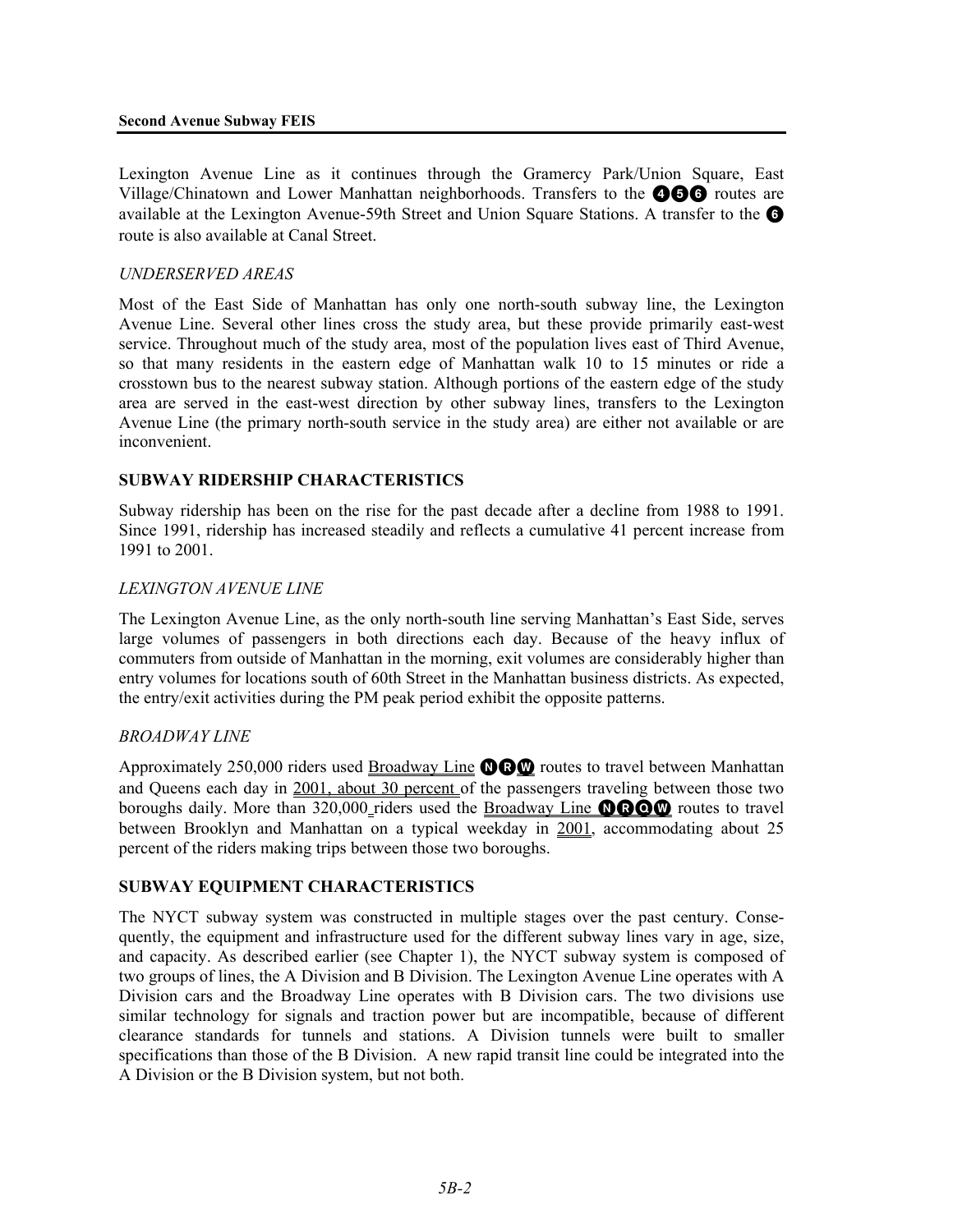Lexington Avenue Line as it continues through the Gramercy Park/Union Square, East Village/Chinatown and Lower Manhattan neighborhoods. Transfers to the 4 5 6 routes are available at the Lexington Avenue-59th Street and Union Square Stations. A transfer to the 6 route is also available at Canal Street.

*UNDERSERVED AREAS*

Most of the East Side of Manhattan has only one north-south subway line, the Lexington Avenue Line. Several other lines cross the study area, but these provide primarily east-west service. Throughout much of the study area, most of the population lives east of Third Avenue, so that many residents in the eastern edge of Manhattan walk 10 to 15 minutes or ride a crosstown bus to the nearest subway station. Although portions of the eastern edge of the study area are served in the east-west direction by other subway lines, transfers to the Lexington Avenue Line (the primary north-south service in the study area) are either not available or are inconvenient.

**SUBWAY RIDERSHIP CHARACTERISTICS**

Subway ridership has been on the rise for the past decade after a decline from 1988 to 1991. Since 1991, ridership has increased steadily and reflects a cumulative 41 percent increase from 1991 to 2001.

*LEXINGTON AVENUE LINE*

The Lexington Avenue Line, as the only north-south line serving Manhattan's East Side, serves large volumes of passengers in both directions each day. Because of the heavy influx of commuters from outside of Manhattan in the morning, exit volumes are considerably higher than entry volumes for locations south of 60th Street in the Manhattan business districts. As expected, the entry/exit activities during the PM peak period exhibit the opposite patterns.

*BROADWAY LINE*

Approximately 250,000 riders used Broadway Line N R W routes to travel between Manhattan and Queens each day in 2001, about 30 percent of the passengers traveling between those two boroughs daily. More than 320,000 riders used the Broadway Line N R Q W routes to travel between Brooklyn and Manhattan on a typical weekday in 2001, accommodating about 25 percent of the riders making trips between those two boroughs.

**SUBWAY EQUIPMENT CHARACTERISTICS**

The NYCT subway system was constructed in multiple stages over the past century. Consequently, the equipment and infrastructure used for the different subway lines vary in age, size, and capacity. As described earlier (see Chapter 1), the NYCT subway system is composed of two groups of lines, the A Division and B Division. The Lexington Avenue Line operates with A Division cars and the Broadway Line operates with B Division cars. The two divisions use similar technology for signals and traction power but are incompatible, because of different clearance standards for tunnels and stations. A Division tunnels were built to smaller specifications than those of the B Division. A new rapid transit line could be integrated into the A Division or the B Division system, but not both.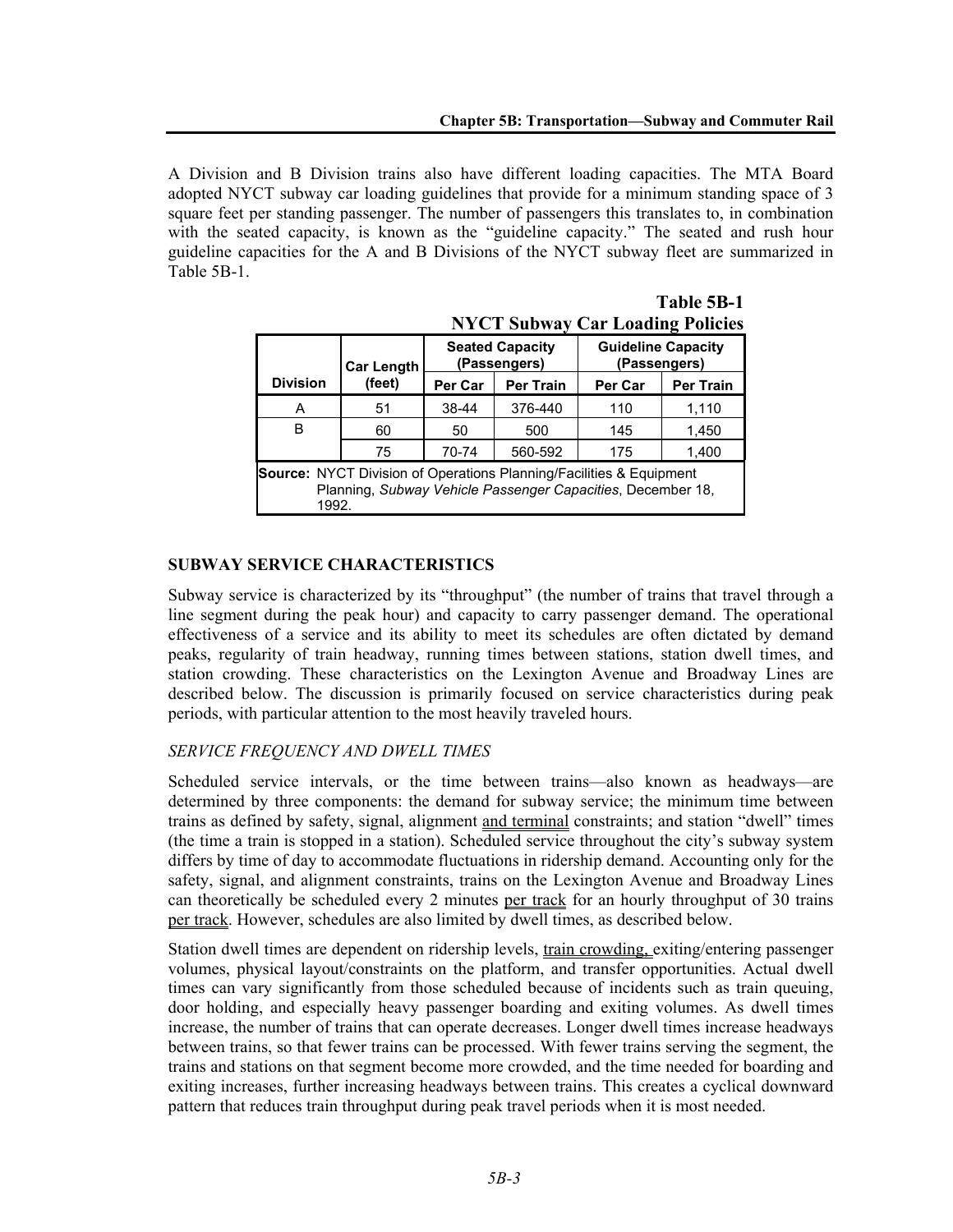A Division and B Division trains also have different loading capacities. The MTA Board adopted NYCT subway car loading guidelines that provide for a minimum standing space of 3 square feet per standing passenger. The number of passengers this translates to, in combination with the seated capacity, is known as the "guideline capacity." The seated and rush hour guideline capacities for the A and B Divisions of the NYCT subway fleet are summarized in Table 5B-1.

**Table 5B-1**
**NYCT Subway Car Loading Policies**

| Division | Car Length (feet) | Seated Capacity (Passengers) | | Guideline Capacity (Passengers) | |
|---|---|---|---|---|---|
| | | Per Car | Per Train | Per Car | Per Train |
| A | 51 | 38-44 | 376-440 | 110 | 1,110 |
| B | 60 | 50 | 500 | 145 | 1,450 |
| | 75 | 70-74 | 560-592 | 175 | 1,400 |

**Source:** NYCT Division of Operations Planning/Facilities & Equipment Planning, *Subway Vehicle Passenger Capacities*, December 18, 1992.

## SUBWAY SERVICE CHARACTERISTICS

Subway service is characterized by its "throughput" (the number of trains that travel through a line segment during the peak hour) and capacity to carry passenger demand. The operational effectiveness of a service and its ability to meet its schedules are often dictated by demand peaks, regularity of train headway, running times between stations, station dwell times, and station crowding. These characteristics on the Lexington Avenue and Broadway Lines are described below. The discussion is primarily focused on service characteristics during peak periods, with particular attention to the most heavily traveled hours.

### *SERVICE FREQUENCY AND DWELL TIMES*

Scheduled service intervals, or the time between trains—also known as headways—are determined by three components: the demand for subway service; the minimum time between trains as defined by safety, signal, alignment and terminal constraints; and station "dwell" times (the time a train is stopped in a station). Scheduled service throughout the city's subway system differs by time of day to accommodate fluctuations in ridership demand. Accounting only for the safety, signal, and alignment constraints, trains on the Lexington Avenue and Broadway Lines can theoretically be scheduled every 2 minutes per track for an hourly throughput of 30 trains per track. However, schedules are also limited by dwell times, as described below.

Station dwell times are dependent on ridership levels, train crowding, exiting/entering passenger volumes, physical layout/constraints on the platform, and transfer opportunities. Actual dwell times can vary significantly from those scheduled because of incidents such as train queuing, door holding, and especially heavy passenger boarding and exiting volumes. As dwell times increase, the number of trains that can operate decreases. Longer dwell times increase headways between trains, so that fewer trains can be processed. With fewer trains serving the segment, the trains and stations on that segment become more crowded, and the time needed for boarding and exiting increases, further increasing headways between trains. This creates a cyclical downward pattern that reduces train throughput during peak travel periods when it is most needed.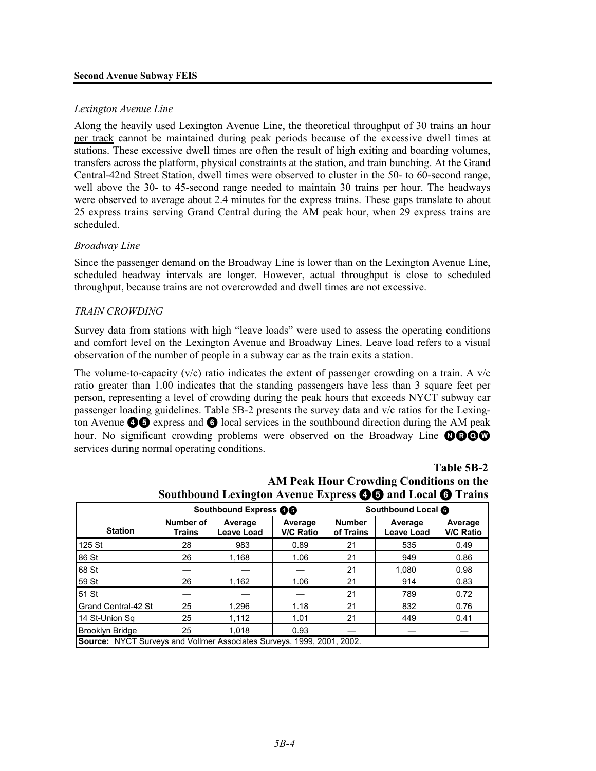*Lexington Avenue Line*

Along the heavily used Lexington Avenue Line, the theoretical throughput of 30 trains an hour per track cannot be maintained during peak periods because of the excessive dwell times at stations. These excessive dwell times are often the result of high exiting and boarding volumes, transfers across the platform, physical constraints at the station, and train bunching. At the Grand Central-42nd Street Station, dwell times were observed to cluster in the 50- to 60-second range, well above the 30- to 45-second range needed to maintain 30 trains per hour. The headways were observed to average about 2.4 minutes for the express trains. These gaps translate to about 25 express trains serving Grand Central during the AM peak hour, when 29 express trains are scheduled.

*Broadway Line*

Since the passenger demand on the Broadway Line is lower than on the Lexington Avenue Line, scheduled headway intervals are longer. However, actual throughput is close to scheduled throughput, because trains are not overcrowded and dwell times are not excessive.

*TRAIN CROWDING*

Survey data from stations with high "leave loads" were used to assess the operating conditions and comfort level on the Lexington Avenue and Broadway Lines. Leave load refers to a visual observation of the number of people in a subway car as the train exits a station.

The volume-to-capacity (v/c) ratio indicates the extent of passenger crowding on a train. A v/c ratio greater than 1.00 indicates that the standing passengers have less than 3 square feet per person, representing a level of crowding during the peak hours that exceeds NYCT subway car passenger loading guidelines. Table 5B-2 presents the survey data and v/c ratios for the Lexington Avenue 4 5 express and 6 local services in the southbound direction during the AM peak hour. No significant crowding problems were observed on the Broadway Line N R Q W services during normal operating conditions.

**Table 5B-2**
**AM Peak Hour Crowding Conditions on the Southbound Lexington Avenue Express 4 5 and Local 6 Trains**

| Station | Southbound Express 4 5 | | | Southbound Local 6 | | |
|---|---|---|---|---|---|---|
| | Number of Trains | Average Leave Load | Average V/C Ratio | Number of Trains | Average Leave Load | Average V/C Ratio |
| 125 St | 28 | 983 | 0.89 | 21 | 535 | 0.49 |
| 86 St | 26 | 1,168 | 1.06 | 21 | 949 | 0.86 |
| 68 St | — | — | — | 21 | 1,080 | 0.98 |
| 59 St | 26 | 1,162 | 1.06 | 21 | 914 | 0.83 |
| 51 St | — | — | — | 21 | 789 | 0.72 |
| Grand Central-42 St | 25 | 1,296 | 1.18 | 21 | 832 | 0.76 |
| 14 St-Union Sq | 25 | 1,112 | 1.01 | 21 | 449 | 0.41 |
| Brooklyn Bridge | 25 | 1,018 | 0.93 | — | — | — |

**Source:** NYCT Surveys and Vollmer Associates Surveys, 1999, 2001, 2002.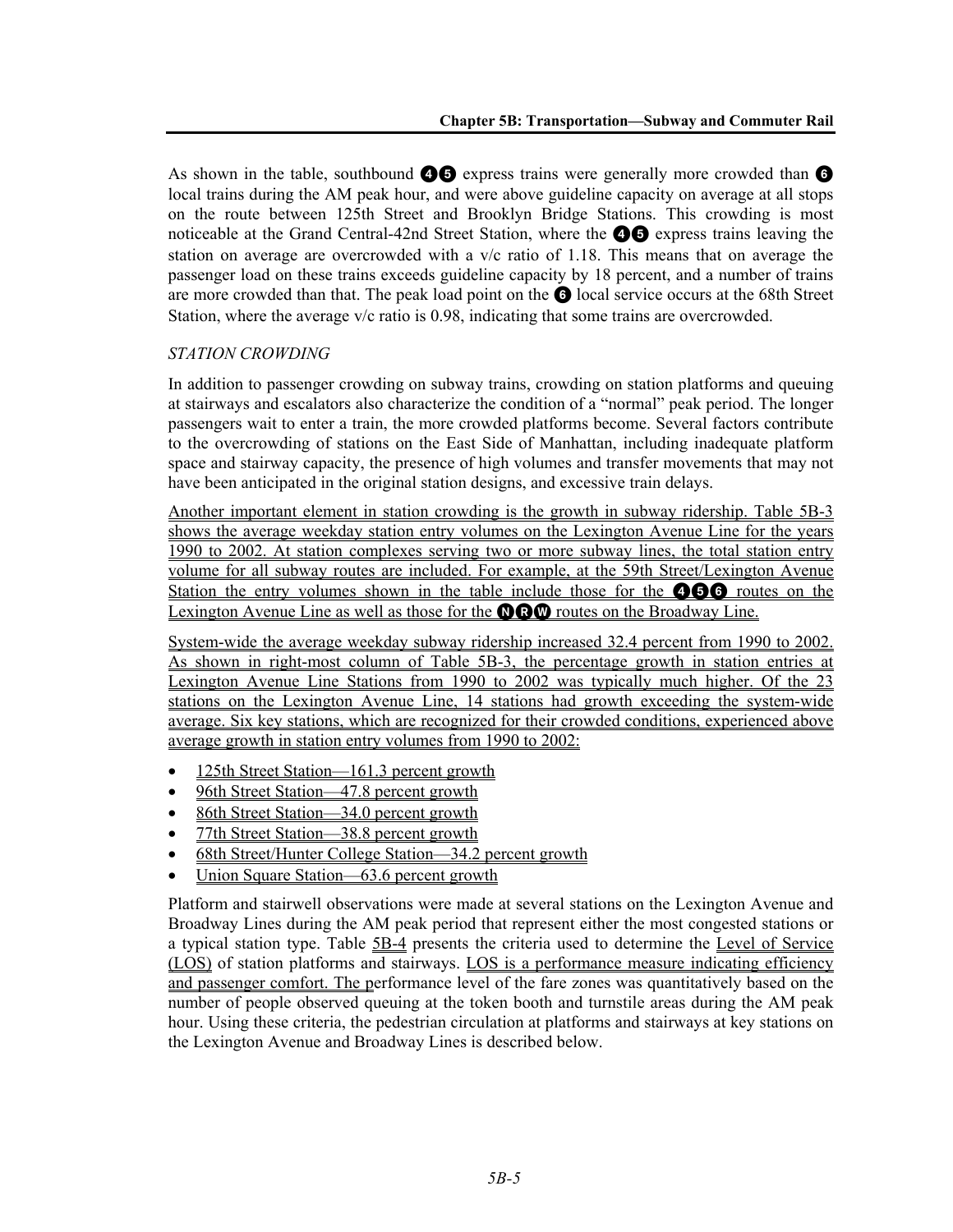As shown in the table, southbound 4 5 express trains were generally more crowded than 6 local trains during the AM peak hour, and were above guideline capacity on average at all stops on the route between 125th Street and Brooklyn Bridge Stations. This crowding is most noticeable at the Grand Central-42nd Street Station, where the 4 5 express trains leaving the station on average are overcrowded with a v/c ratio of 1.18. This means that on average the passenger load on these trains exceeds guideline capacity by 18 percent, and a number of trains are more crowded than that. The peak load point on the 6 local service occurs at the 68th Street Station, where the average v/c ratio is 0.98, indicating that some trains are overcrowded.

*STATION CROWDING*

In addition to passenger crowding on subway trains, crowding on station platforms and queuing at stairways and escalators also characterize the condition of a "normal" peak period. The longer passengers wait to enter a train, the more crowded platforms become. Several factors contribute to the overcrowding of stations on the East Side of Manhattan, including inadequate platform space and stairway capacity, the presence of high volumes and transfer movements that may not have been anticipated in the original station designs, and excessive train delays.

Another important element in station crowding is the growth in subway ridership. Table 5B-3 shows the average weekday station entry volumes on the Lexington Avenue Line for the years 1990 to 2002. At station complexes serving two or more subway lines, the total station entry volume for all subway routes are included. For example, at the 59th Street/Lexington Avenue Station the entry volumes shown in the table include those for the 4 5 6 routes on the Lexington Avenue Line as well as those for the N R W routes on the Broadway Line.

System-wide the average weekday subway ridership increased 32.4 percent from 1990 to 2002. As shown in right-most column of Table 5B-3, the percentage growth in station entries at Lexington Avenue Line Stations from 1990 to 2002 was typically much higher. Of the 23 stations on the Lexington Avenue Line, 14 stations had growth exceeding the system-wide average. Six key stations, which are recognized for their crowded conditions, experienced above average growth in station entry volumes from 1990 to 2002:

- 125th Street Station—161.3 percent growth
- 96th Street Station—47.8 percent growth
- 86th Street Station—34.0 percent growth
- 77th Street Station—38.8 percent growth
- 68th Street/Hunter College Station—34.2 percent growth
- Union Square Station—63.6 percent growth

Platform and stairwell observations were made at several stations on the Lexington Avenue and Broadway Lines during the AM peak period that represent either the most congested stations or a typical station type. Table 5B-4 presents the criteria used to determine the Level of Service (LOS) of station platforms and stairways. LOS is a performance measure indicating efficiency and passenger comfort. The performance level of the fare zones was quantitatively based on the number of people observed queuing at the token booth and turnstile areas during the AM peak hour. Using these criteria, the pedestrian circulation at platforms and stairways at key stations on the Lexington Avenue and Broadway Lines is described below.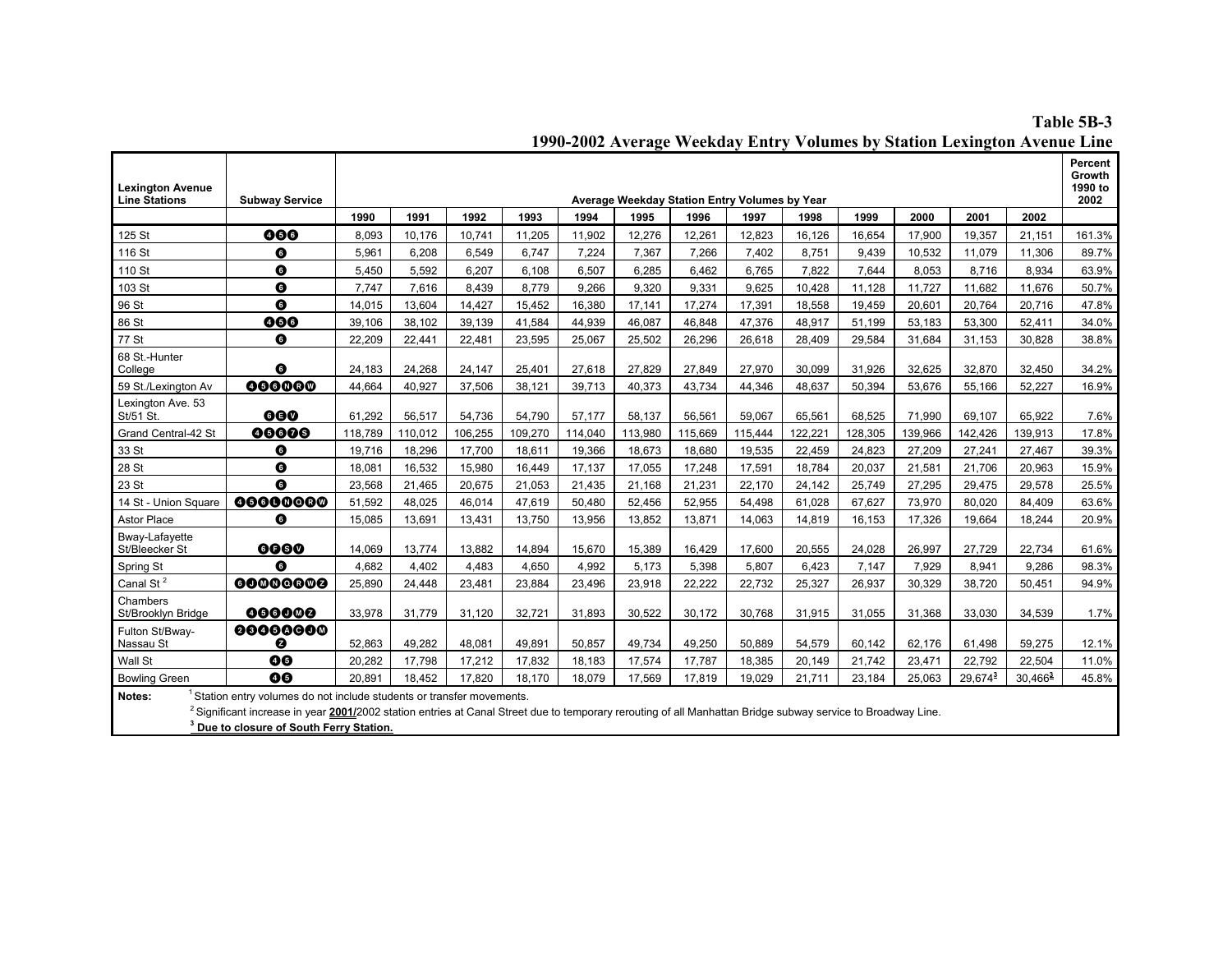**Table 5B-3**

**1990-2002 Average Weekday Entry Volumes by Station Lexington Avenue Line**

| Lexington Avenue Line Stations | Subway Service | Average Weekday Station Entry Volumes by Year | | | | | | | | | | | | | Percent Growth 1990 to 2002 |
|---|---|---|---|---|---|---|---|---|---|---|---|---|---|---|---|
| | | 1990 | 1991 | 1992 | 1993 | 1994 | 1995 | 1996 | 1997 | 1998 | 1999 | 2000 | 2001 | 2002 | |
| 125 St | 4 5 6 | 8,093 | 10,176 | 10,741 | 11,205 | 11,902 | 12,276 | 12,261 | 12,823 | 16,126 | 16,654 | 17,900 | 19,357 | 21,151 | 161.3% |
| 116 St | 6 | 5,961 | 6,208 | 6,549 | 6,747 | 7,224 | 7,367 | 7,266 | 7,402 | 8,751 | 9,439 | 10,532 | 11,079 | 11,306 | 89.7% |
| 110 St | 6 | 5,450 | 5,592 | 6,207 | 6,108 | 6,507 | 6,285 | 6,462 | 6,765 | 7,822 | 7,644 | 8,053 | 8,716 | 8,934 | 63.9% |
| 103 St | 6 | 7,747 | 7,616 | 8,439 | 8,779 | 9,266 | 9,320 | 9,331 | 9,625 | 10,428 | 11,128 | 11,727 | 11,682 | 11,676 | 50.7% |
| 96 St | 6 | 14,015 | 13,604 | 14,427 | 15,452 | 16,380 | 17,141 | 17,274 | 17,391 | 18,558 | 19,459 | 20,601 | 20,764 | 20,716 | 47.8% |
| 86 St | 4 5 6 | 39,106 | 38,102 | 39,139 | 41,584 | 44,939 | 46,087 | 46,848 | 47,376 | 48,917 | 51,199 | 53,183 | 53,300 | 52,411 | 34.0% |
| 77 St | 6 | 22,209 | 22,441 | 22,481 | 23,595 | 25,067 | 25,502 | 26,296 | 26,618 | 28,409 | 29,584 | 31,684 | 31,153 | 30,828 | 38.8% |
| 68 St.-Hunter College | 6 | 24,183 | 24,268 | 24,147 | 25,401 | 27,618 | 27,829 | 27,849 | 27,970 | 30,099 | 31,926 | 32,625 | 32,870 | 32,450 | 34.2% |
| 59 St./Lexington Av | 4 5 6 N R W | 44,664 | 40,927 | 37,506 | 38,121 | 39,713 | 40,373 | 43,734 | 44,346 | 48,637 | 50,394 | 53,676 | 55,166 | 52,227 | 16.9% |
| Lexington Ave. 53 St/51 St. | 6 E V | 61,292 | 56,517 | 54,736 | 54,790 | 57,177 | 58,137 | 56,561 | 59,067 | 65,561 | 68,525 | 71,990 | 69,107 | 65,922 | 7.6% |
| Grand Central-42 St | 4 5 6 7 S | 118,789 | 110,012 | 106,255 | 109,270 | 114,040 | 113,980 | 115,669 | 115,444 | 122,221 | 128,305 | 139,966 | 142,426 | 139,913 | 17.8% |
| 33 St | 6 | 19,716 | 18,296 | 17,700 | 18,611 | 19,366 | 18,673 | 18,680 | 19,535 | 22,459 | 24,823 | 27,209 | 27,241 | 27,467 | 39.3% |
| 28 St | 6 | 18,081 | 16,532 | 15,980 | 16,449 | 17,137 | 17,055 | 17,248 | 17,591 | 18,784 | 20,037 | 21,581 | 21,706 | 20,963 | 15.9% |
| 23 St | 6 | 23,568 | 21,465 | 20,675 | 21,053 | 21,435 | 21,168 | 21,231 | 22,170 | 24,142 | 25,749 | 27,295 | 29,475 | 29,578 | 25.5% |
| 14 St - Union Square | 4 5 6 L N Q R W | 51,592 | 48,025 | 46,014 | 47,619 | 50,480 | 52,456 | 52,955 | 54,498 | 61,028 | 67,627 | 73,970 | 80,020 | 84,409 | 63.6% |
| Astor Place | 6 | 15,085 | 13,691 | 13,431 | 13,750 | 13,956 | 13,852 | 13,871 | 14,063 | 14,819 | 16,153 | 17,326 | 19,664 | 18,244 | 20.9% |
| Bway-Lafayette St/Bleecker St | 6 F S V | 14,069 | 13,774 | 13,882 | 14,894 | 15,670 | 15,389 | 16,429 | 17,600 | 20,555 | 24,028 | 26,997 | 27,729 | 22,734 | 61.6% |
| Spring St | 6 | 4,682 | 4,402 | 4,483 | 4,650 | 4,992 | 5,173 | 5,398 | 5,807 | 6,423 | 7,147 | 7,929 | 8,941 | 9,286 | 98.3% |
| Canal St [2] | 6 J M N Q R W Z | 25,890 | 24,448 | 23,481 | 23,884 | 23,496 | 23,918 | 22,222 | 22,732 | 25,327 | 26,937 | 30,329 | 38,720 | 50,451 | 94.9% |
| Chambers St/Brooklyn Bridge | 4 5 6 J M Z | 33,978 | 31,779 | 31,120 | 32,721 | 31,893 | 30,522 | 30,172 | 30,768 | 31,915 | 31,055 | 31,368 | 33,030 | 34,539 | 1.7% |
| Fulton St/Bway-Nassau St | 2 3 4 5 A C J M Z | 52,863 | 49,282 | 48,081 | 49,891 | 50,857 | 49,734 | 49,250 | 50,889 | 54,579 | 60,142 | 62,176 | 61,498 | 59,275 | 12.1% |
| Wall St | 4 5 | 20,282 | 17,798 | 17,212 | 17,832 | 18,183 | 17,574 | 17,787 | 18,385 | 20,149 | 21,742 | 23,471 | 22,792 | 22,504 | 11.0% |
| Bowling Green | 4 5 | 20,891 | 18,452 | 17,820 | 18,170 | 18,079 | 17,569 | 17,819 | 19,029 | 21,711 | 23,184 | 25,063 | 29,674[3] | 30,466[3] | 45.8% |

**Notes:**

[1] Station entry volumes do not include students or transfer movements.

[2] Significant increase in year **2001/**2002 station entries at Canal Street due to temporary rerouting of all Manhattan Bridge subway service to Broadway Line.

**[3] Due to closure of South Ferry Station.**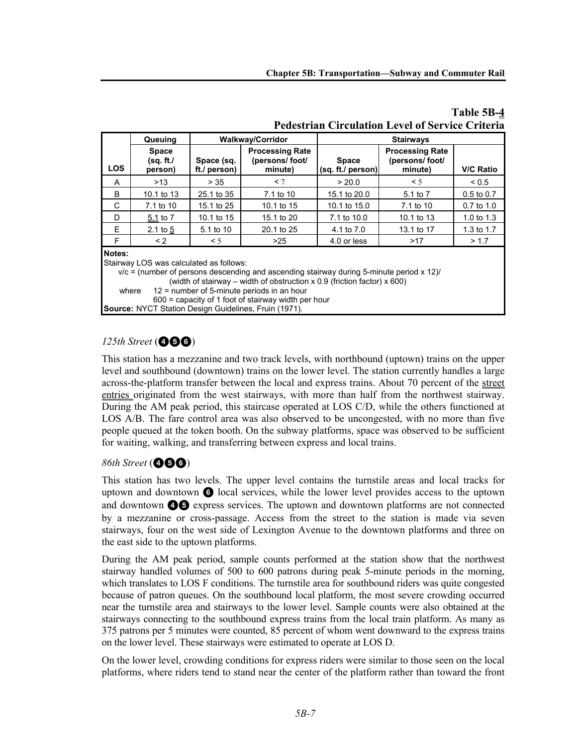**Table 5B-4**
**Pedestrian Circulation Level of Service Criteria**

| | Queuing | Walkway/Corridor | | Stairways | | |
|---|---|---|---|---|---|---|
| LOS | Space (sq. ft./ person) | Space (sq. ft./ person) | Processing Rate (persons/ foot/ minute) | Space (sq. ft./ person) | Processing Rate (persons/ foot/ minute) | V/C Ratio |
| A | >13 | > 35 | < 7 | > 20.0 | < 5 | < 0.5 |
| B | 10.1 to 13 | 25.1 to 35 | 7.1 to 10 | 15.1 to 20.0 | 5.1 to 7 | 0.5 to 0.7 |
| C | 7.1 to 10 | 15.1 to 25 | 10.1 to 15 | 10.1 to 15.0 | 7.1 to 10 | 0.7 to 1.0 |
| D | 5.1 to 7 | 10.1 to 15 | 15.1 to 20 | 7.1 to 10.0 | 10.1 to 13 | 1.0 to 1.3 |
| E | 2.1 to 5 | 5.1 to 10 | 20.1 to 25 | 4.1 to 7.0 | 13.1 to 17 | 1.3 to 1.7 |
| F | < 2 | < 5 | >25 | 4.0 or less | >17 | > 1.7 |

**Notes:**
Stairway LOS was calculated as follows:
v/c = (number of persons descending and ascending stairway during 5-minute period x 12)/ (width of stairway – width of obstruction x 0.9 (friction factor) x 600)
where 12 = number of 5-minute periods in an hour
600 = capacity of 1 foot of stairway width per hour
**Source:** NYCT Station Design Guidelines, Fruin (1971).

*125th Street* (❹❺❻)

This station has a mezzanine and two track levels, with northbound (uptown) trains on the upper level and southbound (downtown) trains on the lower level. The station currently handles a large across-the-platform transfer between the local and express trains. About 70 percent of the street entries originated from the west stairways, with more than half from the northwest stairway. During the AM peak period, this staircase operated at LOS C/D, while the others functioned at LOS A/B. The fare control area was also observed to be uncongested, with no more than five people queued at the token booth. On the subway platforms, space was observed to be sufficient for waiting, walking, and transferring between express and local trains.

*86th Street* (❹❺❻)

This station has two levels. The upper level contains the turnstile areas and local tracks for uptown and downtown ❻ local services, while the lower level provides access to the uptown and downtown ❹❺ express services. The uptown and downtown platforms are not connected by a mezzanine or cross-passage. Access from the street to the station is made via seven stairways, four on the west side of Lexington Avenue to the downtown platforms and three on the east side to the uptown platforms.

During the AM peak period, sample counts performed at the station show that the northwest stairway handled volumes of 500 to 600 patrons during peak 5-minute periods in the morning, which translates to LOS F conditions. The turnstile area for southbound riders was quite congested because of patron queues. On the southbound local platform, the most severe crowding occurred near the turnstile area and stairways to the lower level. Sample counts were also obtained at the stairways connecting to the southbound express trains from the local train platform. As many as 375 patrons per 5 minutes were counted, 85 percent of whom went downward to the express trains on the lower level. These stairways were estimated to operate at LOS D.

On the lower level, crowding conditions for express riders were similar to those seen on the local platforms, where riders tend to stand near the center of the platform rather than toward the front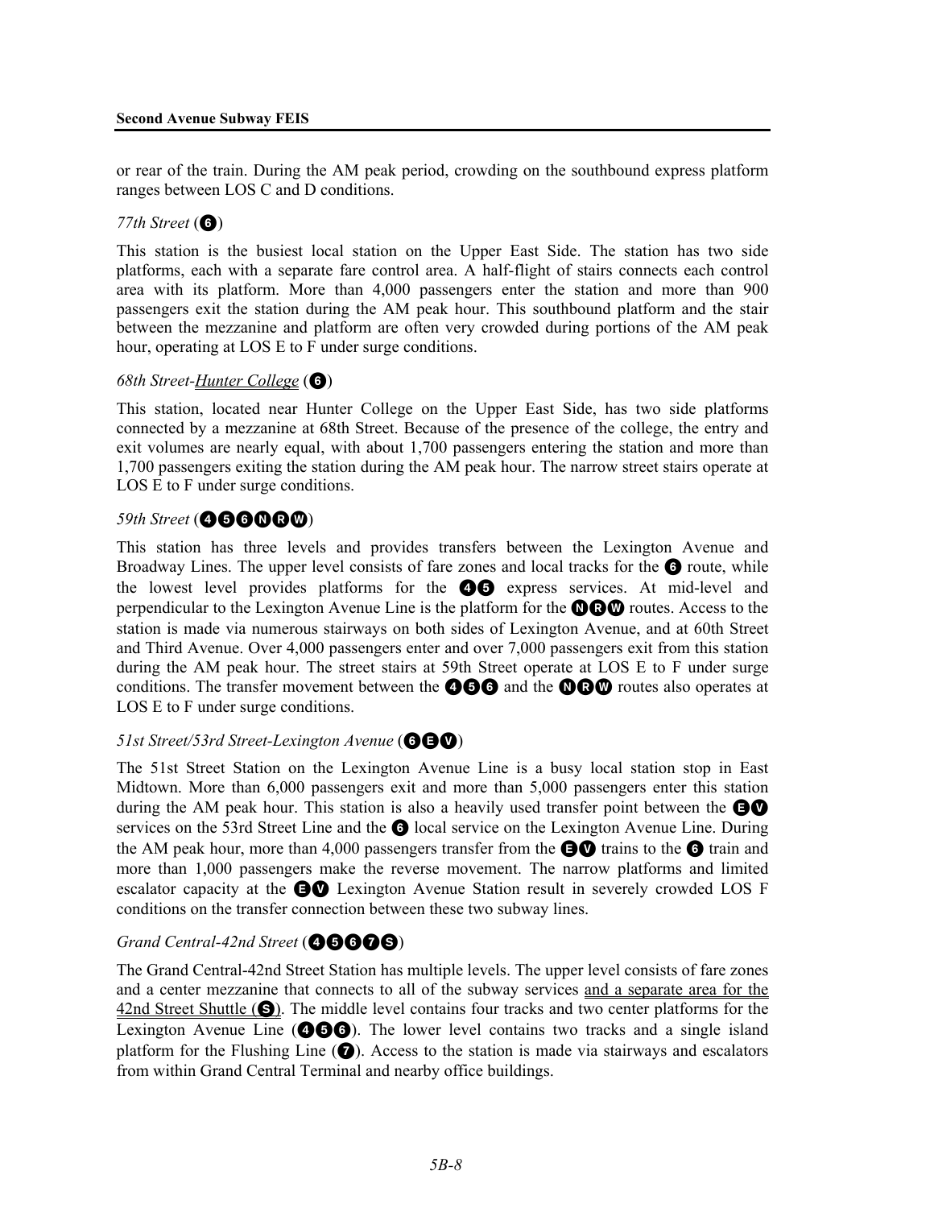or rear of the train. During the AM peak period, crowding on the southbound express platform ranges between LOS C and D conditions.

*77th Street* (6)

This station is the busiest local station on the Upper East Side. The station has two side platforms, each with a separate fare control area. A half-flight of stairs connects each control area with its platform. More than 4,000 passengers enter the station and more than 900 passengers exit the station during the AM peak hour. This southbound platform and the stair between the mezzanine and platform are often very crowded during portions of the AM peak hour, operating at LOS E to F under surge conditions.

*68th Street-Hunter College* (6)

This station, located near Hunter College on the Upper East Side, has two side platforms connected by a mezzanine at 68th Street. Because of the presence of the college, the entry and exit volumes are nearly equal, with about 1,700 passengers entering the station and more than 1,700 passengers exiting the station during the AM peak hour. The narrow street stairs operate at LOS E to F under surge conditions.

*59th Street* (4 5 6 N R W)

This station has three levels and provides transfers between the Lexington Avenue and Broadway Lines. The upper level consists of fare zones and local tracks for the 6 route, while the lowest level provides platforms for the 4 5 express services. At mid-level and perpendicular to the Lexington Avenue Line is the platform for the N R W routes. Access to the station is made via numerous stairways on both sides of Lexington Avenue, and at 60th Street and Third Avenue. Over 4,000 passengers enter and over 7,000 passengers exit from this station during the AM peak hour. The street stairs at 59th Street operate at LOS E to F under surge conditions. The transfer movement between the 4 5 6 and the N R W routes also operates at LOS E to F under surge conditions.

*51st Street/53rd Street-Lexington Avenue* (6 E V)

The 51st Street Station on the Lexington Avenue Line is a busy local station stop in East Midtown. More than 6,000 passengers exit and more than 5,000 passengers enter this station during the AM peak hour. This station is also a heavily used transfer point between the E V services on the 53rd Street Line and the 6 local service on the Lexington Avenue Line. During the AM peak hour, more than 4,000 passengers transfer from the E V trains to the 6 train and more than 1,000 passengers make the reverse movement. The narrow platforms and limited escalator capacity at the E V Lexington Avenue Station result in severely crowded LOS F conditions on the transfer connection between these two subway lines.

*Grand Central-42nd Street* (4 5 6 7 S)

The Grand Central-42nd Street Station has multiple levels. The upper level consists of fare zones and a center mezzanine that connects to all of the subway services and a separate area for the 42nd Street Shuttle (S). The middle level contains four tracks and two center platforms for the Lexington Avenue Line (4 5 6). The lower level contains two tracks and a single island platform for the Flushing Line (7). Access to the station is made via stairways and escalators from within Grand Central Terminal and nearby office buildings.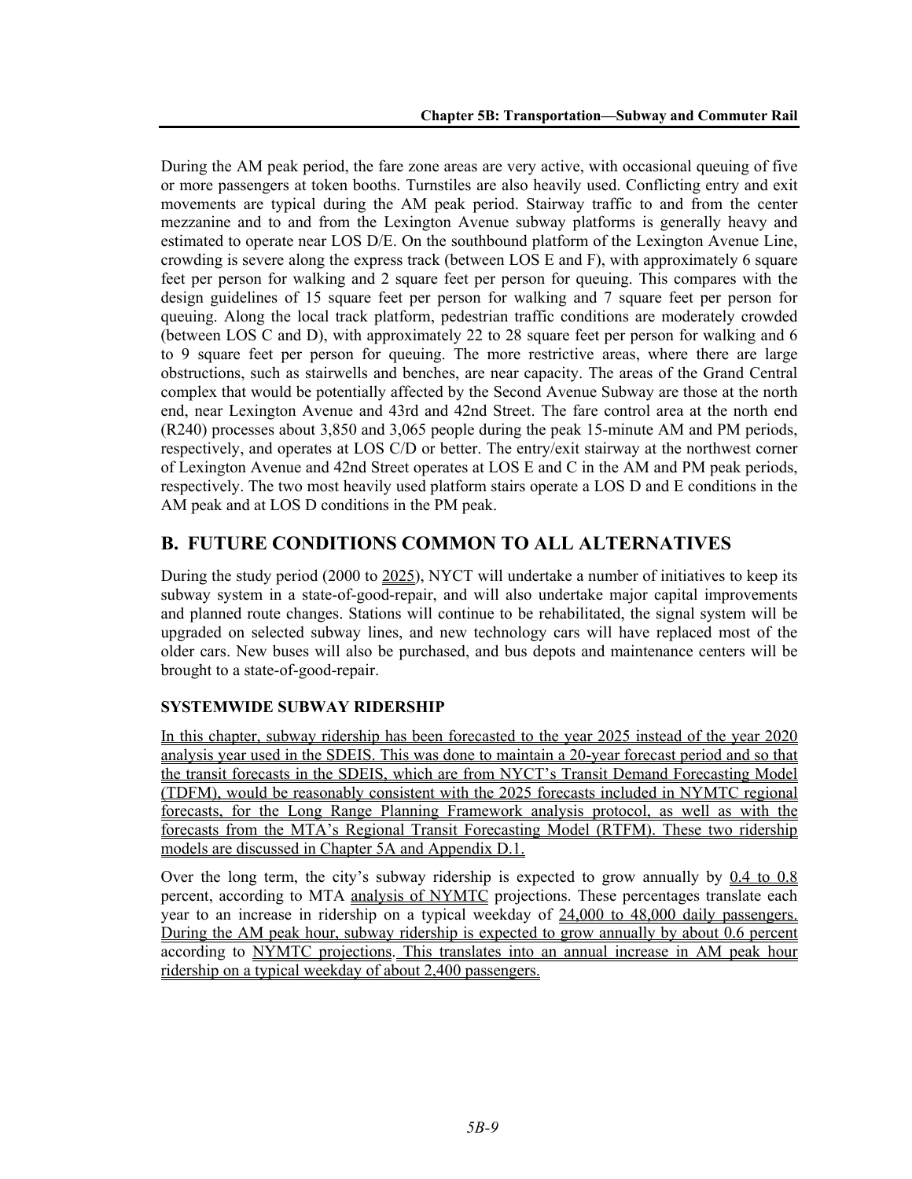During the AM peak period, the fare zone areas are very active, with occasional queuing of five or more passengers at token booths. Turnstiles are also heavily used. Conflicting entry and exit movements are typical during the AM peak period. Stairway traffic to and from the center mezzanine and to and from the Lexington Avenue subway platforms is generally heavy and estimated to operate near LOS D/E. On the southbound platform of the Lexington Avenue Line, crowding is severe along the express track (between LOS E and F), with approximately 6 square feet per person for walking and 2 square feet per person for queuing. This compares with the design guidelines of 15 square feet per person for walking and 7 square feet per person for queuing. Along the local track platform, pedestrian traffic conditions are moderately crowded (between LOS C and D), with approximately 22 to 28 square feet per person for walking and 6 to 9 square feet per person for queuing. The more restrictive areas, where there are large obstructions, such as stairwells and benches, are near capacity. The areas of the Grand Central complex that would be potentially affected by the Second Avenue Subway are those at the north end, near Lexington Avenue and 43rd and 42nd Street. The fare control area at the north end (R240) processes about 3,850 and 3,065 people during the peak 15-minute AM and PM periods, respectively, and operates at LOS C/D or better. The entry/exit stairway at the northwest corner of Lexington Avenue and 42nd Street operates at LOS E and C in the AM and PM peak periods, respectively. The two most heavily used platform stairs operate a LOS D and E conditions in the AM peak and at LOS D conditions in the PM peak.

## B. FUTURE CONDITIONS COMMON TO ALL ALTERNATIVES

During the study period (2000 to 2025), NYCT will undertake a number of initiatives to keep its subway system in a state-of-good-repair, and will also undertake major capital improvements and planned route changes. Stations will continue to be rehabilitated, the signal system will be upgraded on selected subway lines, and new technology cars will have replaced most of the older cars. New buses will also be purchased, and bus depots and maintenance centers will be brought to a state-of-good-repair.

### SYSTEMWIDE SUBWAY RIDERSHIP

In this chapter, subway ridership has been forecasted to the year 2025 instead of the year 2020 analysis year used in the SDEIS. This was done to maintain a 20-year forecast period and so that the transit forecasts in the SDEIS, which are from NYCT's Transit Demand Forecasting Model (TDFM), would be reasonably consistent with the 2025 forecasts included in NYMTC regional forecasts, for the Long Range Planning Framework analysis protocol, as well as with the forecasts from the MTA's Regional Transit Forecasting Model (RTFM). These two ridership models are discussed in Chapter 5A and Appendix D.1.

Over the long term, the city's subway ridership is expected to grow annually by 0.4 to 0.8 percent, according to MTA analysis of NYMTC projections. These percentages translate each year to an increase in ridership on a typical weekday of 24,000 to 48,000 daily passengers. During the AM peak hour, subway ridership is expected to grow annually by about 0.6 percent according to NYMTC projections. This translates into an annual increase in AM peak hour ridership on a typical weekday of about 2,400 passengers.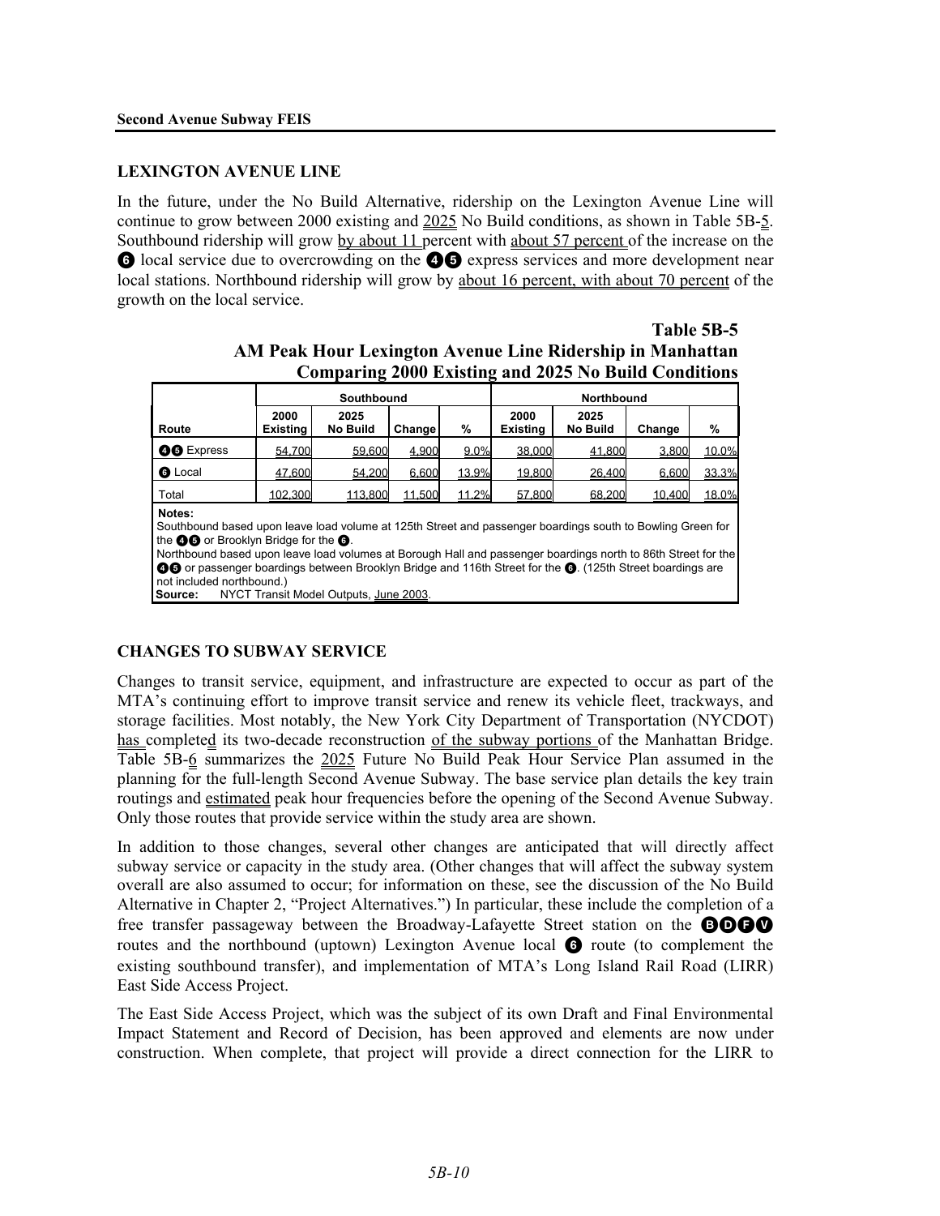## LEXINGTON AVENUE LINE

In the future, under the No Build Alternative, ridership on the Lexington Avenue Line will continue to grow between 2000 existing and 2025 No Build conditions, as shown in Table 5B-5. Southbound ridership will grow by about 11 percent with about 57 percent of the increase on the 6 local service due to overcrowding on the 4 5 express services and more development near local stations. Northbound ridership will grow by about 16 percent, with about 70 percent of the growth on the local service.

**Table 5B-5**
**AM Peak Hour Lexington Avenue Line Ridership in Manhattan Comparing 2000 Existing and 2025 No Build Conditions**

| | Southbound | | | | Northbound | | | |
|---|---|---|---|---|---|---|---|---|
| Route | 2000 Existing | 2025 No Build | Change | % | 2000 Existing | 2025 No Build | Change | % |
| 4 5 Express | 54,700 | 59,600 | 4,900 | 9.0% | 38,000 | 41,800 | 3,800 | 10.0% |
| 6 Local | 47,600 | 54,200 | 6,600 | 13.9% | 19,800 | 26,400 | 6,600 | 33.3% |
| Total | 102,300 | 113,800 | 11,500 | 11.2% | 57,800 | 68,200 | 10,400 | 18.0% |

**Notes:**
Southbound based upon leave load volume at 125th Street and passenger boardings south to Bowling Green for the 4 5 or Brooklyn Bridge for the 6.
Northbound based upon leave load volumes at Borough Hall and passenger boardings north to 86th Street for the 4 5 or passenger boardings between Brooklyn Bridge and 116th Street for the 6. (125th Street boardings are not included northbound.)
**Source:** NYCT Transit Model Outputs, June 2003.

## CHANGES TO SUBWAY SERVICE

Changes to transit service, equipment, and infrastructure are expected to occur as part of the MTA's continuing effort to improve transit service and renew its vehicle fleet, trackways, and storage facilities. Most notably, the New York City Department of Transportation (NYCDOT) has completed its two-decade reconstruction of the subway portions of the Manhattan Bridge. Table 5B-6 summarizes the 2025 Future No Build Peak Hour Service Plan assumed in the planning for the full-length Second Avenue Subway. The base service plan details the key train routings and estimated peak hour frequencies before the opening of the Second Avenue Subway. Only those routes that provide service within the study area are shown.

In addition to those changes, several other changes are anticipated that will directly affect subway service or capacity in the study area. (Other changes that will affect the subway system overall are also assumed to occur; for information on these, see the discussion of the No Build Alternative in Chapter 2, "Project Alternatives.") In particular, these include the completion of a free transfer passageway between the Broadway-Lafayette Street station on the B D F V routes and the northbound (uptown) Lexington Avenue local 6 route (to complement the existing southbound transfer), and implementation of MTA's Long Island Rail Road (LIRR) East Side Access Project.

The East Side Access Project, which was the subject of its own Draft and Final Environmental Impact Statement and Record of Decision, has been approved and elements are now under construction. When complete, that project will provide a direct connection for the LIRR to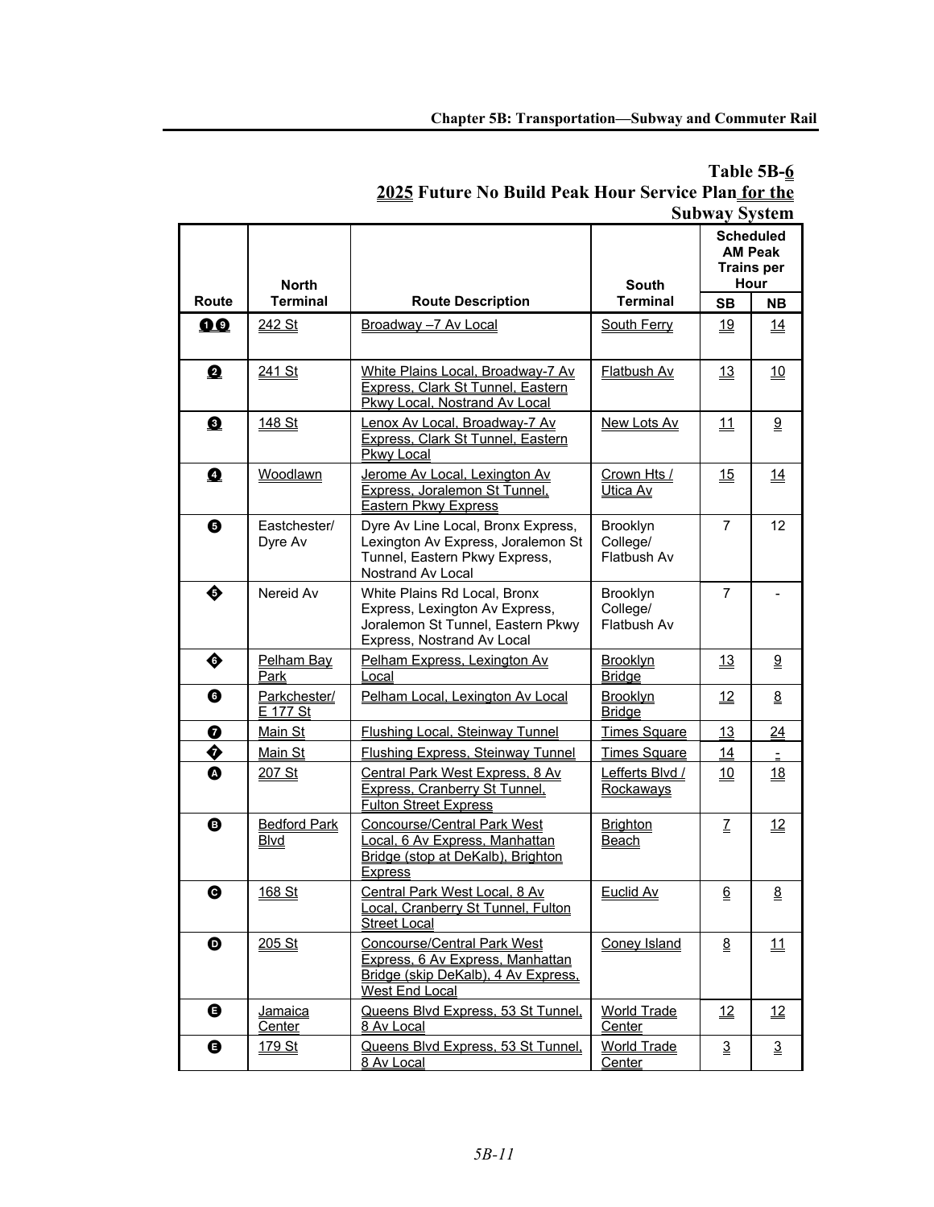**Table 5B-6**
**2025 Future No Build Peak Hour Service Plan for the Subway System**

| Route | North Terminal | Route Description | South Terminal | Scheduled AM Peak Trains per Hour | |
|---|---|---|---|---|---|
| | | | | SB | NB |
| 1 9 | 242 St | Broadway –7 Av Local | South Ferry | 19 | 14 |
| 2 | 241 St | White Plains Local, Broadway-7 Av Express, Clark St Tunnel, Eastern Pkwy Local, Nostrand Av Local | Flatbush Av | 13 | 10 |
| 3 | 148 St | Lenox Av Local, Broadway-7 Av Express, Clark St Tunnel, Eastern Pkwy Local | New Lots Av | 11 | 9 |
| 4 | Woodlawn | Jerome Av Local, Lexington Av Express, Joralemon St Tunnel, Eastern Pkwy Express | Crown Hts / Utica Av | 15 | 14 |
| 5 | Eastchester/ Dyre Av | Dyre Av Line Local, Bronx Express, Lexington Av Express, Joralemon St Tunnel, Eastern Pkwy Express, Nostrand Av Local | Brooklyn College/ Flatbush Av | 7 | 12 |
| ◆5 | Nereid Av | White Plains Rd Local, Bronx Express, Lexington Av Express, Joralemon St Tunnel, Eastern Pkwy Express, Nostrand Av Local | Brooklyn College/ Flatbush Av | 7 | - |
| ◆6 | Pelham Bay Park | Pelham Express, Lexington Av Local | Brooklyn Bridge | 13 | 9 |
| 6 | Parkchester/ E 177 St | Pelham Local, Lexington Av Local | Brooklyn Bridge | 12 | 8 |
| 7 | Main St | Flushing Local, Steinway Tunnel | Times Square | 13 | 24 |
| ◆7 | Main St | Flushing Express, Steinway Tunnel | Times Square | 14 | - |
| A | 207 St | Central Park West Express, 8 Av Express, Cranberry St Tunnel, Fulton Street Express | Lefferts Blvd / Rockaways | 10 | 18 |
| B | Bedford Park Blvd | Concourse/Central Park West Local, 6 Av Express, Manhattan Bridge (stop at DeKalb), Brighton Express | Brighton Beach | 7 | 12 |
| C | 168 St | Central Park West Local, 8 Av Local, Cranberry St Tunnel, Fulton Street Local | Euclid Av | 6 | 8 |
| D | 205 St | Concourse/Central Park West Express, 6 Av Express, Manhattan Bridge (skip DeKalb), 4 Av Express, West End Local | Coney Island | 8 | 11 |
| E | Jamaica Center | Queens Blvd Express, 53 St Tunnel, 8 Av Local | World Trade Center | 12 | 12 |
| E | 179 St | Queens Blvd Express, 53 St Tunnel, 8 Av Local | World Trade Center | 3 | 3 |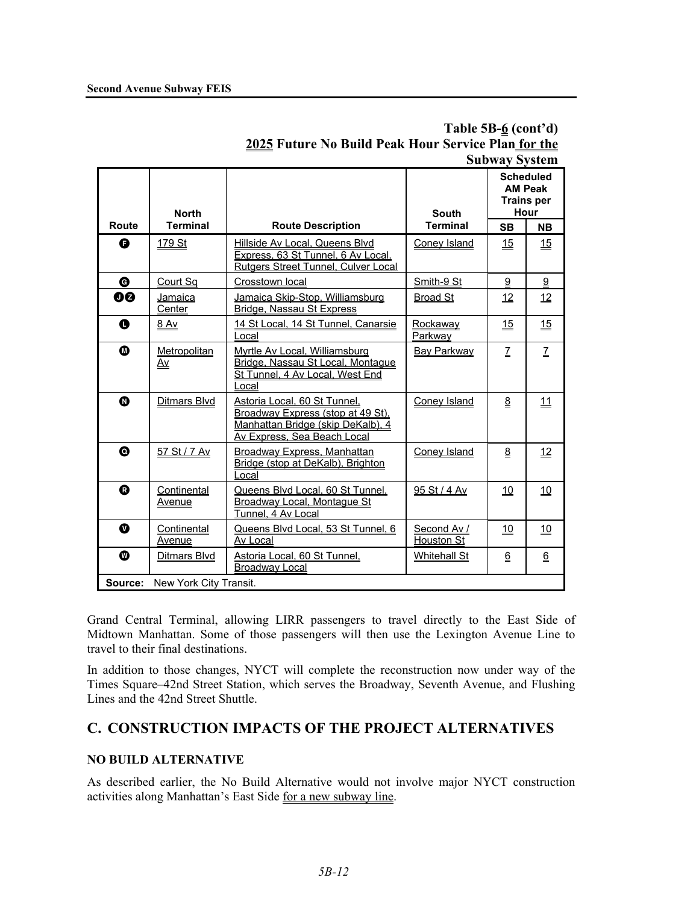**Table 5B-6 (cont'd)**
**2025 Future No Build Peak Hour Service Plan for the Subway System**

| Route | North Terminal | Route Description | South Terminal | Scheduled AM Peak Trains per Hour | |
|---|---|---|---|---|---|
| | | | | SB | NB |
| F | 179 St | Hillside Av Local, Queens Blvd Express, 63 St Tunnel, 6 Av Local, Rutgers Street Tunnel, Culver Local | Coney Island | 15 | 15 |
| G | Court Sq | Crosstown local | Smith-9 St | 9 | 9 |
| J Z | Jamaica Center | Jamaica Skip-Stop, Williamsburg Bridge, Nassau St Express | Broad St | 12 | 12 |
| L | 8 Av | 14 St Local, 14 St Tunnel, Canarsie Local | Rockaway Parkway | 15 | 15 |
| M | Metropolitan Av | Myrtle Av Local, Williamsburg Bridge, Nassau St Local, Montague St Tunnel, 4 Av Local, West End Local | Bay Parkway | 7 | 7 |
| N | Ditmars Blvd | Astoria Local, 60 St Tunnel, Broadway Express (stop at 49 St), Manhattan Bridge (skip DeKalb), 4 Av Express, Sea Beach Local | Coney Island | 8 | 11 |
| Q | 57 St / 7 Av | Broadway Express, Manhattan Bridge (stop at DeKalb), Brighton Local | Coney Island | 8 | 12 |
| R | Continental Avenue | Queens Blvd Local, 60 St Tunnel, Broadway Local, Montague St Tunnel, 4 Av Local | 95 St / 4 Av | 10 | 10 |
| V | Continental Avenue | Queens Blvd Local, 53 St Tunnel, 6 Av Local | Second Av / Houston St | 10 | 10 |
| W | Ditmars Blvd | Astoria Local, 60 St Tunnel, Broadway Local | Whitehall St | 6 | 6 |

**Source:** New York City Transit.

Grand Central Terminal, allowing LIRR passengers to travel directly to the East Side of Midtown Manhattan. Some of those passengers will then use the Lexington Avenue Line to travel to their final destinations.

In addition to those changes, NYCT will complete the reconstruction now under way of the Times Square–42nd Street Station, which serves the Broadway, Seventh Avenue, and Flushing Lines and the 42nd Street Shuttle.

## C. CONSTRUCTION IMPACTS OF THE PROJECT ALTERNATIVES

### NO BUILD ALTERNATIVE

As described earlier, the No Build Alternative would not involve major NYCT construction activities along Manhattan's East Side for a new subway line.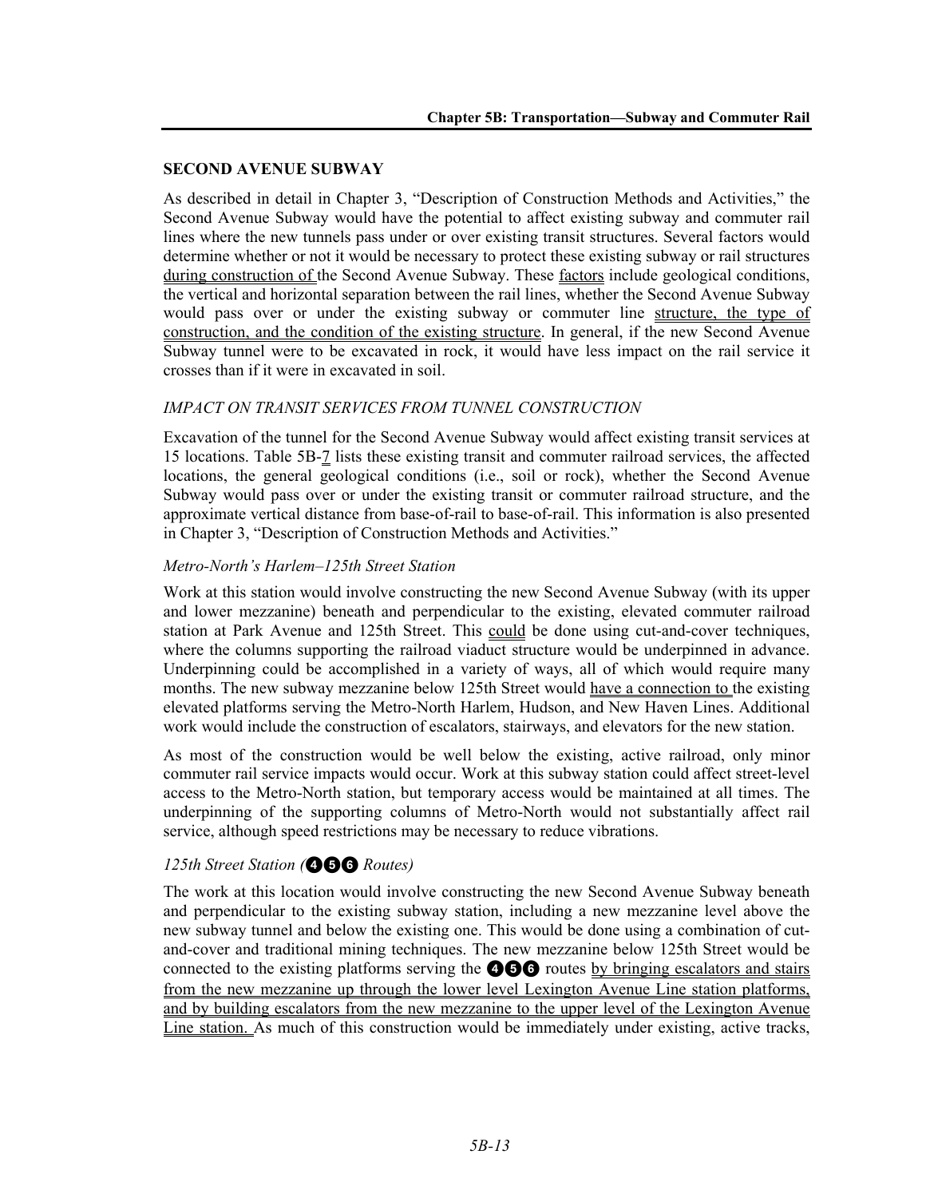## SECOND AVENUE SUBWAY

As described in detail in Chapter 3, "Description of Construction Methods and Activities," the Second Avenue Subway would have the potential to affect existing subway and commuter rail lines where the new tunnels pass under or over existing transit structures. Several factors would determine whether or not it would be necessary to protect these existing subway or rail structures during construction of the Second Avenue Subway. These factors include geological conditions, the vertical and horizontal separation between the rail lines, whether the Second Avenue Subway would pass over or under the existing subway or commuter line structure, the type of construction, and the condition of the existing structure. In general, if the new Second Avenue Subway tunnel were to be excavated in rock, it would have less impact on the rail service it crosses than if it were in excavated in soil.

### *IMPACT ON TRANSIT SERVICES FROM TUNNEL CONSTRUCTION*

Excavation of the tunnel for the Second Avenue Subway would affect existing transit services at 15 locations. Table 5B-7 lists these existing transit and commuter railroad services, the affected locations, the general geological conditions (i.e., soil or rock), whether the Second Avenue Subway would pass over or under the existing transit or commuter railroad structure, and the approximate vertical distance from base-of-rail to base-of-rail. This information is also presented in Chapter 3, "Description of Construction Methods and Activities."

#### *Metro-North's Harlem–125th Street Station*

Work at this station would involve constructing the new Second Avenue Subway (with its upper and lower mezzanine) beneath and perpendicular to the existing, elevated commuter railroad station at Park Avenue and 125th Street. This could be done using cut-and-cover techniques, where the columns supporting the railroad viaduct structure would be underpinned in advance. Underpinning could be accomplished in a variety of ways, all of which would require many months. The new subway mezzanine below 125th Street would have a connection to the existing elevated platforms serving the Metro-North Harlem, Hudson, and New Haven Lines. Additional work would include the construction of escalators, stairways, and elevators for the new station.

As most of the construction would be well below the existing, active railroad, only minor commuter rail service impacts would occur. Work at this subway station could affect street-level access to the Metro-North station, but temporary access would be maintained at all times. The underpinning of the supporting columns of Metro-North would not substantially affect rail service, although speed restrictions may be necessary to reduce vibrations.

#### *125th Street Station (❹❺❻ Routes)*

The work at this location would involve constructing the new Second Avenue Subway beneath and perpendicular to the existing subway station, including a new mezzanine level above the new subway tunnel and below the existing one. This would be done using a combination of cut-and-cover and traditional mining techniques. The new mezzanine below 125th Street would be connected to the existing platforms serving the ❹❺❻ routes by bringing escalators and stairs from the new mezzanine up through the lower level Lexington Avenue Line station platforms, and by building escalators from the new mezzanine to the upper level of the Lexington Avenue Line station. As much of this construction would be immediately under existing, active tracks,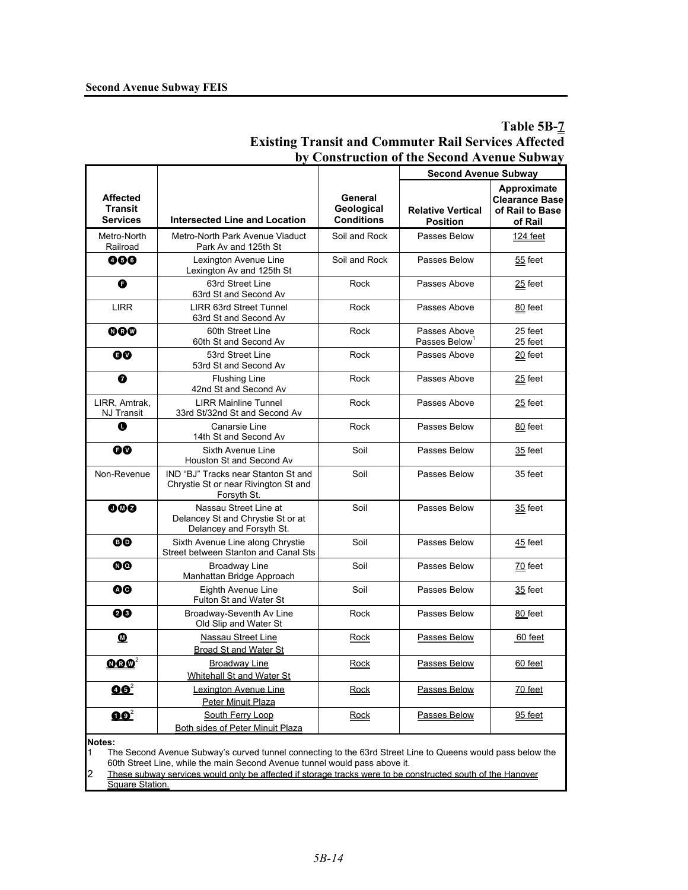**Table 5B-7**
**Existing Transit and Commuter Rail Services Affected by Construction of the Second Avenue Subway**

| Affected Transit Services | Intersected Line and Location | General Geological Conditions | Second Avenue Subway | |
|---|---|---|---|---|
| | | | Relative Vertical Position | Approximate Clearance Base of Rail to Base of Rail |
| Metro-North Railroad | Metro-North Park Avenue Viaduct Park Av and 125th St | Soil and Rock | Passes Below | 124 feet |
| 4 5 6 | Lexington Avenue Line Lexington Av and 125th St | Soil and Rock | Passes Below | 55 feet |
| F | 63rd Street Line 63rd St and Second Av | Rock | Passes Above | 25 feet |
| LIRR | LIRR 63rd Street Tunnel 63rd St and Second Av | Rock | Passes Above | 80 feet |
| N R W | 60th Street Line 60th St and Second Av | Rock | Passes Above<br>Passes Below[1] | 25 feet<br>25 feet |
| E V | 53rd Street Line 53rd St and Second Av | Rock | Passes Above | 20 feet |
| 7 | Flushing Line 42nd St and Second Av | Rock | Passes Above | 25 feet |
| LIRR, Amtrak, NJ Transit | LIRR Mainline Tunnel 33rd St/32nd St and Second Av | Rock | Passes Above | 25 feet |
| L | Canarsie Line 14th St and Second Av | Rock | Passes Below | 80 feet |
| F V | Sixth Avenue Line Houston St and Second Av | Soil | Passes Below | 35 feet |
| Non-Revenue | IND "BJ" Tracks near Stanton St and Chrystie St or near Rivington St and Forsyth St. | Soil | Passes Below | 35 feet |
| J M Z | Nassau Street Line at Delancey St and Chrystie St or at Delancey and Forsyth St. | Soil | Passes Below | 35 feet |
| B D | Sixth Avenue Line along Chrystie Street between Stanton and Canal Sts | Soil | Passes Below | 45 feet |
| N Q | Broadway Line Manhattan Bridge Approach | Soil | Passes Below | 70 feet |
| A C | Eighth Avenue Line Fulton St and Water St | Soil | Passes Below | 35 feet |
| 2 3 | Broadway-Seventh Av Line Old Slip and Water St | Rock | Passes Below | 80 feet |
| M | Nassau Street Line Broad St and Water St | Rock | Passes Below | 60 feet |
| N R W[2] | Broadway Line Whitehall St and Water St | Rock | Passes Below | 60 feet |
| 4 5[2] | Lexington Avenue Line Peter Minuit Plaza | Rock | Passes Below | 70 feet |
| 1 9[2] | South Ferry Loop Both sides of Peter Minuit Plaza | Rock | Passes Below | 95 feet |

**Notes:**

1 The Second Avenue Subway's curved tunnel connecting to the 63rd Street Line to Queens would pass below the 60th Street Line, while the main Second Avenue tunnel would pass above it.

2 These subway services would only be affected if storage tracks were to be constructed south of the Hanover Square Station.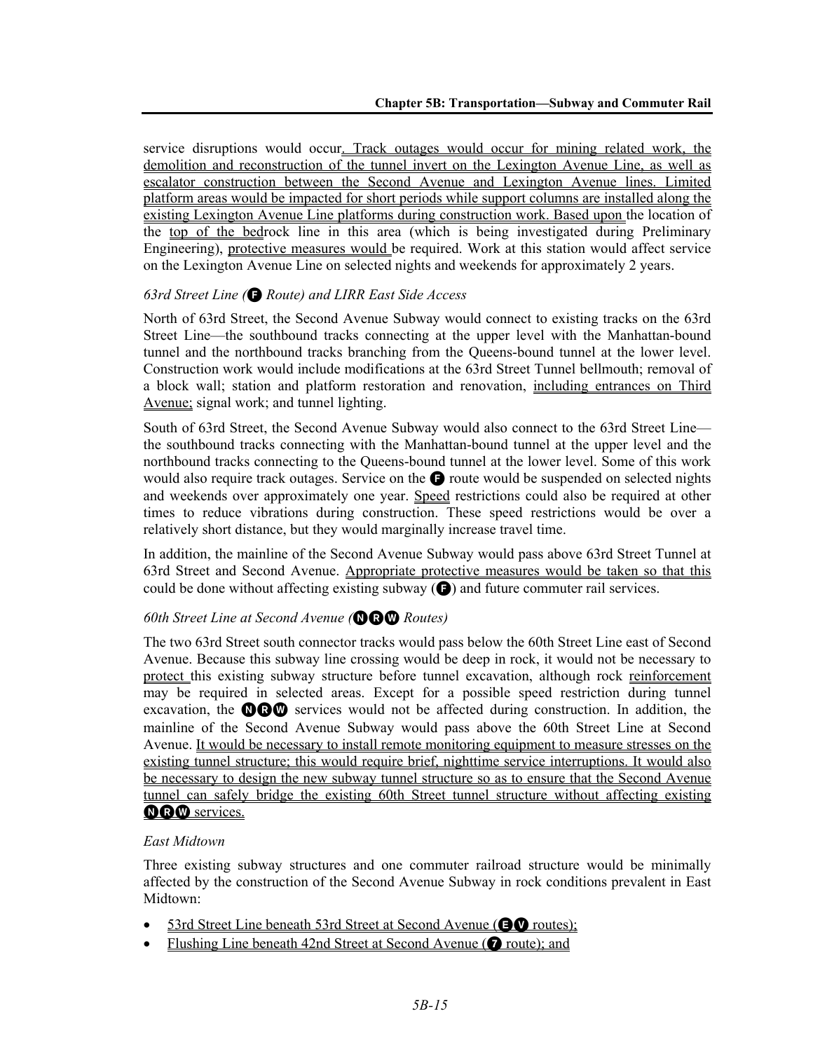service disruptions would occur. Track outages would occur for mining related work, the demolition and reconstruction of the tunnel invert on the Lexington Avenue Line, as well as escalator construction between the Second Avenue and Lexington Avenue lines. Limited platform areas would be impacted for short periods while support columns are installed along the existing Lexington Avenue Line platforms during construction work. Based upon the location of the top of the bedrock line in this area (which is being investigated during Preliminary Engineering), protective measures would be required. Work at this station would affect service on the Lexington Avenue Line on selected nights and weekends for approximately 2 years.

*63rd Street Line (F Route) and LIRR East Side Access*

North of 63rd Street, the Second Avenue Subway would connect to existing tracks on the 63rd Street Line—the southbound tracks connecting at the upper level with the Manhattan-bound tunnel and the northbound tracks branching from the Queens-bound tunnel at the lower level. Construction work would include modifications at the 63rd Street Tunnel bellmouth; removal of a block wall; station and platform restoration and renovation, including entrances on Third Avenue; signal work; and tunnel lighting.

South of 63rd Street, the Second Avenue Subway would also connect to the 63rd Street Line—the southbound tracks connecting with the Manhattan-bound tunnel at the upper level and the northbound tracks connecting to the Queens-bound tunnel at the lower level. Some of this work would also require track outages. Service on the F route would be suspended on selected nights and weekends over approximately one year. Speed restrictions could also be required at other times to reduce vibrations during construction. These speed restrictions would be over a relatively short distance, but they would marginally increase travel time.

In addition, the mainline of the Second Avenue Subway would pass above 63rd Street Tunnel at 63rd Street and Second Avenue. Appropriate protective measures would be taken so that this could be done without affecting existing subway (F) and future commuter rail services.

*60th Street Line at Second Avenue (N R W Routes)*

The two 63rd Street south connector tracks would pass below the 60th Street Line east of Second Avenue. Because this subway line crossing would be deep in rock, it would not be necessary to protect this existing subway structure before tunnel excavation, although rock reinforcement may be required in selected areas. Except for a possible speed restriction during tunnel excavation, the N R W services would not be affected during construction. In addition, the mainline of the Second Avenue Subway would pass above the 60th Street Line at Second Avenue. It would be necessary to install remote monitoring equipment to measure stresses on the existing tunnel structure; this would require brief, nighttime service interruptions. It would also be necessary to design the new subway tunnel structure so as to ensure that the Second Avenue tunnel can safely bridge the existing 60th Street tunnel structure without affecting existing N R W services.

*East Midtown*

Three existing subway structures and one commuter railroad structure would be minimally affected by the construction of the Second Avenue Subway in rock conditions prevalent in East Midtown:

- 53rd Street Line beneath 53rd Street at Second Avenue (E V routes);
- Flushing Line beneath 42nd Street at Second Avenue (7 route); and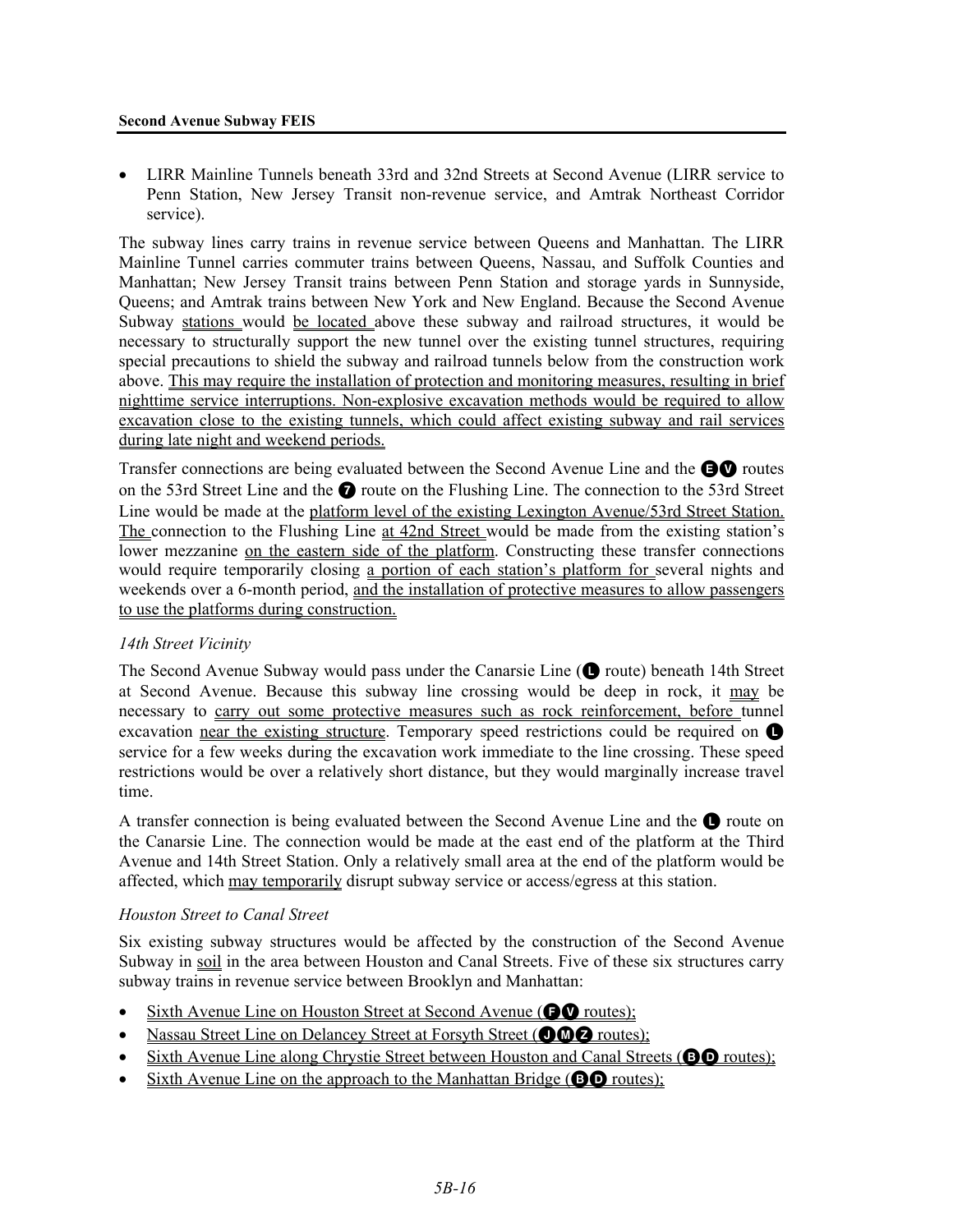- LIRR Mainline Tunnels beneath 33rd and 32nd Streets at Second Avenue (LIRR service to Penn Station, New Jersey Transit non-revenue service, and Amtrak Northeast Corridor service).

The subway lines carry trains in revenue service between Queens and Manhattan. The LIRR Mainline Tunnel carries commuter trains between Queens, Nassau, and Suffolk Counties and Manhattan; New Jersey Transit trains between Penn Station and storage yards in Sunnyside, Queens; and Amtrak trains between New York and New England. Because the Second Avenue Subway stations would be located above these subway and railroad structures, it would be necessary to structurally support the new tunnel over the existing tunnel structures, requiring special precautions to shield the subway and railroad tunnels below from the construction work above. This may require the installation of protection and monitoring measures, resulting in brief nighttime service interruptions. Non-explosive excavation methods would be required to allow excavation close to the existing tunnels, which could affect existing subway and rail services during late night and weekend periods.

Transfer connections are being evaluated between the Second Avenue Line and the E V routes on the 53rd Street Line and the 7 route on the Flushing Line. The connection to the 53rd Street Line would be made at the platform level of the existing Lexington Avenue/53rd Street Station. The connection to the Flushing Line at 42nd Street would be made from the existing station's lower mezzanine on the eastern side of the platform. Constructing these transfer connections would require temporarily closing a portion of each station's platform for several nights and weekends over a 6-month period, and the installation of protective measures to allow passengers to use the platforms during construction.

*14th Street Vicinity*

The Second Avenue Subway would pass under the Canarsie Line (L route) beneath 14th Street at Second Avenue. Because this subway line crossing would be deep in rock, it may be necessary to carry out some protective measures such as rock reinforcement, before tunnel excavation near the existing structure. Temporary speed restrictions could be required on L service for a few weeks during the excavation work immediate to the line crossing. These speed restrictions would be over a relatively short distance, but they would marginally increase travel time.

A transfer connection is being evaluated between the Second Avenue Line and the L route on the Canarsie Line. The connection would be made at the east end of the platform at the Third Avenue and 14th Street Station. Only a relatively small area at the end of the platform would be affected, which may temporarily disrupt subway service or access/egress at this station.

*Houston Street to Canal Street*

Six existing subway structures would be affected by the construction of the Second Avenue Subway in soil in the area between Houston and Canal Streets. Five of these six structures carry subway trains in revenue service between Brooklyn and Manhattan:

- Sixth Avenue Line on Houston Street at Second Avenue (F V routes);
- Nassau Street Line on Delancey Street at Forsyth Street (J M Z routes);
- Sixth Avenue Line along Chrystie Street between Houston and Canal Streets (B D routes);
- Sixth Avenue Line on the approach to the Manhattan Bridge (B D routes);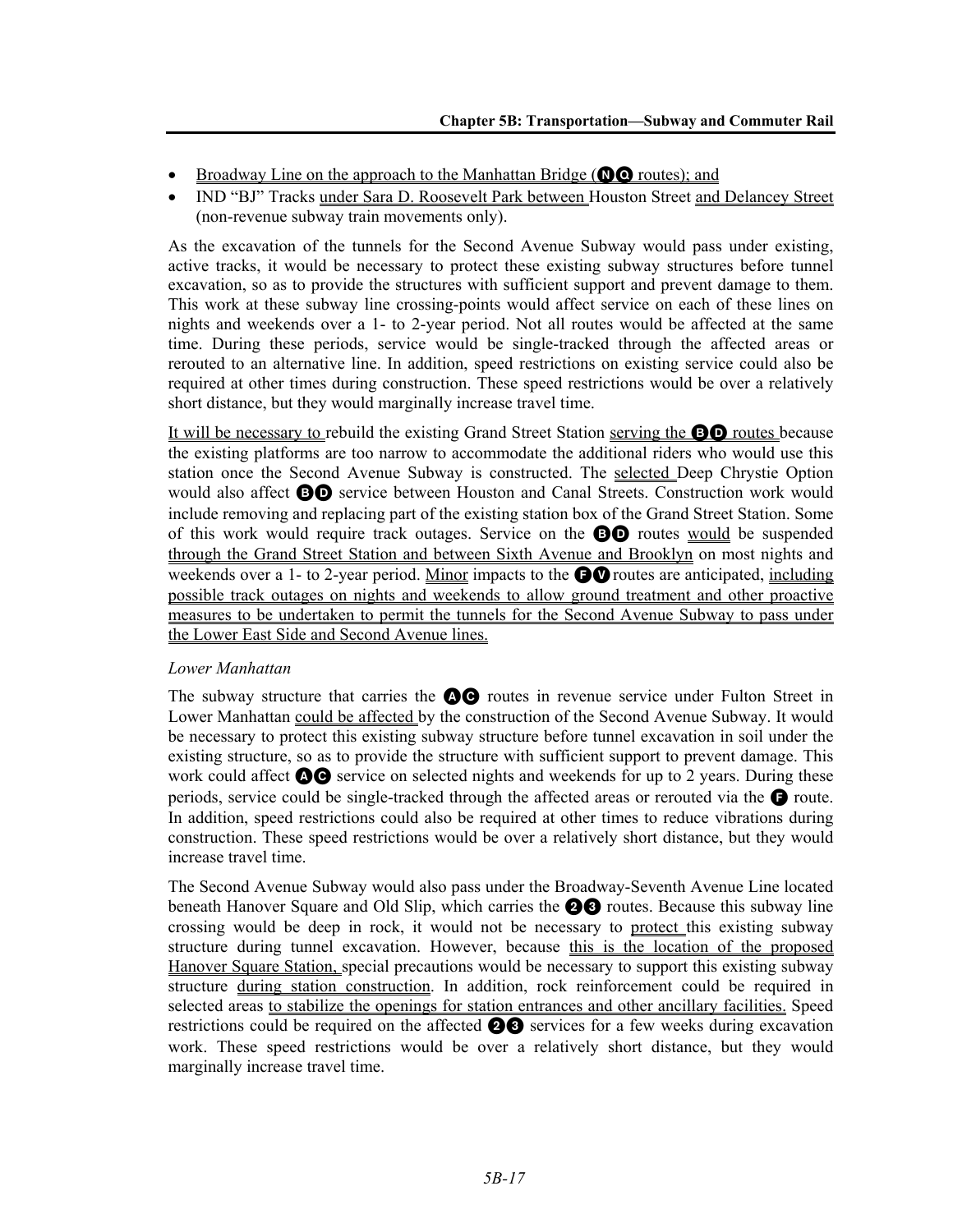- Broadway Line on the approach to the Manhattan Bridge (N Q routes); and
- IND "BJ" Tracks under Sara D. Roosevelt Park between Houston Street and Delancey Street (non-revenue subway train movements only).

As the excavation of the tunnels for the Second Avenue Subway would pass under existing, active tracks, it would be necessary to protect these existing subway structures before tunnel excavation, so as to provide the structures with sufficient support and prevent damage to them. This work at these subway line crossing-points would affect service on each of these lines on nights and weekends over a 1- to 2-year period. Not all routes would be affected at the same time. During these periods, service would be single-tracked through the affected areas or rerouted to an alternative line. In addition, speed restrictions on existing service could also be required at other times during construction. These speed restrictions would be over a relatively short distance, but they would marginally increase travel time.

It will be necessary to rebuild the existing Grand Street Station serving the B D routes because the existing platforms are too narrow to accommodate the additional riders who would use this station once the Second Avenue Subway is constructed. The selected Deep Chrystie Option would also affect B D service between Houston and Canal Streets. Construction work would include removing and replacing part of the existing station box of the Grand Street Station. Some of this work would require track outages. Service on the B D routes would be suspended through the Grand Street Station and between Sixth Avenue and Brooklyn on most nights and weekends over a 1- to 2-year period. Minor impacts to the F V routes are anticipated, including possible track outages on nights and weekends to allow ground treatment and other proactive measures to be undertaken to permit the tunnels for the Second Avenue Subway to pass under the Lower East Side and Second Avenue lines.

*Lower Manhattan*

The subway structure that carries the A C routes in revenue service under Fulton Street in Lower Manhattan could be affected by the construction of the Second Avenue Subway. It would be necessary to protect this existing subway structure before tunnel excavation in soil under the existing structure, so as to provide the structure with sufficient support to prevent damage. This work could affect A C service on selected nights and weekends for up to 2 years. During these periods, service could be single-tracked through the affected areas or rerouted via the F route. In addition, speed restrictions could also be required at other times to reduce vibrations during construction. These speed restrictions would be over a relatively short distance, but they would increase travel time.

The Second Avenue Subway would also pass under the Broadway-Seventh Avenue Line located beneath Hanover Square and Old Slip, which carries the 2 3 routes. Because this subway line crossing would be deep in rock, it would not be necessary to protect this existing subway structure during tunnel excavation. However, because this is the location of the proposed Hanover Square Station, special precautions would be necessary to support this existing subway structure during station construction. In addition, rock reinforcement could be required in selected areas to stabilize the openings for station entrances and other ancillary facilities. Speed restrictions could be required on the affected 2 3 services for a few weeks during excavation work. These speed restrictions would be over a relatively short distance, but they would marginally increase travel time.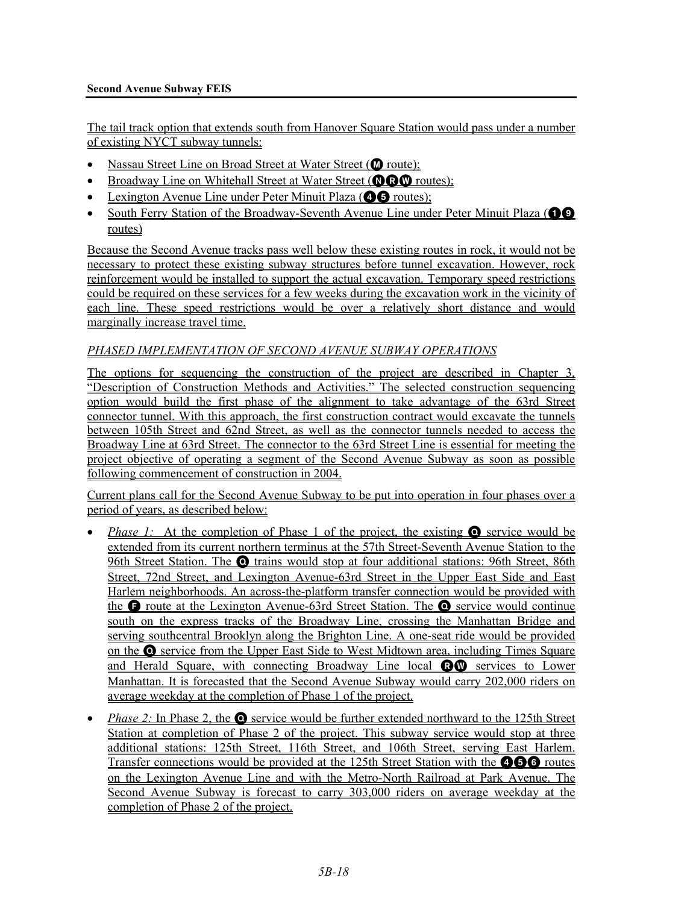The tail track option that extends south from Hanover Square Station would pass under a number of existing NYCT subway tunnels:

- Nassau Street Line on Broad Street at Water Street (M route);
- Broadway Line on Whitehall Street at Water Street (N R W routes);
- Lexington Avenue Line under Peter Minuit Plaza (4 5 routes);
- South Ferry Station of the Broadway-Seventh Avenue Line under Peter Minuit Plaza (1 9 routes)

Because the Second Avenue tracks pass well below these existing routes in rock, it would not be necessary to protect these existing subway structures before tunnel excavation. However, rock reinforcement would be installed to support the actual excavation. Temporary speed restrictions could be required on these services for a few weeks during the excavation work in the vicinity of each line. These speed restrictions would be over a relatively short distance and would marginally increase travel time.

*PHASED IMPLEMENTATION OF SECOND AVENUE SUBWAY OPERATIONS*

The options for sequencing the construction of the project are described in Chapter 3, "Description of Construction Methods and Activities." The selected construction sequencing option would build the first phase of the alignment to take advantage of the 63rd Street connector tunnel. With this approach, the first construction contract would excavate the tunnels between 105th Street and 62nd Street, as well as the connector tunnels needed to access the Broadway Line at 63rd Street. The connector to the 63rd Street Line is essential for meeting the project objective of operating a segment of the Second Avenue Subway as soon as possible following commencement of construction in 2004.

Current plans call for the Second Avenue Subway to be put into operation in four phases over a period of years, as described below:

- *Phase 1:* At the completion of Phase 1 of the project, the existing Q service would be extended from its current northern terminus at the 57th Street-Seventh Avenue Station to the 96th Street Station. The Q trains would stop at four additional stations: 96th Street, 86th Street, 72nd Street, and Lexington Avenue-63rd Street in the Upper East Side and East Harlem neighborhoods. An across-the-platform transfer connection would be provided with the F route at the Lexington Avenue-63rd Street Station. The Q service would continue south on the express tracks of the Broadway Line, crossing the Manhattan Bridge and serving southcentral Brooklyn along the Brighton Line. A one-seat ride would be provided on the Q service from the Upper East Side to West Midtown area, including Times Square and Herald Square, with connecting Broadway Line local R W services to Lower Manhattan. It is forecasted that the Second Avenue Subway would carry 202,000 riders on average weekday at the completion of Phase 1 of the project.
- *Phase 2:* In Phase 2, the Q service would be further extended northward to the 125th Street Station at completion of Phase 2 of the project. This subway service would stop at three additional stations: 125th Street, 116th Street, and 106th Street, serving East Harlem. Transfer connections would be provided at the 125th Street Station with the 4 5 6 routes on the Lexington Avenue Line and with the Metro-North Railroad at Park Avenue. The Second Avenue Subway is forecast to carry 303,000 riders on average weekday at the completion of Phase 2 of the project.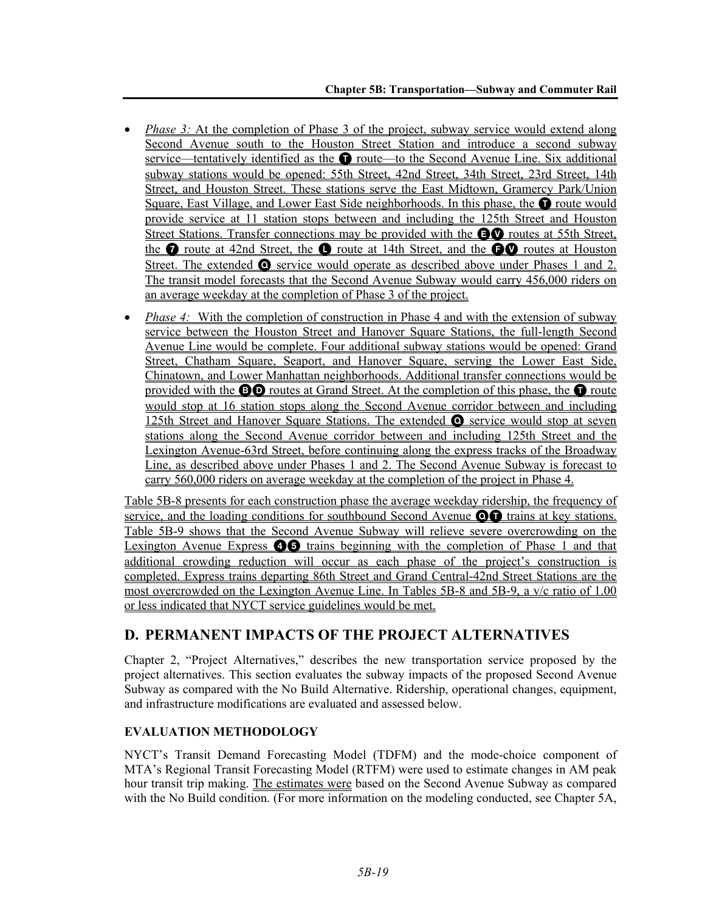- *Phase 3:* At the completion of Phase 3 of the project, subway service would extend along Second Avenue south to the Houston Street Station and introduce a second subway service—tentatively identified as the T route—to the Second Avenue Line. Six additional subway stations would be opened: 55th Street, 42nd Street, 34th Street, 23rd Street, 14th Street, and Houston Street. These stations serve the East Midtown, Gramercy Park/Union Square, East Village, and Lower East Side neighborhoods. In this phase, the T route would provide service at 11 station stops between and including the 125th Street and Houston Street Stations. Transfer connections may be provided with the E V routes at 55th Street, the 7 route at 42nd Street, the L route at 14th Street, and the F V routes at Houston Street. The extended Q service would operate as described above under Phases 1 and 2. The transit model forecasts that the Second Avenue Subway would carry 456,000 riders on an average weekday at the completion of Phase 3 of the project.

- *Phase 4:* With the completion of construction in Phase 4 and with the extension of subway service between the Houston Street and Hanover Square Stations, the full-length Second Avenue Line would be complete. Four additional subway stations would be opened: Grand Street, Chatham Square, Seaport, and Hanover Square, serving the Lower East Side, Chinatown, and Lower Manhattan neighborhoods. Additional transfer connections would be provided with the B D routes at Grand Street. At the completion of this phase, the T route would stop at 16 station stops along the Second Avenue corridor between and including 125th Street and Hanover Square Stations. The extended Q service would stop at seven stations along the Second Avenue corridor between and including 125th Street and the Lexington Avenue-63rd Street, before continuing along the express tracks of the Broadway Line, as described above under Phases 1 and 2. The Second Avenue Subway is forecast to carry 560,000 riders on average weekday at the completion of the project in Phase 4.

Table 5B-8 presents for each construction phase the average weekday ridership, the frequency of service, and the loading conditions for southbound Second Avenue Q T trains at key stations. Table 5B-9 shows that the Second Avenue Subway will relieve severe overcrowding on the Lexington Avenue Express 4 5 trains beginning with the completion of Phase 1 and that additional crowding reduction will occur as each phase of the project's construction is completed. Express trains departing 86th Street and Grand Central-42nd Street Stations are the most overcrowded on the Lexington Avenue Line. In Tables 5B-8 and 5B-9, a v/c ratio of 1.00 or less indicated that NYCT service guidelines would be met.

## D. PERMANENT IMPACTS OF THE PROJECT ALTERNATIVES

Chapter 2, "Project Alternatives," describes the new transportation service proposed by the project alternatives. This section evaluates the subway impacts of the proposed Second Avenue Subway as compared with the No Build Alternative. Ridership, operational changes, equipment, and infrastructure modifications are evaluated and assessed below.

### EVALUATION METHODOLOGY

NYCT's Transit Demand Forecasting Model (TDFM) and the mode-choice component of MTA's Regional Transit Forecasting Model (RTFM) were used to estimate changes in AM peak hour transit trip making. The estimates were based on the Second Avenue Subway as compared with the No Build condition. (For more information on the modeling conducted, see Chapter 5A,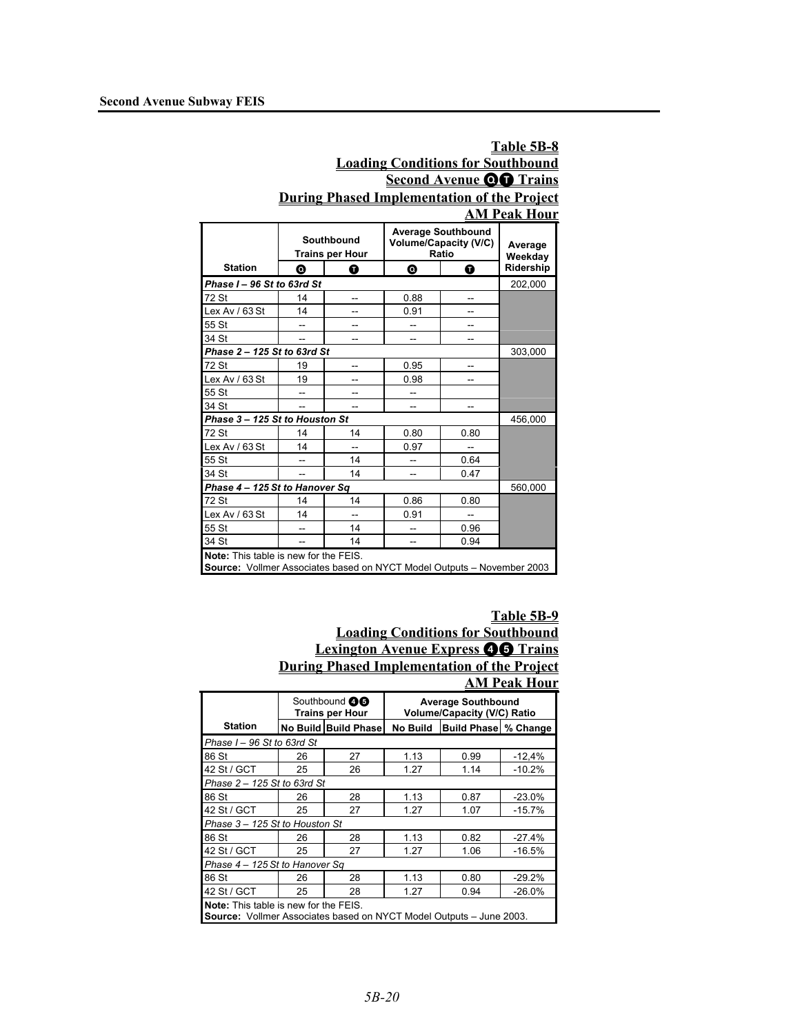**Table 5B-8**
**Loading Conditions for Southbound Second Avenue Q T Trains During Phased Implementation of the Project**
**AM Peak Hour**

| Station | Southbound Trains per Hour | | Average Southbound Volume/Capacity (V/C) Ratio | | Average Weekday Ridership |
|---|---|---|---|---|---|
| | Q | T | Q | T | |
| ***Phase I – 96 St to 63rd St*** | | | | | 202,000 |
| 72 St | 14 | -- | 0.88 | -- | |
| Lex Av / 63 St | 14 | -- | 0.91 | -- | |
| 55 St | -- | -- | -- | -- | |
| 34 St | -- | -- | -- | -- | |
| ***Phase 2 – 125 St to 63rd St*** | | | | | 303,000 |
| 72 St | 19 | -- | 0.95 | -- | |
| Lex Av / 63 St | 19 | -- | 0.98 | -- | |
| 55 St | -- | -- | -- | | |
| 34 St | -- | -- | -- | -- | |
| ***Phase 3 – 125 St to Houston St*** | | | | | 456,000 |
| 72 St | 14 | 14 | 0.80 | 0.80 | |
| Lex Av / 63 St | 14 | -- | 0.97 | -- | |
| 55 St | -- | 14 | -- | 0.64 | |
| 34 St | -- | 14 | -- | 0.47 | |
| ***Phase 4 – 125 St to Hanover Sq*** | | | | | 560,000 |
| 72 St | 14 | 14 | 0.86 | 0.80 | |
| Lex Av / 63 St | 14 | -- | 0.91 | -- | |
| 55 St | -- | 14 | -- | 0.96 | |
| 34 St | -- | 14 | -- | 0.94 | |

**Note:** This table is new for the FEIS.
**Source:** Vollmer Associates based on NYCT Model Outputs – November 2003

**Table 5B-9**
**Loading Conditions for Southbound Lexington Avenue Express 4 5 Trains During Phased Implementation of the Project**
**AM Peak Hour**

| Station | Southbound 4 5 Trains per Hour | | Average Southbound Volume/Capacity (V/C) Ratio | | |
|---|---|---|---|---|---|
| | No Build | Build Phase | No Build | Build Phase | % Change |
| *Phase I – 96 St to 63rd St* | | | | | |
| 86 St | 26 | 27 | 1.13 | 0.99 | -12,4% |
| 42 St / GCT | 25 | 26 | 1.27 | 1.14 | -10.2% |
| *Phase 2 – 125 St to 63rd St* | | | | | |
| 86 St | 26 | 28 | 1.13 | 0.87 | -23.0% |
| 42 St / GCT | 25 | 27 | 1.27 | 1.07 | -15.7% |
| *Phase 3 – 125 St to Houston St* | | | | | |
| 86 St | 26 | 28 | 1.13 | 0.82 | -27.4% |
| 42 St / GCT | 25 | 27 | 1.27 | 1.06 | -16.5% |
| *Phase 4 – 125 St to Hanover Sq* | | | | | |
| 86 St | 26 | 28 | 1.13 | 0.80 | -29.2% |
| 42 St / GCT | 25 | 28 | 1.27 | 0.94 | -26.0% |

**Note:** This table is new for the FEIS.
**Source:** Vollmer Associates based on NYCT Model Outputs – June 2003.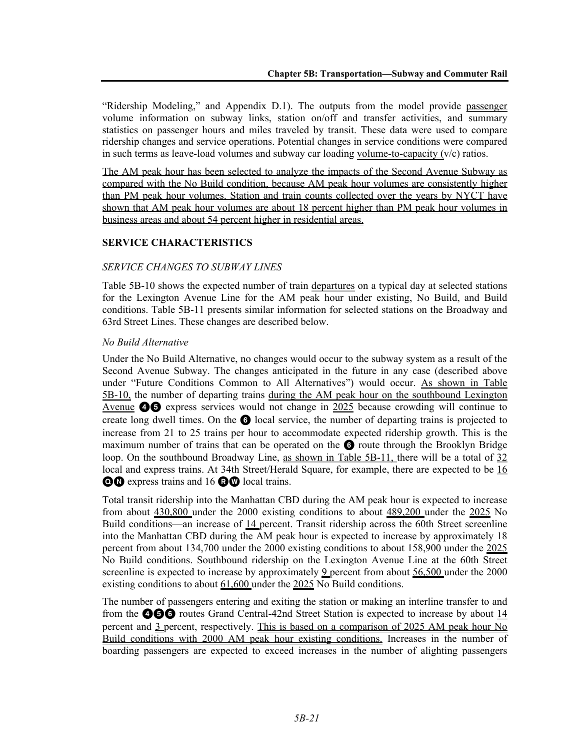"Ridership Modeling," and Appendix D.1). The outputs from the model provide passenger volume information on subway links, station on/off and transfer activities, and summary statistics on passenger hours and miles traveled by transit. These data were used to compare ridership changes and service operations. Potential changes in service conditions were compared in such terms as leave-load volumes and subway car loading volume-to-capacity (v/c) ratios.

The AM peak hour has been selected to analyze the impacts of the Second Avenue Subway as compared with the No Build condition, because AM peak hour volumes are consistently higher than PM peak hour volumes. Station and train counts collected over the years by NYCT have shown that AM peak hour volumes are about 18 percent higher than PM peak hour volumes in business areas and about 54 percent higher in residential areas.

## SERVICE CHARACTERISTICS

### *SERVICE CHANGES TO SUBWAY LINES*

Table 5B-10 shows the expected number of train departures on a typical day at selected stations for the Lexington Avenue Line for the AM peak hour under existing, No Build, and Build conditions. Table 5B-11 presents similar information for selected stations on the Broadway and 63rd Street Lines. These changes are described below.

*No Build Alternative*

Under the No Build Alternative, no changes would occur to the subway system as a result of the Second Avenue Subway. The changes anticipated in the future in any case (described above under "Future Conditions Common to All Alternatives") would occur. As shown in Table 5B-10, the number of departing trains during the AM peak hour on the southbound Lexington Avenue ❹❺ express services would not change in 2025 because crowding will continue to create long dwell times. On the ❻ local service, the number of departing trains is projected to increase from 21 to 25 trains per hour to accommodate expected ridership growth. This is the maximum number of trains that can be operated on the ❻ route through the Brooklyn Bridge loop. On the southbound Broadway Line, as shown in Table 5B-11, there will be a total of 32 local and express trains. At 34th Street/Herald Square, for example, there are expected to be 16 Ⓠ Ⓝ express trains and 16 Ⓡ Ⓦ local trains.

Total transit ridership into the Manhattan CBD during the AM peak hour is expected to increase from about 430,800 under the 2000 existing conditions to about 489,200 under the 2025 No Build conditions—an increase of 14 percent. Transit ridership across the 60th Street screenline into the Manhattan CBD during the AM peak hour is expected to increase by approximately 18 percent from about 134,700 under the 2000 existing conditions to about 158,900 under the 2025 No Build conditions. Southbound ridership on the Lexington Avenue Line at the 60th Street screenline is expected to increase by approximately 9 percent from about 56,500 under the 2000 existing conditions to about 61,600 under the 2025 No Build conditions.

The number of passengers entering and exiting the station or making an interline transfer to and from the ❹❺❻ routes Grand Central-42nd Street Station is expected to increase by about 14 percent and 3 percent, respectively. This is based on a comparison of 2025 AM peak hour No Build conditions with 2000 AM peak hour existing conditions. Increases in the number of boarding passengers are expected to exceed increases in the number of alighting passengers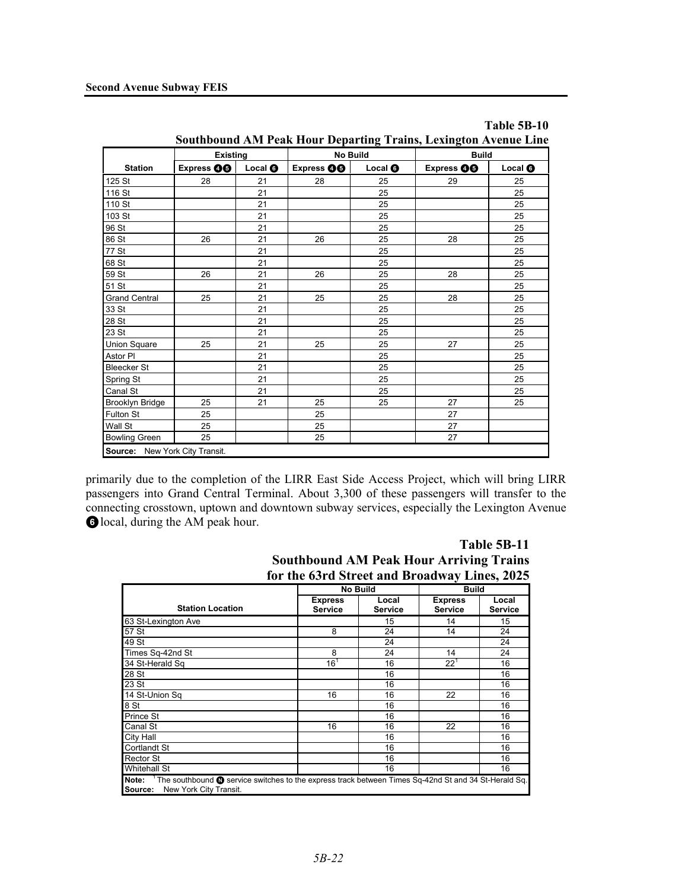**Table 5B-10**
**Southbound AM Peak Hour Departing Trains, Lexington Avenue Line**

| | Existing | | No Build | | Build | |
|---|---|---|---|---|---|---|
| Station | Express ❹❺ | Local ❻ | Express ❹❺ | Local ❻ | Express ❹❺ | Local ❻ |
| 125 St | 28 | 21 | 28 | 25 | 29 | 25 |
| 116 St | | 21 | | 25 | | 25 |
| 110 St | | 21 | | 25 | | 25 |
| 103 St | | 21 | | 25 | | 25 |
| 96 St | | 21 | | 25 | | 25 |
| 86 St | 26 | 21 | 26 | 25 | 28 | 25 |
| 77 St | | 21 | | 25 | | 25 |
| 68 St | | 21 | | 25 | | 25 |
| 59 St | 26 | 21 | 26 | 25 | 28 | 25 |
| 51 St | | 21 | | 25 | | 25 |
| Grand Central | 25 | 21 | 25 | 25 | 28 | 25 |
| 33 St | | 21 | | 25 | | 25 |
| 28 St | | 21 | | 25 | | 25 |
| 23 St | | 21 | | 25 | | 25 |
| Union Square | 25 | 21 | 25 | 25 | 27 | 25 |
| Astor Pl | | 21 | | 25 | | 25 |
| Bleecker St | | 21 | | 25 | | 25 |
| Spring St | | 21 | | 25 | | 25 |
| Canal St | | 21 | | 25 | | 25 |
| Brooklyn Bridge | 25 | 21 | 25 | 25 | 27 | 25 |
| Fulton St | 25 | | 25 | | 27 | |
| Wall St | 25 | | 25 | | 27 | |
| Bowling Green | 25 | | 25 | | 27 | |

**Source:** New York City Transit.

primarily due to the completion of the LIRR East Side Access Project, which will bring LIRR passengers into Grand Central Terminal. About 3,300 of these passengers will transfer to the connecting crosstown, uptown and downtown subway services, especially the Lexington Avenue ❻ local, during the AM peak hour.

**Table 5B-11**
**Southbound AM Peak Hour Arriving Trains for the 63rd Street and Broadway Lines, 2025**

| | No Build | | Build | |
|---|---|---|---|---|
| Station Location | Express Service | Local Service | Express Service | Local Service |
| 63 St-Lexington Ave | | 15 | 14 | 15 |
| 57 St | 8 | 24 | 14 | 24 |
| 49 St | | 24 | | 24 |
| Times Sq-42nd St | 8 | 24 | 14 | 24 |
| 34 St-Herald Sq | 16[1] | 16 | 22[1] | 16 |
| 28 St | | 16 | | 16 |
| 23 St | | 16 | | 16 |
| 14 St-Union Sq | 16 | 16 | 22 | 16 |
| 8 St | | 16 | | 16 |
| Prince St | | 16 | | 16 |
| Canal St | 16 | 16 | 22 | 16 |
| City Hall | | 16 | | 16 |
| Cortlandt St | | 16 | | 16 |
| Rector St | | 16 | | 16 |
| Whitehall St | | 16 | | 16 |

**Note:** [1] The southbound Ⓝ service switches to the express track between Times Sq-42nd St and 34 St-Herald Sq.
**Source:** New York City Transit.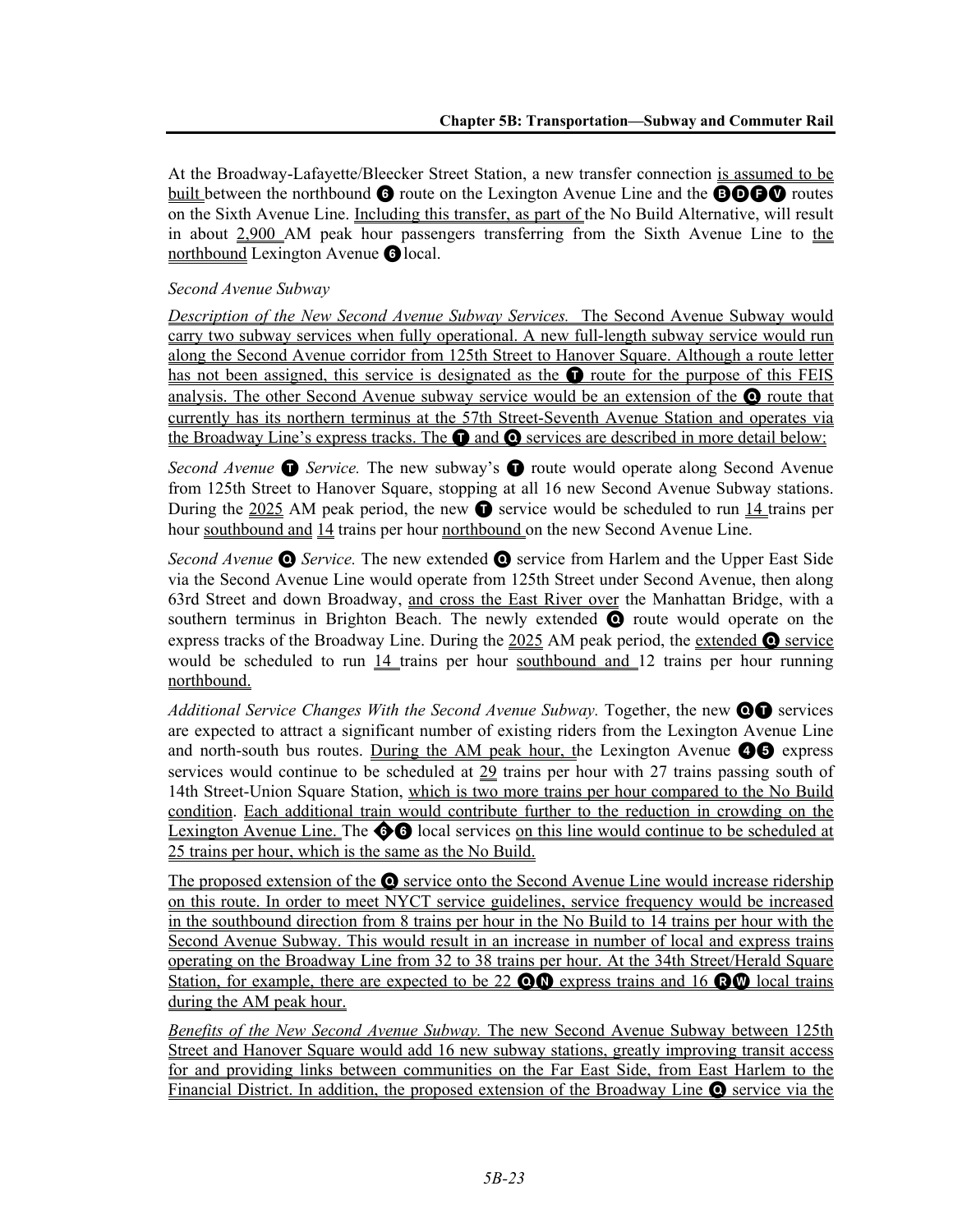At the Broadway-Lafayette/Bleecker Street Station, a new transfer connection is assumed to be built between the northbound 6 route on the Lexington Avenue Line and the B D F V routes on the Sixth Avenue Line. Including this transfer, as part of the No Build Alternative, will result in about 2,900 AM peak hour passengers transferring from the Sixth Avenue Line to the northbound Lexington Avenue 6 local.

*Second Avenue Subway*

*Description of the New Second Avenue Subway Services.* The Second Avenue Subway would carry two subway services when fully operational. A new full-length subway service would run along the Second Avenue corridor from 125th Street to Hanover Square. Although a route letter has not been assigned, this service is designated as the T route for the purpose of this FEIS analysis. The other Second Avenue subway service would be an extension of the Q route that currently has its northern terminus at the 57th Street-Seventh Avenue Station and operates via the Broadway Line's express tracks. The T and Q services are described in more detail below:

*Second Avenue T Service.* The new subway's T route would operate along Second Avenue from 125th Street to Hanover Square, stopping at all 16 new Second Avenue Subway stations. During the 2025 AM peak period, the new T service would be scheduled to run 14 trains per hour southbound and 14 trains per hour northbound on the new Second Avenue Line.

*Second Avenue Q Service.* The new extended Q service from Harlem and the Upper East Side via the Second Avenue Line would operate from 125th Street under Second Avenue, then along 63rd Street and down Broadway, and cross the East River over the Manhattan Bridge, with a southern terminus in Brighton Beach. The newly extended Q route would operate on the express tracks of the Broadway Line. During the 2025 AM peak period, the extended Q service would be scheduled to run 14 trains per hour southbound and 12 trains per hour running northbound.

*Additional Service Changes With the Second Avenue Subway.* Together, the new Q T services are expected to attract a significant number of existing riders from the Lexington Avenue Line and north-south bus routes. During the AM peak hour, the Lexington Avenue 4 5 express services would continue to be scheduled at 29 trains per hour with 27 trains passing south of 14th Street-Union Square Station, which is two more trains per hour compared to the No Build condition. Each additional train would contribute further to the reduction in crowding on the Lexington Avenue Line. The ◆6 6 local services on this line would continue to be scheduled at 25 trains per hour, which is the same as the No Build.

The proposed extension of the Q service onto the Second Avenue Line would increase ridership on this route. In order to meet NYCT service guidelines, service frequency would be increased in the southbound direction from 8 trains per hour in the No Build to 14 trains per hour with the Second Avenue Subway. This would result in an increase in number of local and express trains operating on the Broadway Line from 32 to 38 trains per hour. At the 34th Street/Herald Square Station, for example, there are expected to be 22 Q N express trains and 16 R W local trains during the AM peak hour.

*Benefits of the New Second Avenue Subway.* The new Second Avenue Subway between 125th Street and Hanover Square would add 16 new subway stations, greatly improving transit access for and providing links between communities on the Far East Side, from East Harlem to the Financial District. In addition, the proposed extension of the Broadway Line Q service via the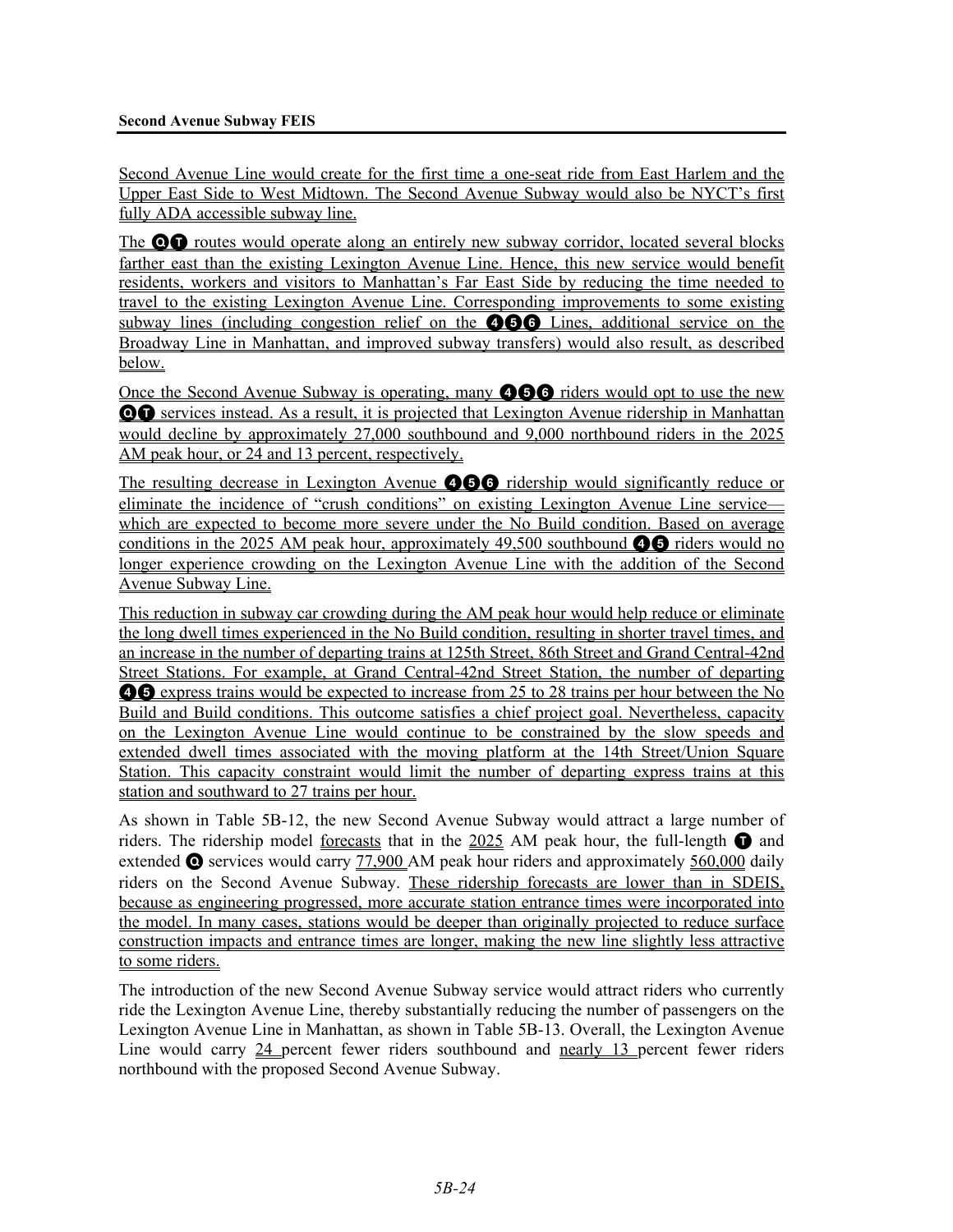Second Avenue Line would create for the first time a one-seat ride from East Harlem and the Upper East Side to West Midtown. The Second Avenue Subway would also be NYCT's first fully ADA accessible subway line.

The Q T routes would operate along an entirely new subway corridor, located several blocks farther east than the existing Lexington Avenue Line. Hence, this new service would benefit residents, workers and visitors to Manhattan's Far East Side by reducing the time needed to travel to the existing Lexington Avenue Line. Corresponding improvements to some existing subway lines (including congestion relief on the 4 5 6 Lines, additional service on the Broadway Line in Manhattan, and improved subway transfers) would also result, as described below.

Once the Second Avenue Subway is operating, many 4 5 6 riders would opt to use the new Q T services instead. As a result, it is projected that Lexington Avenue ridership in Manhattan would decline by approximately 27,000 southbound and 9,000 northbound riders in the 2025 AM peak hour, or 24 and 13 percent, respectively.

The resulting decrease in Lexington Avenue 4 5 6 ridership would significantly reduce or eliminate the incidence of "crush conditions" on existing Lexington Avenue Line service—which are expected to become more severe under the No Build condition. Based on average conditions in the 2025 AM peak hour, approximately 49,500 southbound 4 5 riders would no longer experience crowding on the Lexington Avenue Line with the addition of the Second Avenue Subway Line.

This reduction in subway car crowding during the AM peak hour would help reduce or eliminate the long dwell times experienced in the No Build condition, resulting in shorter travel times, and an increase in the number of departing trains at 125th Street, 86th Street and Grand Central-42nd Street Stations. For example, at Grand Central-42nd Street Station, the number of departing 4 5 express trains would be expected to increase from 25 to 28 trains per hour between the No Build and Build conditions. This outcome satisfies a chief project goal. Nevertheless, capacity on the Lexington Avenue Line would continue to be constrained by the slow speeds and extended dwell times associated with the moving platform at the 14th Street/Union Square Station. This capacity constraint would limit the number of departing express trains at this station and southward to 27 trains per hour.

As shown in Table 5B-12, the new Second Avenue Subway would attract a large number of riders. The ridership model forecasts that in the 2025 AM peak hour, the full-length T and extended Q services would carry 77,900 AM peak hour riders and approximately 560,000 daily riders on the Second Avenue Subway. These ridership forecasts are lower than in SDEIS, because as engineering progressed, more accurate station entrance times were incorporated into the model. In many cases, stations would be deeper than originally projected to reduce surface construction impacts and entrance times are longer, making the new line slightly less attractive to some riders.

The introduction of the new Second Avenue Subway service would attract riders who currently ride the Lexington Avenue Line, thereby substantially reducing the number of passengers on the Lexington Avenue Line in Manhattan, as shown in Table 5B-13. Overall, the Lexington Avenue Line would carry 24 percent fewer riders southbound and nearly 13 percent fewer riders northbound with the proposed Second Avenue Subway.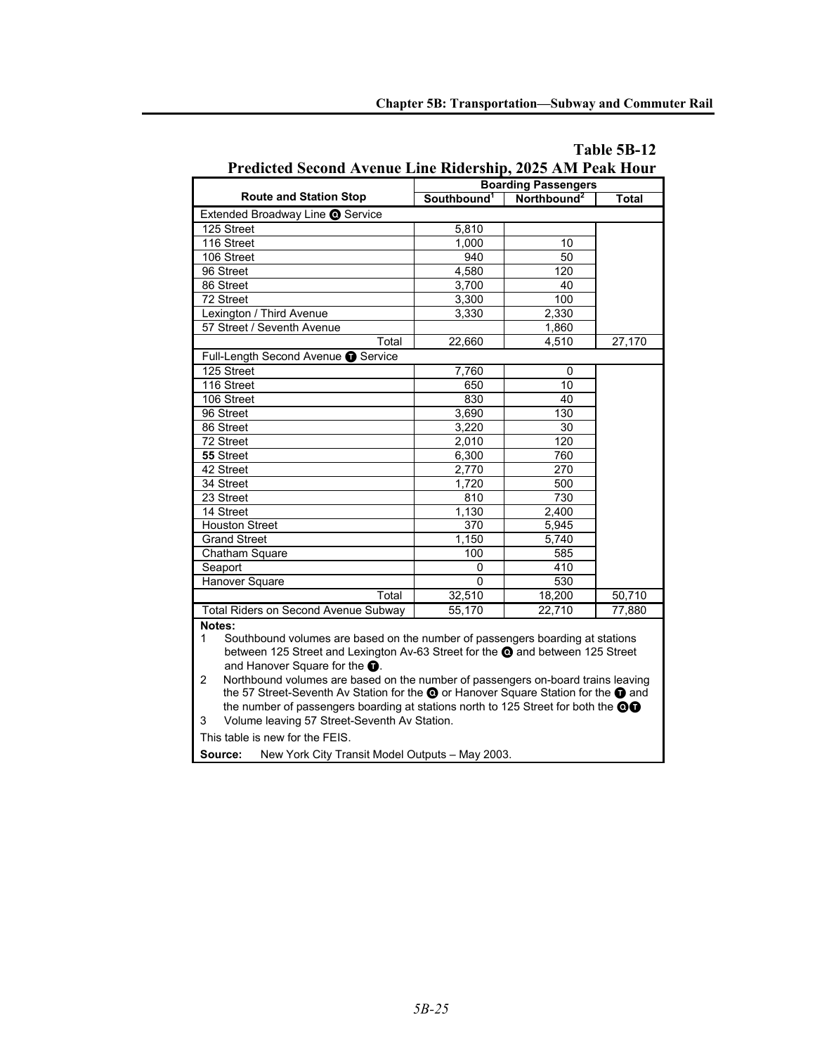**Table 5B-12**

**Predicted Second Avenue Line Ridership, 2025 AM Peak Hour**

| Route and Station Stop | Boarding Passengers | | |
|---|---|---|---|
| | Southbound[1] | Northbound[2] | Total |
| Extended Broadway Line Q Service | | | |
| 125 Street | 5,810 | | |
| 116 Street | 1,000 | 10 | |
| 106 Street | 940 | 50 | |
| 96 Street | 4,580 | 120 | |
| 86 Street | 3,700 | 40 | |
| 72 Street | 3,300 | 100 | |
| Lexington / Third Avenue | 3,330 | 2,330 | |
| 57 Street / Seventh Avenue | | 1,860 | |
| Total | 22,660 | 4,510 | 27,170 |
| Full-Length Second Avenue T Service | | | |
| 125 Street | 7,760 | 0 | |
| 116 Street | 650 | 10 | |
| 106 Street | 830 | 40 | |
| 96 Street | 3,690 | 130 | |
| 86 Street | 3,220 | 30 | |
| 72 Street | 2,010 | 120 | |
| **55** Street | 6,300 | 760 | |
| 42 Street | 2,770 | 270 | |
| 34 Street | 1,720 | 500 | |
| 23 Street | 810 | 730 | |
| 14 Street | 1,130 | 2,400 | |
| Houston Street | 370 | 5,945 | |
| Grand Street | 1,150 | 5,740 | |
| Chatham Square | 100 | 585 | |
| Seaport | 0 | 410 | |
| Hanover Square | 0 | 530 | |
| Total | 32,510 | 18,200 | 50,710 |
| Total Riders on Second Avenue Subway | 55,170 | 22,710 | 77,880 |

**Notes:**

1. Southbound volumes are based on the number of passengers boarding at stations between 125 Street and Lexington Av-63 Street for the Q and between 125 Street and Hanover Square for the T.
2. Northbound volumes are based on the number of passengers on-board trains leaving the 57 Street-Seventh Av Station for the Q or Hanover Square Station for the T and the number of passengers boarding at stations north to 125 Street for both the Q T
3. Volume leaving 57 Street-Seventh Av Station.

This table is new for the FEIS.

**Source:** New York City Transit Model Outputs – May 2003.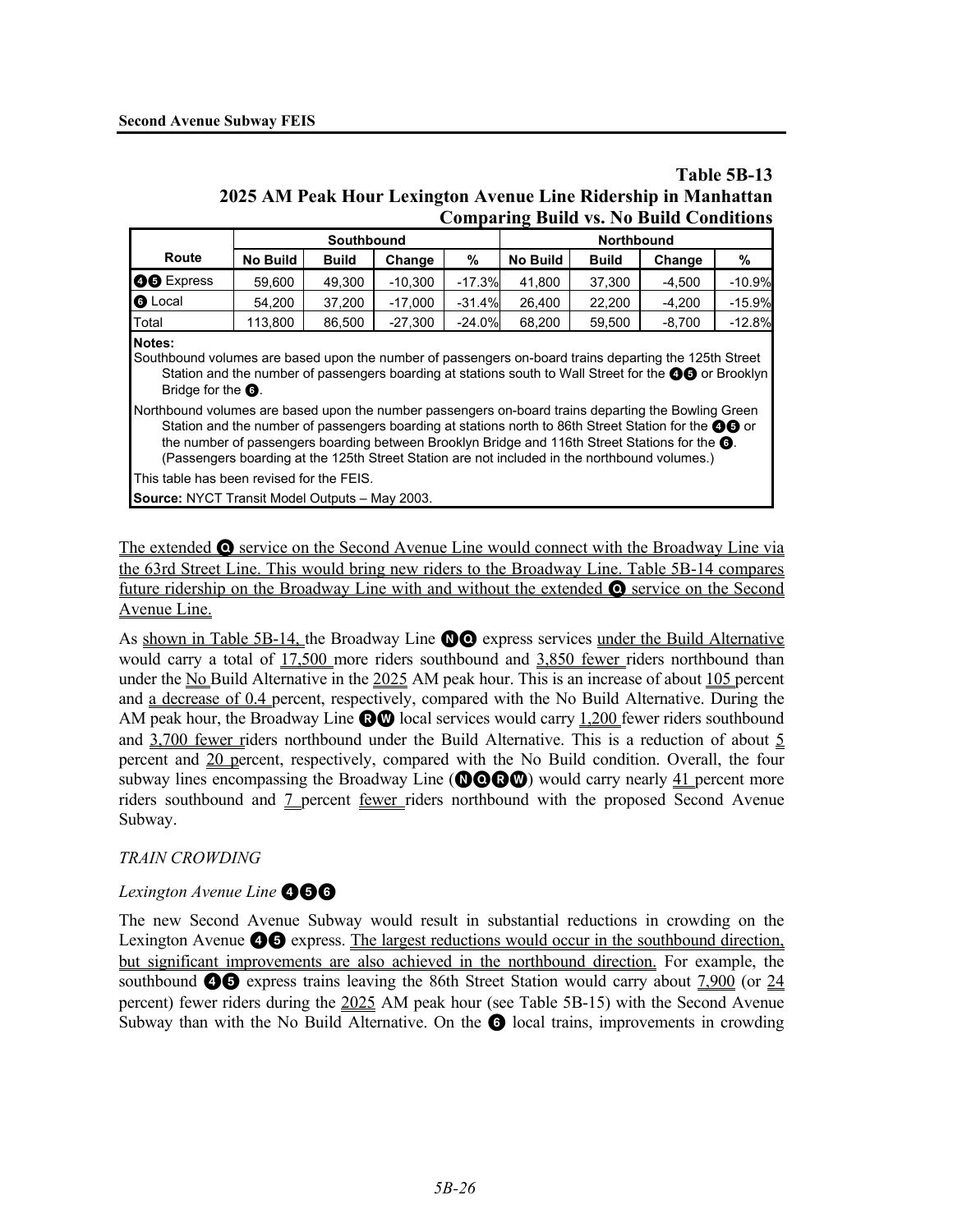**Table 5B-13**
**2025 AM Peak Hour Lexington Avenue Line Ridership in Manhattan Comparing Build vs. No Build Conditions**

| Route | Southbound | | | | Northbound | | | |
|---|---|---|---|---|---|---|---|---|
| | No Build | Build | Change | % | No Build | Build | Change | % |
| 4 5 Express | 59,600 | 49,300 | -10,300 | -17.3% | 41,800 | 37,300 | -4,500 | -10.9% |
| 6 Local | 54,200 | 37,200 | -17,000 | -31.4% | 26,400 | 22,200 | -4,200 | -15.9% |
| Total | 113,800 | 86,500 | -27,300 | -24.0% | 68,200 | 59,500 | -8,700 | -12.8% |

**Notes:**
Southbound volumes are based upon the number of passengers on-board trains departing the 125th Street Station and the number of passengers boarding at stations south to Wall Street for the 4 5 or Brooklyn Bridge for the 6.

Northbound volumes are based upon the number passengers on-board trains departing the Bowling Green Station and the number of passengers boarding at stations north to 86th Street Station for the 4 5 or the number of passengers boarding between Brooklyn Bridge and 116th Street Stations for the 6. (Passengers boarding at the 125th Street Station are not included in the northbound volumes.)

This table has been revised for the FEIS.

**Source:** NYCT Transit Model Outputs – May 2003.

The extended Q service on the Second Avenue Line would connect with the Broadway Line via the 63rd Street Line. This would bring new riders to the Broadway Line. Table 5B-14 compares future ridership on the Broadway Line with and without the extended Q service on the Second Avenue Line.

As shown in Table 5B-14, the Broadway Line N Q express services under the Build Alternative would carry a total of 17,500 more riders southbound and 3,850 fewer riders northbound than under the No Build Alternative in the 2025 AM peak hour. This is an increase of about 105 percent and a decrease of 0.4 percent, respectively, compared with the No Build Alternative. During the AM peak hour, the Broadway Line R W local services would carry 1,200 fewer riders southbound and 3,700 fewer riders northbound under the Build Alternative. This is a reduction of about 5 percent and 20 percent, respectively, compared with the No Build condition. Overall, the four subway lines encompassing the Broadway Line (N Q R W) would carry nearly 41 percent more riders southbound and 7 percent fewer riders northbound with the proposed Second Avenue Subway.

*TRAIN CROWDING*

*Lexington Avenue Line* 4 5 6

The new Second Avenue Subway would result in substantial reductions in crowding on the Lexington Avenue 4 5 express. The largest reductions would occur in the southbound direction, but significant improvements are also achieved in the northbound direction. For example, the southbound 4 5 express trains leaving the 86th Street Station would carry about 7,900 (or 24 percent) fewer riders during the 2025 AM peak hour (see Table 5B-15) with the Second Avenue Subway than with the No Build Alternative. On the 6 local trains, improvements in crowding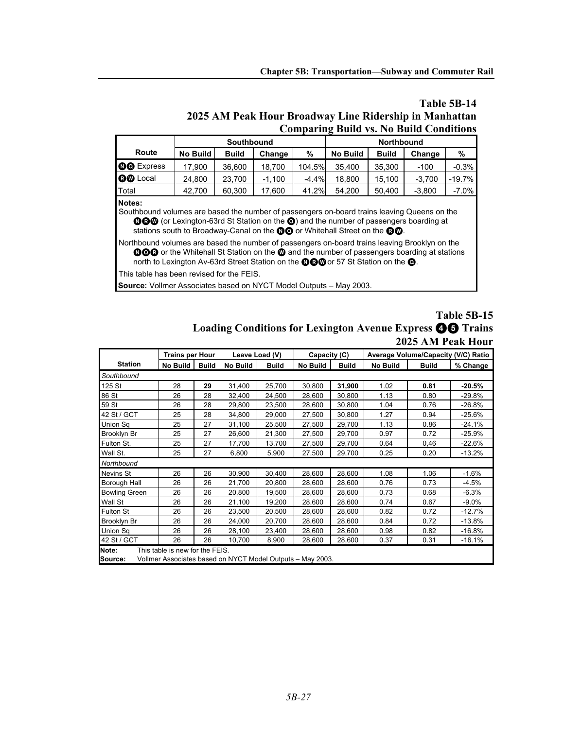## Table 5B-14
## 2025 AM Peak Hour Broadway Line Ridership in Manhattan Comparing Build vs. No Build Conditions

| Route | Southbound | | | | Northbound | | | |
|---|---|---|---|---|---|---|---|---|
| | No Build | Build | Change | % | No Build | Build | Change | % |
| N Q Express | 17,900 | 36,600 | 18,700 | 104.5% | 35,400 | 35,300 | -100 | -0.3% |
| R W Local | 24,800 | 23,700 | -1,100 | -4.4% | 18,800 | 15,100 | -3,700 | -19.7% |
| Total | 42,700 | 60,300 | 17,600 | 41.2% | 54,200 | 50,400 | -3,800 | -7.0% |

**Notes:**
Southbound volumes are based the number of passengers on-board trains leaving Queens on the N R W (or Lexington-63rd St Station on the Q) and the number of passengers boarding at stations south to Broadway-Canal on the N Q or Whitehall Street on the R W.

Northbound volumes are based the number of passengers on-board trains leaving Brooklyn on the N Q R or the Whitehall St Station on the W and the number of passengers boarding at stations north to Lexington Av-63rd Street Station on the N R W or 57 St Station on the Q.

This table has been revised for the FEIS.

**Source:** Vollmer Associates based on NYCT Model Outputs – May 2003.

## Table 5B-15
## Loading Conditions for Lexington Avenue Express 4 5 Trains 2025 AM Peak Hour

| Station | Trains per Hour | | Leave Load (V) | | Capacity (C) | | Average Volume/Capacity (V/C) Ratio | | |
|---|---|---|---|---|---|---|---|---|---|
| | No Build | Build | No Build | Build | No Build | Build | No Build | Build | % Change |
| *Southbound* | | | | | | | | | |
| 125 St | 28 | **29** | 31,400 | 25,700 | 30,800 | **31,900** | 1.02 | **0.81** | **-20.5%** |
| 86 St | 26 | 28 | 32,400 | 24,500 | 28,600 | 30,800 | 1.13 | 0.80 | -29.8% |
| 59 St | 26 | 28 | 29,800 | 23,500 | 28,600 | 30,800 | 1.04 | 0.76 | -26.8% |
| 42 St / GCT | 25 | 28 | 34,800 | 29,000 | 27,500 | 30,800 | 1.27 | 0.94 | -25.6% |
| Union Sq | 25 | 27 | 31,100 | 25,500 | 27,500 | 29,700 | 1.13 | 0.86 | -24.1% |
| Brooklyn Br | 25 | 27 | 26,600 | 21,300 | 27,500 | 29,700 | 0.97 | 0.72 | -25.9% |
| Fulton St. | 25 | 27 | 17,700 | 13,700 | 27,500 | 29,700 | 0.64 | 0,46 | -22.6% |
| Wall St. | 25 | 27 | 6,800 | 5,900 | 27,500 | 29,700 | 0.25 | 0.20 | -13.2% |
| *Northbound* | | | | | | | | | |
| Nevins St | 26 | 26 | 30,900 | 30,400 | 28,600 | 28,600 | 1.08 | 1.06 | -1.6% |
| Borough Hall | 26 | 26 | 21,700 | 20,800 | 28,600 | 28,600 | 0.76 | 0.73 | -4.5% |
| Bowling Green | 26 | 26 | 20,800 | 19,500 | 28,600 | 28,600 | 0.73 | 0.68 | -6.3% |
| Wall St | 26 | 26 | 21,100 | 19,200 | 28,600 | 28,600 | 0.74 | 0.67 | -9.0% |
| Fulton St | 26 | 26 | 23,500 | 20.500 | 28,600 | 28,600 | 0.82 | 0.72 | -12.7% |
| Brooklyn Br | 26 | 26 | 24,000 | 20,700 | 28,600 | 28,600 | 0.84 | 0.72 | -13.8% |
| Union Sq | 26 | 26 | 28,100 | 23,400 | 28,600 | 28,600 | 0.98 | 0.82 | -16.8% |
| 42 St / GCT | 26 | 26 | 10,700 | 8,900 | 28,600 | 28,600 | 0.37 | 0.31 | -16.1% |

**Note:** This table is new for the FEIS.
**Source:** Vollmer Associates based on NYCT Model Outputs – May 2003.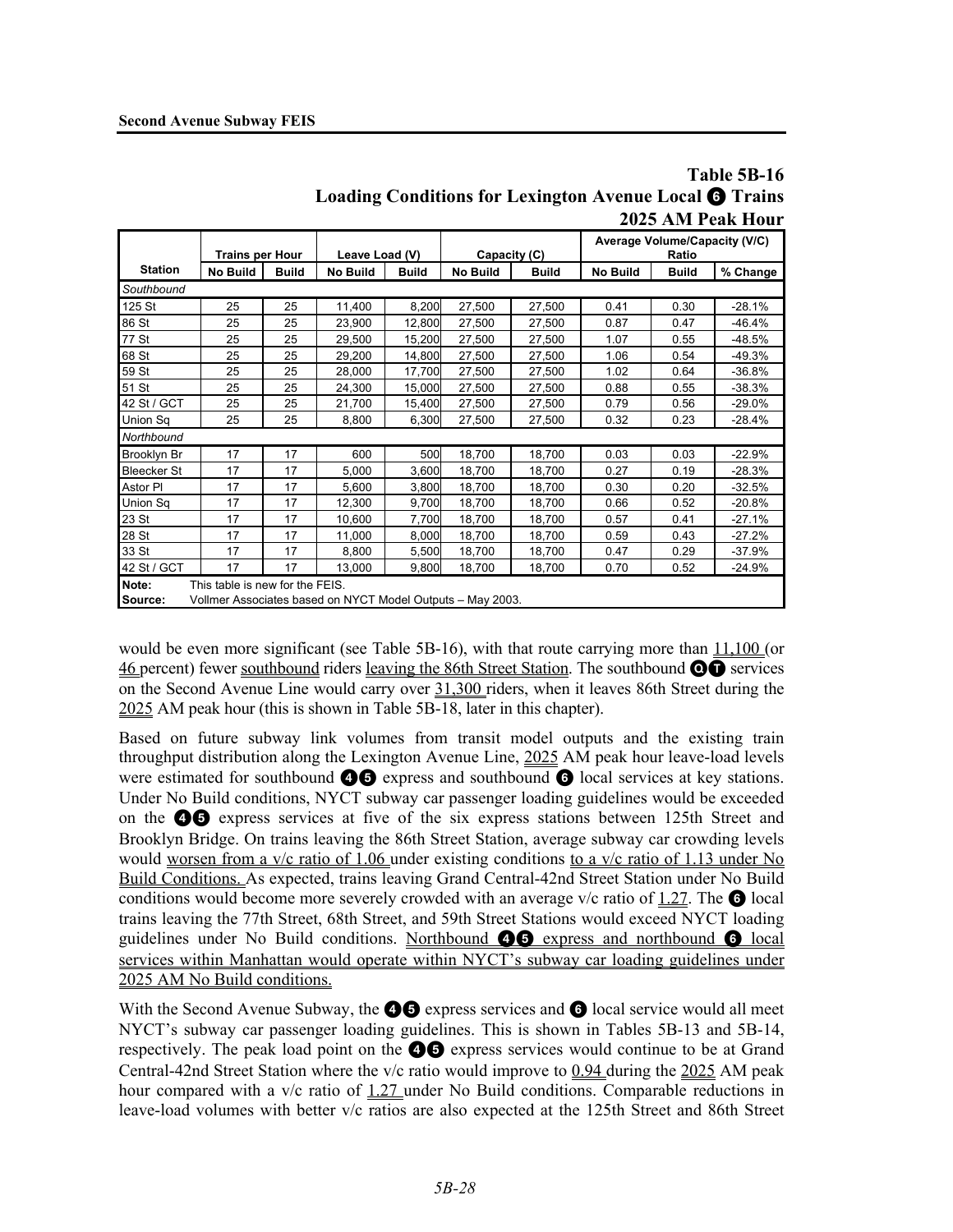**Table 5B-16**
**Loading Conditions for Lexington Avenue Local ❻ Trains**
**2025 AM Peak Hour**

| Station | Trains per Hour | | Leave Load (V) | | Capacity (C) | | Average Volume/Capacity (V/C) Ratio | | |
|---|---|---|---|---|---|---|---|---|---|
| | No Build | Build | No Build | Build | No Build | Build | No Build | Build | % Change |
| *Southbound* | | | | | | | | | |
| 125 St | 25 | 25 | 11,400 | 8,200 | 27,500 | 27,500 | 0.41 | 0.30 | -28.1% |
| 86 St | 25 | 25 | 23,900 | 12,800 | 27,500 | 27,500 | 0.87 | 0.47 | -46.4% |
| 77 St | 25 | 25 | 29,500 | 15,200 | 27,500 | 27,500 | 1.07 | 0.55 | -48.5% |
| 68 St | 25 | 25 | 29,200 | 14,800 | 27,500 | 27,500 | 1.06 | 0.54 | -49.3% |
| 59 St | 25 | 25 | 28,000 | 17,700 | 27,500 | 27,500 | 1.02 | 0.64 | -36.8% |
| 51 St | 25 | 25 | 24,300 | 15,000 | 27,500 | 27,500 | 0.88 | 0.55 | -38.3% |
| 42 St / GCT | 25 | 25 | 21,700 | 15,400 | 27,500 | 27,500 | 0.79 | 0.56 | -29.0% |
| Union Sq | 25 | 25 | 8,800 | 6,300 | 27,500 | 27,500 | 0.32 | 0.23 | -28.4% |
| *Northbound* | | | | | | | | | |
| Brooklyn Br | 17 | 17 | 600 | 500 | 18,700 | 18,700 | 0.03 | 0.03 | -22.9% |
| Bleecker St | 17 | 17 | 5,000 | 3,600 | 18,700 | 18,700 | 0.27 | 0.19 | -28.3% |
| Astor Pl | 17 | 17 | 5,600 | 3,800 | 18,700 | 18,700 | 0.30 | 0.20 | -32.5% |
| Union Sq | 17 | 17 | 12,300 | 9,700 | 18,700 | 18,700 | 0.66 | 0.52 | -20.8% |
| 23 St | 17 | 17 | 10,600 | 7,700 | 18,700 | 18,700 | 0.57 | 0.41 | -27.1% |
| 28 St | 17 | 17 | 11,000 | 8,000 | 18,700 | 18,700 | 0.59 | 0.43 | -27.2% |
| 33 St | 17 | 17 | 8,800 | 5,500 | 18,700 | 18,700 | 0.47 | 0.29 | -37.9% |
| 42 St / GCT | 17 | 17 | 13,000 | 9,800 | 18,700 | 18,700 | 0.70 | 0.52 | -24.9% |

**Note:** This table is new for the FEIS.
**Source:** Vollmer Associates based on NYCT Model Outputs – May 2003.

would be even more significant (see Table 5B-16), with that route carrying more than 11,100 (or 46 percent) fewer southbound riders leaving the 86th Street Station. The southbound ⓆⓉ services on the Second Avenue Line would carry over 31,300 riders, when it leaves 86th Street during the 2025 AM peak hour (this is shown in Table 5B-18, later in this chapter).

Based on future subway link volumes from transit model outputs and the existing train throughput distribution along the Lexington Avenue Line, 2025 AM peak hour leave-load levels were estimated for southbound ❹❺ express and southbound ❻ local services at key stations. Under No Build conditions, NYCT subway car passenger loading guidelines would be exceeded on the ❹❺ express services at five of the six express stations between 125th Street and Brooklyn Bridge. On trains leaving the 86th Street Station, average subway car crowding levels would worsen from a v/c ratio of 1.06 under existing conditions to a v/c ratio of 1.13 under No Build Conditions. As expected, trains leaving Grand Central-42nd Street Station under No Build conditions would become more severely crowded with an average v/c ratio of 1.27. The ❻ local trains leaving the 77th Street, 68th Street, and 59th Street Stations would exceed NYCT loading guidelines under No Build conditions. Northbound ❹❺ express and northbound ❻ local services within Manhattan would operate within NYCT's subway car loading guidelines under 2025 AM No Build conditions.

With the Second Avenue Subway, the ❹❺ express services and ❻ local service would all meet NYCT's subway car passenger loading guidelines. This is shown in Tables 5B-13 and 5B-14, respectively. The peak load point on the ❹❺ express services would continue to be at Grand Central-42nd Street Station where the v/c ratio would improve to 0.94 during the 2025 AM peak hour compared with a v/c ratio of 1.27 under No Build conditions. Comparable reductions in leave-load volumes with better v/c ratios are also expected at the 125th Street and 86th Street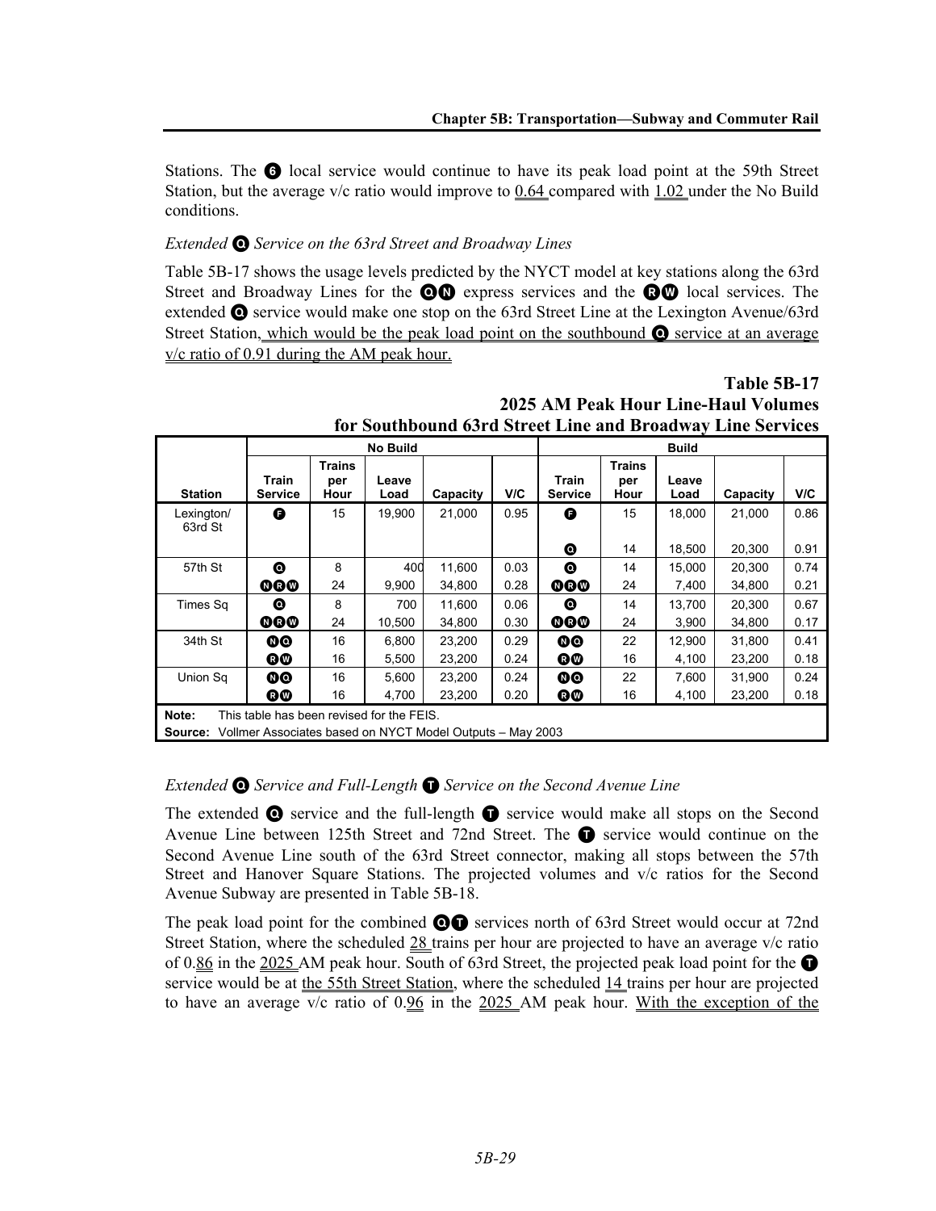Stations. The 6 local service would continue to have its peak load point at the 59th Street Station, but the average v/c ratio would improve to 0.64 compared with 1.02 under the No Build conditions.

*Extended Q Service on the 63rd Street and Broadway Lines*

Table 5B-17 shows the usage levels predicted by the NYCT model at key stations along the 63rd Street and Broadway Lines for the Q N express services and the R W local services. The extended Q service would make one stop on the 63rd Street Line at the Lexington Avenue/63rd Street Station, which would be the peak load point on the southbound Q service at an average v/c ratio of 0.91 during the AM peak hour.

**Table 5B-17**
**2025 AM Peak Hour Line-Haul Volumes for Southbound 63rd Street Line and Broadway Line Services**

| | No Build | | | | | Build | | | | |
|---|---|---|---|---|---|---|---|---|---|---|
| Station | Train Service | Trains per Hour | Leave Load | Capacity | V/C | Train Service | Trains per Hour | Leave Load | Capacity | V/C |
| Lexington/ 63rd St | F | 15 | 19,900 | 21,000 | 0.95 | F | 15 | 18,000 | 21,000 | 0.86 |
| | | | | | | Q | 14 | 18,500 | 20,300 | 0.91 |
| 57th St | Q | 8 | 400 | 11,600 | 0.03 | Q | 14 | 15,000 | 20,300 | 0.74 |
| | N R W | 24 | 9,900 | 34,800 | 0.28 | N R W | 24 | 7,400 | 34,800 | 0.21 |
| Times Sq | Q | 8 | 700 | 11,600 | 0.06 | Q | 14 | 13,700 | 20,300 | 0.67 |
| | N R W | 24 | 10,500 | 34,800 | 0.30 | N R W | 24 | 3,900 | 34,800 | 0.17 |
| 34th St | N Q | 16 | 6,800 | 23,200 | 0.29 | N Q | 22 | 12,900 | 31,800 | 0.41 |
| | R W | 16 | 5,500 | 23,200 | 0.24 | R W | 16 | 4,100 | 23,200 | 0.18 |
| Union Sq | N Q | 16 | 5,600 | 23,200 | 0.24 | N Q | 22 | 7,600 | 31,900 | 0.24 |
| | R W | 16 | 4,700 | 23,200 | 0.20 | R W | 16 | 4,100 | 23,200 | 0.18 |

**Note:** This table has been revised for the FEIS.
**Source:** Vollmer Associates based on NYCT Model Outputs – May 2003

*Extended Q Service and Full-Length T Service on the Second Avenue Line*

The extended Q service and the full-length T service would make all stops on the Second Avenue Line between 125th Street and 72nd Street. The T service would continue on the Second Avenue Line south of the 63rd Street connector, making all stops between the 57th Street and Hanover Square Stations. The projected volumes and v/c ratios for the Second Avenue Subway are presented in Table 5B-18.

The peak load point for the combined Q T services north of 63rd Street would occur at 72nd Street Station, where the scheduled 28 trains per hour are projected to have an average v/c ratio of 0.86 in the 2025 AM peak hour. South of 63rd Street, the projected peak load point for the T service would be at the 55th Street Station, where the scheduled 14 trains per hour are projected to have an average v/c ratio of 0.96 in the 2025 AM peak hour. With the exception of the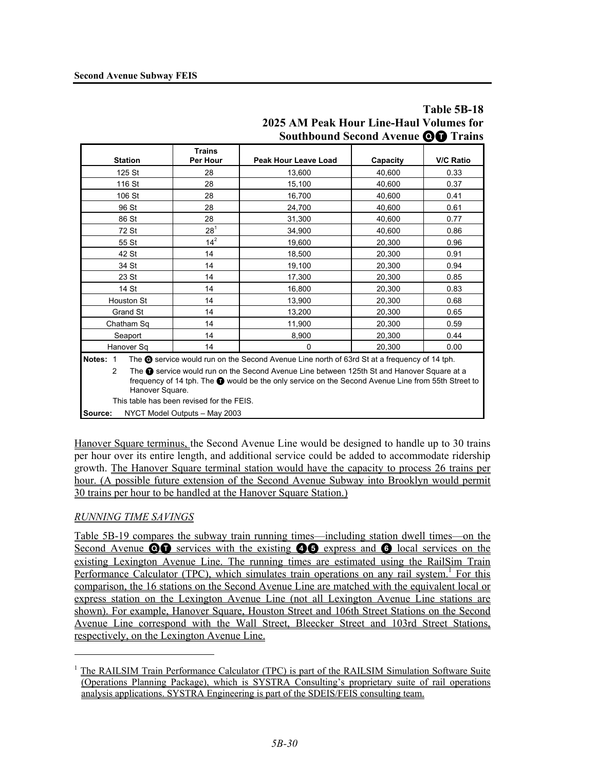**Table 5B-18**
**2025 AM Peak Hour Line-Haul Volumes for Southbound Second Avenue Q T Trains**

| Station | Trains Per Hour | Peak Hour Leave Load | Capacity | V/C Ratio |
|---|---|---|---|---|
| 125 St | 28 | 13,600 | 40,600 | 0.33 |
| 116 St | 28 | 15,100 | 40,600 | 0.37 |
| 106 St | 28 | 16,700 | 40,600 | 0.41 |
| 96 St | 28 | 24,700 | 40,600 | 0.61 |
| 86 St | 28 | 31,300 | 40,600 | 0.77 |
| 72 St | 28[1] | 34,900 | 40,600 | 0.86 |
| 55 St | 14[2] | 19,600 | 20,300 | 0.96 |
| 42 St | 14 | 18,500 | 20,300 | 0.91 |
| 34 St | 14 | 19,100 | 20,300 | 0.94 |
| 23 St | 14 | 17,300 | 20,300 | 0.85 |
| 14 St | 14 | 16,800 | 20,300 | 0.83 |
| Houston St | 14 | 13,900 | 20,300 | 0.68 |
| Grand St | 14 | 13,200 | 20,300 | 0.65 |
| Chatham Sq | 14 | 11,900 | 20,300 | 0.59 |
| Seaport | 14 | 8,900 | 20,300 | 0.44 |
| Hanover Sq | 14 | 0 | 20,300 | 0.00 |

**Notes:** 1 The Q service would run on the Second Avenue Line north of 63rd St at a frequency of 14 tph.

2 The T service would run on the Second Avenue Line between 125th St and Hanover Square at a frequency of 14 tph. The T would be the only service on the Second Avenue Line from 55th Street to Hanover Square.

This table has been revised for the FEIS.

**Source:** NYCT Model Outputs – May 2003

Hanover Square terminus, the Second Avenue Line would be designed to handle up to 30 trains per hour over its entire length, and additional service could be added to accommodate ridership growth. The Hanover Square terminal station would have the capacity to process 26 trains per hour. (A possible future extension of the Second Avenue Subway into Brooklyn would permit 30 trains per hour to be handled at the Hanover Square Station.)

*RUNNING TIME SAVINGS*

Table 5B-19 compares the subway train running times—including station dwell times—on the Second Avenue Q T services with the existing 4 5 express and 6 local services on the existing Lexington Avenue Line. The running times are estimated using the RailSim Train Performance Calculator (TPC), which simulates train operations on any rail system.[1] For this comparison, the 16 stations on the Second Avenue Line are matched with the equivalent local or express station on the Lexington Avenue Line (not all Lexington Avenue Line stations are shown). For example, Hanover Square, Houston Street and 106th Street Stations on the Second Avenue Line correspond with the Wall Street, Bleecker Street and 103rd Street Stations, respectively, on the Lexington Avenue Line.

[1] The RAILSIM Train Performance Calculator (TPC) is part of the RAILSIM Simulation Software Suite (Operations Planning Package), which is SYSTRA Consulting's proprietary suite of rail operations analysis applications. SYSTRA Engineering is part of the SDEIS/FEIS consulting team.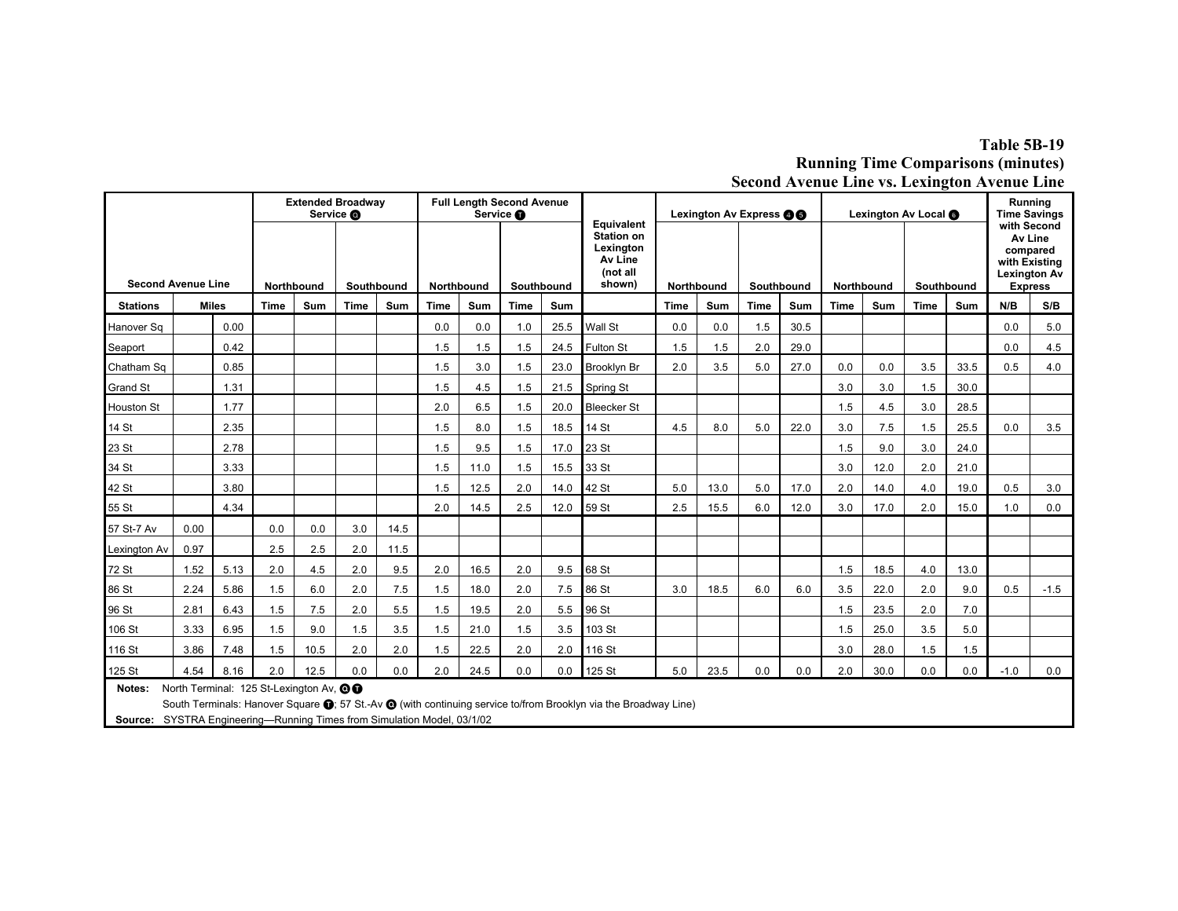## Table 5B-19
## Running Time Comparisons (minutes)
## Second Avenue Line vs. Lexington Avenue Line

| Second Avenue Line | | | Extended Broadway Service Q | | | | Full Length Second Avenue Service T | | | | Equivalent Station on Lexington Av Line (not all shown) | Lexington Av Express 4 5 | | | | Lexington Av Local 6 | | | | Running Time Savings with Second Av Line compared with Existing Lexington Av Express | |
|---|---|---|---|---|---|---|---|---|---|---|---|---|---|---|---|---|---|---|---|---|---|
| | | | Northbound | | Southbound | | Northbound | | Southbound | | | Northbound | | Southbound | | Northbound | | Southbound | | | |
| Stations | Miles | | Time | Sum | Time | Sum | Time | Sum | Time | Sum | | Time | Sum | Time | Sum | Time | Sum | Time | Sum | N/B | S/B |
| Hanover Sq | | 0.00 | | | | | 0.0 | 0.0 | 1.0 | 25.5 | Wall St | 0.0 | 0.0 | 1.5 | 30.5 | | | | | 0.0 | 5.0 |
| Seaport | | 0.42 | | | | | 1.5 | 1.5 | 1.5 | 24.5 | Fulton St | 1.5 | 1.5 | 2.0 | 29.0 | | | | | 0.0 | 4.5 |
| Chatham Sq | | 0.85 | | | | | 1.5 | 3.0 | 1.5 | 23.0 | Brooklyn Br | 2.0 | 3.5 | 5.0 | 27.0 | 0.0 | 0.0 | 3.5 | 33.5 | 0.5 | 4.0 |
| Grand St | | 1.31 | | | | | 1.5 | 4.5 | 1.5 | 21.5 | Spring St | | | | | 3.0 | 3.0 | 1.5 | 30.0 | | |
| Houston St | | 1.77 | | | | | 2.0 | 6.5 | 1.5 | 20.0 | Bleecker St | | | | | 1.5 | 4.5 | 3.0 | 28.5 | | |
| 14 St | | 2.35 | | | | | 1.5 | 8.0 | 1.5 | 18.5 | 14 St | 4.5 | 8.0 | 5.0 | 22.0 | 3.0 | 7.5 | 1.5 | 25.5 | 0.0 | 3.5 |
| 23 St | | 2.78 | | | | | 1.5 | 9.5 | 1.5 | 17.0 | 23 St | | | | | 1.5 | 9.0 | 3.0 | 24.0 | | |
| 34 St | | 3.33 | | | | | 1.5 | 11.0 | 1.5 | 15.5 | 33 St | | | | | 3.0 | 12.0 | 2.0 | 21.0 | | |
| 42 St | | 3.80 | | | | | 1.5 | 12.5 | 2.0 | 14.0 | 42 St | 5.0 | 13.0 | 5.0 | 17.0 | 2.0 | 14.0 | 4.0 | 19.0 | 0.5 | 3.0 |
| 55 St | | 4.34 | | | | | 2.0 | 14.5 | 2.5 | 12.0 | 59 St | 2.5 | 15.5 | 6.0 | 12.0 | 3.0 | 17.0 | 2.0 | 15.0 | 1.0 | 0.0 |
| 57 St-7 Av | 0.00 | | 0.0 | 0.0 | 3.0 | 14.5 | | | | | | | | | | | | | | | |
| Lexington Av | 0.97 | | 2.5 | 2.5 | 2.0 | 11.5 | | | | | | | | | | | | | | | |
| 72 St | 1.52 | 5.13 | 2.0 | 4.5 | 2.0 | 9.5 | 2.0 | 16.5 | 2.0 | 9.5 | 68 St | | | | | 1.5 | 18.5 | 4.0 | 13.0 | | |
| 86 St | 2.24 | 5.86 | 1.5 | 6.0 | 2.0 | 7.5 | 1.5 | 18.0 | 2.0 | 7.5 | 86 St | 3.0 | 18.5 | 6.0 | 6.0 | 3.5 | 22.0 | 2.0 | 9.0 | 0.5 | -1.5 |
| 96 St | 2.81 | 6.43 | 1.5 | 7.5 | 2.0 | 5.5 | 1.5 | 19.5 | 2.0 | 5.5 | 96 St | | | | | 1.5 | 23.5 | 2.0 | 7.0 | | |
| 106 St | 3.33 | 6.95 | 1.5 | 9.0 | 1.5 | 3.5 | 1.5 | 21.0 | 1.5 | 3.5 | 103 St | | | | | 1.5 | 25.0 | 3.5 | 5.0 | | |
| 116 St | 3.86 | 7.48 | 1.5 | 10.5 | 2.0 | 2.0 | 1.5 | 22.5 | 2.0 | 2.0 | 116 St | | | | | 3.0 | 28.0 | 1.5 | 1.5 | | |
| 125 St | 4.54 | 8.16 | 2.0 | 12.5 | 0.0 | 0.0 | 2.0 | 24.5 | 0.0 | 0.0 | 125 St | 5.0 | 23.5 | 0.0 | 0.0 | 2.0 | 30.0 | 0.0 | 0.0 | -1.0 | 0.0 |

**Notes:** North Terminal: 125 St-Lexington Av, Q T
South Terminals: Hanover Square T; 57 St.-Av Q (with continuing service to/from Brooklyn via the Broadway Line)

**Source:** SYSTRA Engineering—Running Times from Simulation Model, 03/1/02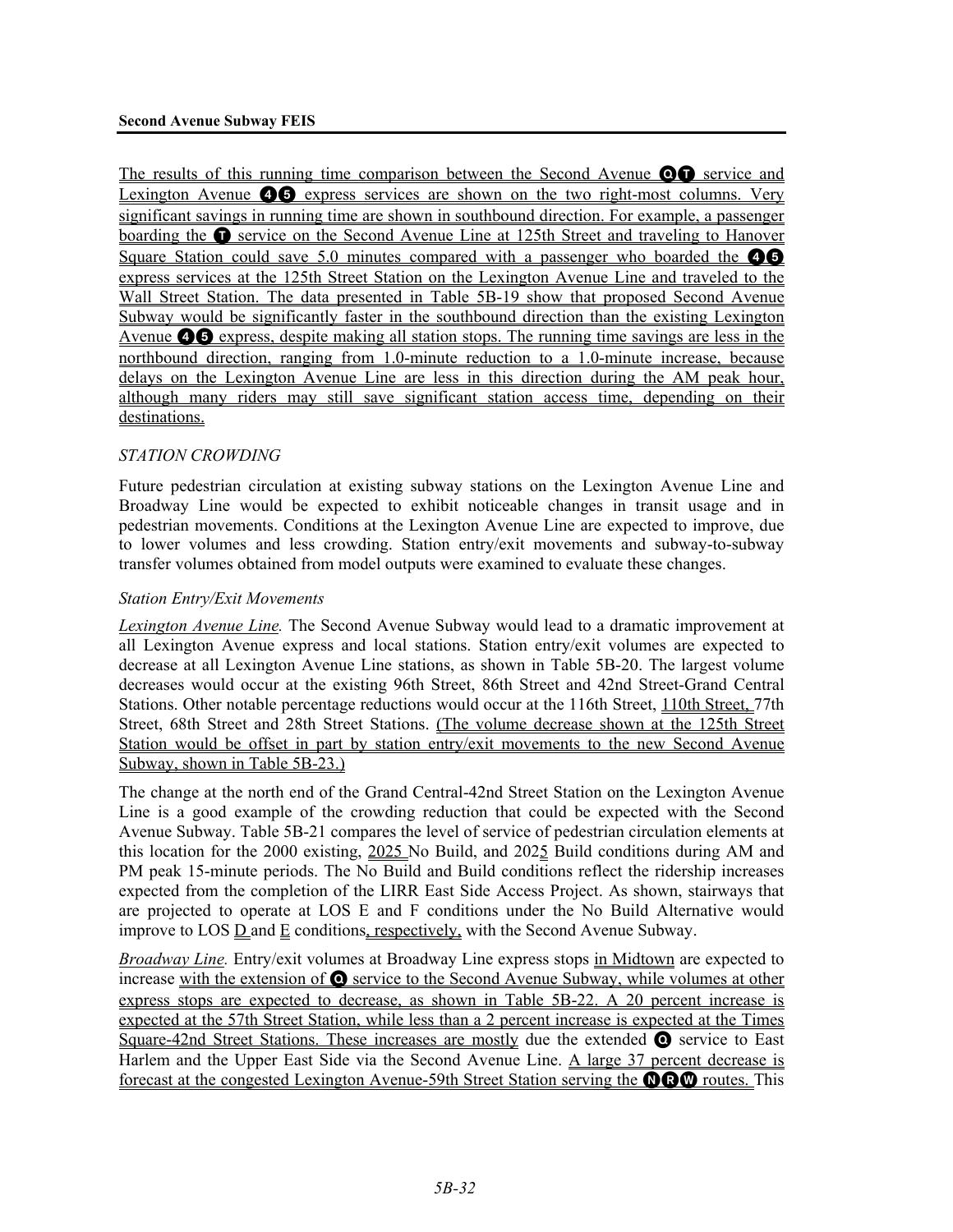The results of this running time comparison between the Second Avenue Q T service and Lexington Avenue 4 5 express services are shown on the two right-most columns. Very significant savings in running time are shown in southbound direction. For example, a passenger boarding the T service on the Second Avenue Line at 125th Street and traveling to Hanover Square Station could save 5.0 minutes compared with a passenger who boarded the 4 5 express services at the 125th Street Station on the Lexington Avenue Line and traveled to the Wall Street Station. The data presented in Table 5B-19 show that proposed Second Avenue Subway would be significantly faster in the southbound direction than the existing Lexington Avenue 4 5 express, despite making all station stops. The running time savings are less in the northbound direction, ranging from 1.0-minute reduction to a 1.0-minute increase, because delays on the Lexington Avenue Line are less in this direction during the AM peak hour, although many riders may still save significant station access time, depending on their destinations.

*STATION CROWDING*

Future pedestrian circulation at existing subway stations on the Lexington Avenue Line and Broadway Line would be expected to exhibit noticeable changes in transit usage and in pedestrian movements. Conditions at the Lexington Avenue Line are expected to improve, due to lower volumes and less crowding. Station entry/exit movements and subway-to-subway transfer volumes obtained from model outputs were examined to evaluate these changes.

*Station Entry/Exit Movements*

*Lexington Avenue Line.* The Second Avenue Subway would lead to a dramatic improvement at all Lexington Avenue express and local stations. Station entry/exit volumes are expected to decrease at all Lexington Avenue Line stations, as shown in Table 5B-20. The largest volume decreases would occur at the existing 96th Street, 86th Street and 42nd Street-Grand Central Stations. Other notable percentage reductions would occur at the 116th Street, 110th Street, 77th Street, 68th Street and 28th Street Stations. (The volume decrease shown at the 125th Street Station would be offset in part by station entry/exit movements to the new Second Avenue Subway, shown in Table 5B-23.)

The change at the north end of the Grand Central-42nd Street Station on the Lexington Avenue Line is a good example of the crowding reduction that could be expected with the Second Avenue Subway. Table 5B-21 compares the level of service of pedestrian circulation elements at this location for the 2000 existing, 2025 No Build, and 2025 Build conditions during AM and PM peak 15-minute periods. The No Build and Build conditions reflect the ridership increases expected from the completion of the LIRR East Side Access Project. As shown, stairways that are projected to operate at LOS E and F conditions under the No Build Alternative would improve to LOS D and E conditions, respectively, with the Second Avenue Subway.

*Broadway Line.* Entry/exit volumes at Broadway Line express stops in Midtown are expected to increase with the extension of Q service to the Second Avenue Subway, while volumes at other express stops are expected to decrease, as shown in Table 5B-22. A 20 percent increase is expected at the 57th Street Station, while less than a 2 percent increase is expected at the Times Square-42nd Street Stations. These increases are mostly due the extended Q service to East Harlem and the Upper East Side via the Second Avenue Line. A large 37 percent decrease is forecast at the congested Lexington Avenue-59th Street Station serving the N R W routes. This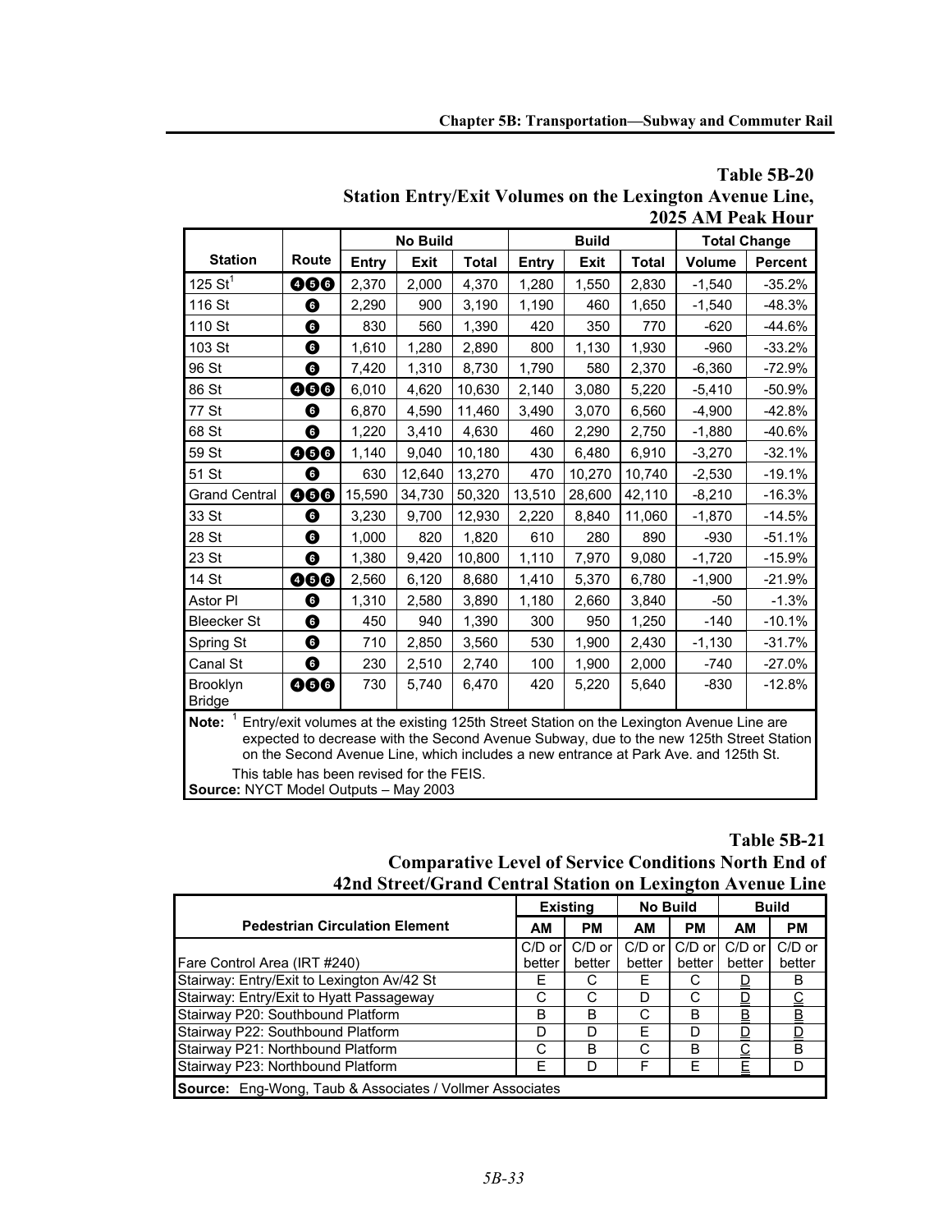**Table 5B-20**
**Station Entry/Exit Volumes on the Lexington Avenue Line, 2025 AM Peak Hour**

| Station | Route | No Build | | | Build | | | Total Change | |
|---|---|---|---|---|---|---|---|---|---|
| | | Entry | Exit | Total | Entry | Exit | Total | Volume | Percent |
| 125 St[1] | 4 5 6 | 2,370 | 2,000 | 4,370 | 1,280 | 1,550 | 2,830 | -1,540 | -35.2% |
| 116 St | 6 | 2,290 | 900 | 3,190 | 1,190 | 460 | 1,650 | -1,540 | -48.3% |
| 110 St | 6 | 830 | 560 | 1,390 | 420 | 350 | 770 | -620 | -44.6% |
| 103 St | 6 | 1,610 | 1,280 | 2,890 | 800 | 1,130 | 1,930 | -960 | -33.2% |
| 96 St | 6 | 7,420 | 1,310 | 8,730 | 1,790 | 580 | 2,370 | -6,360 | -72.9% |
| 86 St | 4 5 6 | 6,010 | 4,620 | 10,630 | 2,140 | 3,080 | 5,220 | -5,410 | -50.9% |
| 77 St | 6 | 6,870 | 4,590 | 11,460 | 3,490 | 3,070 | 6,560 | -4,900 | -42.8% |
| 68 St | 6 | 1,220 | 3,410 | 4,630 | 460 | 2,290 | 2,750 | -1,880 | -40.6% |
| 59 St | 4 5 6 | 1,140 | 9,040 | 10,180 | 430 | 6,480 | 6,910 | -3,270 | -32.1% |
| 51 St | 6 | 630 | 12,640 | 13,270 | 470 | 10,270 | 10,740 | -2,530 | -19.1% |
| Grand Central | 4 5 6 | 15,590 | 34,730 | 50,320 | 13,510 | 28,600 | 42,110 | -8,210 | -16.3% |
| 33 St | 6 | 3,230 | 9,700 | 12,930 | 2,220 | 8,840 | 11,060 | -1,870 | -14.5% |
| 28 St | 6 | 1,000 | 820 | 1,820 | 610 | 280 | 890 | -930 | -51.1% |
| 23 St | 6 | 1,380 | 9,420 | 10,800 | 1,110 | 7,970 | 9,080 | -1,720 | -15.9% |
| 14 St | 4 5 6 | 2,560 | 6,120 | 8,680 | 1,410 | 5,370 | 6,780 | -1,900 | -21.9% |
| Astor Pl | 6 | 1,310 | 2,580 | 3,890 | 1,180 | 2,660 | 3,840 | -50 | -1.3% |
| Bleecker St | 6 | 450 | 940 | 1,390 | 300 | 950 | 1,250 | -140 | -10.1% |
| Spring St | 6 | 710 | 2,850 | 3,560 | 530 | 1,900 | 2,430 | -1,130 | -31.7% |
| Canal St | 6 | 230 | 2,510 | 2,740 | 100 | 1,900 | 2,000 | -740 | -27.0% |
| Brooklyn Bridge | 4 5 6 | 730 | 5,740 | 6,470 | 420 | 5,220 | 5,640 | -830 | -12.8% |

**Note:** [1] Entry/exit volumes at the existing 125th Street Station on the Lexington Avenue Line are expected to decrease with the Second Avenue Subway, due to the new 125th Street Station on the Second Avenue Line, which includes a new entrance at Park Ave. and 125th St.

This table has been revised for the FEIS.

**Source:** NYCT Model Outputs – May 2003

**Table 5B-21**
**Comparative Level of Service Conditions North End of 42nd Street/Grand Central Station on Lexington Avenue Line**

| Pedestrian Circulation Element | Existing | | No Build | | Build | |
|---|---|---|---|---|---|---|
| | AM | PM | AM | PM | AM | PM |
| Fare Control Area (IRT #240) | C/D or better | C/D or better | C/D or better | C/D or better | C/D or better | C/D or better |
| Stairway: Entry/Exit to Lexington Av/42 St | E | C | E | C | <u>D</u> | B |
| Stairway: Entry/Exit to Hyatt Passageway | C | C | D | C | <u>D</u> | <u>C</u> |
| Stairway P20: Southbound Platform | B | B | C | B | <u>B</u> | <u>B</u> |
| Stairway P22: Southbound Platform | D | D | E | D | <u>D</u> | <u>D</u> |
| Stairway P21: Northbound Platform | C | B | C | B | <u>C</u> | B |
| Stairway P23: Northbound Platform | E | D | F | E | <u>E</u> | D |

**Source:** Eng-Wong, Taub & Associates / Vollmer Associates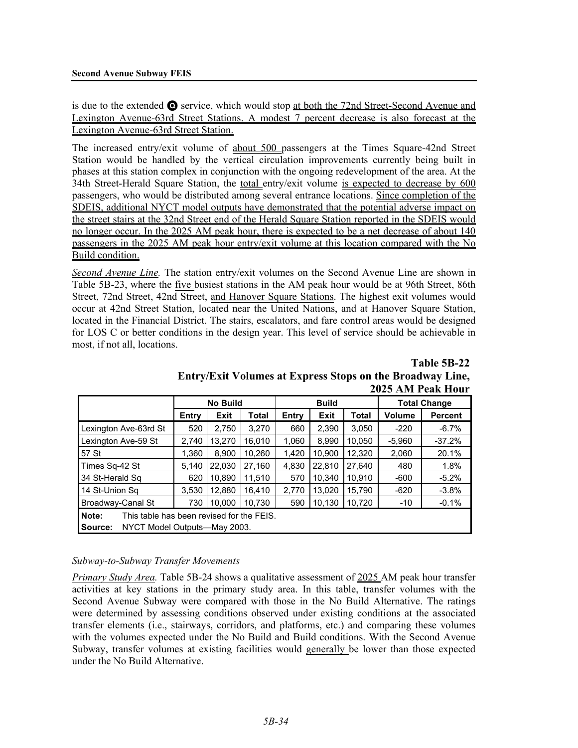is due to the extended Q service, which would stop at both the 72nd Street-Second Avenue and Lexington Avenue-63rd Street Stations. A modest 7 percent decrease is also forecast at the Lexington Avenue-63rd Street Station.

The increased entry/exit volume of about 500 passengers at the Times Square-42nd Street Station would be handled by the vertical circulation improvements currently being built in phases at this station complex in conjunction with the ongoing redevelopment of the area. At the 34th Street-Herald Square Station, the total entry/exit volume is expected to decrease by 600 passengers, who would be distributed among several entrance locations. Since completion of the SDEIS, additional NYCT model outputs have demonstrated that the potential adverse impact on the street stairs at the 32nd Street end of the Herald Square Station reported in the SDEIS would no longer occur. In the 2025 AM peak hour, there is expected to be a net decrease of about 140 passengers in the 2025 AM peak hour entry/exit volume at this location compared with the No Build condition.

*Second Avenue Line.* The station entry/exit volumes on the Second Avenue Line are shown in Table 5B-23, where the five busiest stations in the AM peak hour would be at 96th Street, 86th Street, 72nd Street, 42nd Street, and Hanover Square Stations. The highest exit volumes would occur at 42nd Street Station, located near the United Nations, and at Hanover Square Station, located in the Financial District. The stairs, escalators, and fare control areas would be designed for LOS C or better conditions in the design year. This level of service should be achievable in most, if not all, locations.

**Table 5B-22**
**Entry/Exit Volumes at Express Stops on the Broadway Line, 2025 AM Peak Hour**

| | No Build | | | Build | | | Total Change | |
|---|---|---|---|---|---|---|---|---|
| | Entry | Exit | Total | Entry | Exit | Total | Volume | Percent |
| Lexington Ave-63rd St | 520 | 2,750 | 3,270 | 660 | 2,390 | 3,050 | -220 | -6.7% |
| Lexington Ave-59 St | 2,740 | 13,270 | 16,010 | 1,060 | 8,990 | 10,050 | -5,960 | -37.2% |
| 57 St | 1,360 | 8,900 | 10,260 | 1,420 | 10,900 | 12,320 | 2,060 | 20.1% |
| Times Sq-42 St | 5,140 | 22,030 | 27,160 | 4,830 | 22,810 | 27,640 | 480 | 1.8% |
| 34 St-Herald Sq | 620 | 10,890 | 11,510 | 570 | 10,340 | 10,910 | -600 | -5.2% |
| 14 St-Union Sq | 3,530 | 12,880 | 16,410 | 2,770 | 13,020 | 15,790 | -620 | -3.8% |
| Broadway-Canal St | 730 | 10,000 | 10,730 | 590 | 10,130 | 10,720 | -10 | -0.1% |

**Note:** This table has been revised for the FEIS.
**Source:** NYCT Model Outputs—May 2003.

*Subway-to-Subway Transfer Movements*

*Primary Study Area.* Table 5B-24 shows a qualitative assessment of 2025 AM peak hour transfer activities at key stations in the primary study area. In this table, transfer volumes with the Second Avenue Subway were compared with those in the No Build Alternative. The ratings were determined by assessing conditions observed under existing conditions at the associated transfer elements (i.e., stairways, corridors, and platforms, etc.) and comparing these volumes with the volumes expected under the No Build and Build conditions. With the Second Avenue Subway, transfer volumes at existing facilities would generally be lower than those expected under the No Build Alternative.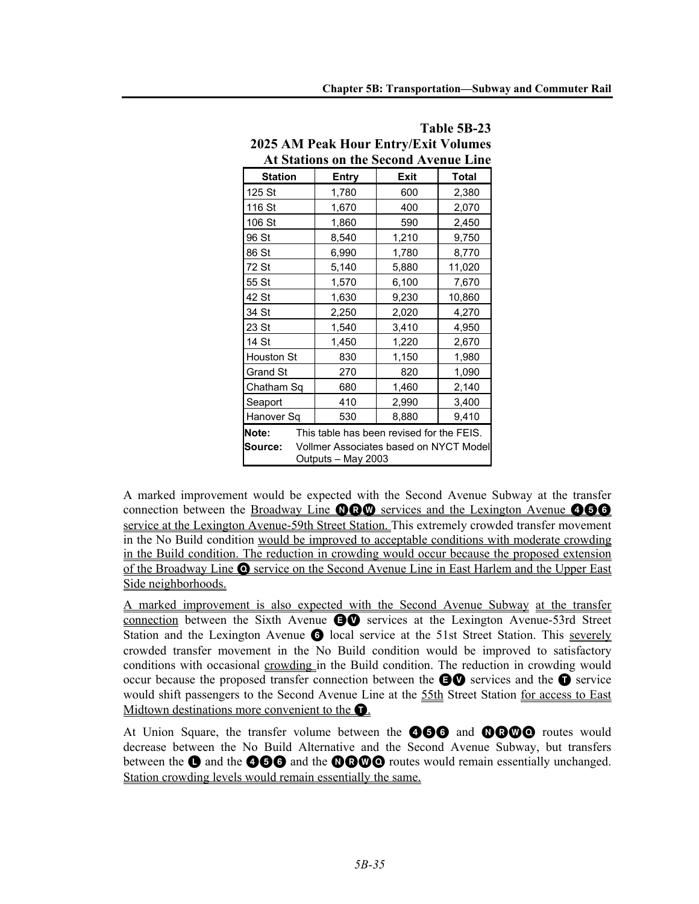**Table 5B-23**
**2025 AM Peak Hour Entry/Exit Volumes At Stations on the Second Avenue Line**

| Station | Entry | Exit | Total |
|---|---|---|---|
| 125 St | 1,780 | 600 | 2,380 |
| 116 St | 1,670 | 400 | 2,070 |
| 106 St | 1,860 | 590 | 2,450 |
| 96 St | 8,540 | 1,210 | 9,750 |
| 86 St | 6,990 | 1,780 | 8,770 |
| 72 St | 5,140 | 5,880 | 11,020 |
| 55 St | 1,570 | 6,100 | 7,670 |
| 42 St | 1,630 | 9,230 | 10,860 |
| 34 St | 2,250 | 2,020 | 4,270 |
| 23 St | 1,540 | 3,410 | 4,950 |
| 14 St | 1,450 | 1,220 | 2,670 |
| Houston St | 830 | 1,150 | 1,980 |
| Grand St | 270 | 820 | 1,090 |
| Chatham Sq | 680 | 1,460 | 2,140 |
| Seaport | 410 | 2,990 | 3,400 |
| Hanover Sq | 530 | 8,880 | 9,410 |

**Note:** This table has been revised for the FEIS.
**Source:** Vollmer Associates based on NYCT Model Outputs – May 2003

A marked improvement would be expected with the Second Avenue Subway at the transfer connection between the Broadway Line N R W services and the Lexington Avenue 4 5 6 service at the Lexington Avenue-59th Street Station. This extremely crowded transfer movement in the No Build condition would be improved to acceptable conditions with moderate crowding in the Build condition. The reduction in crowding would occur because the proposed extension of the Broadway Line Q service on the Second Avenue Line in East Harlem and the Upper East Side neighborhoods.

A marked improvement is also expected with the Second Avenue Subway at the transfer connection between the Sixth Avenue E V services at the Lexington Avenue-53rd Street Station and the Lexington Avenue 6 local service at the 51st Street Station. This severely crowded transfer movement in the No Build condition would be improved to satisfactory conditions with occasional crowding in the Build condition. The reduction in crowding would occur because the proposed transfer connection between the E V services and the T service would shift passengers to the Second Avenue Line at the 55th Street Station for access to East Midtown destinations more convenient to the T.

At Union Square, the transfer volume between the 4 5 6 and N R W Q routes would decrease between the No Build Alternative and the Second Avenue Subway, but transfers between the L and the 4 5 6 and the N R W Q routes would remain essentially unchanged. Station crowding levels would remain essentially the same.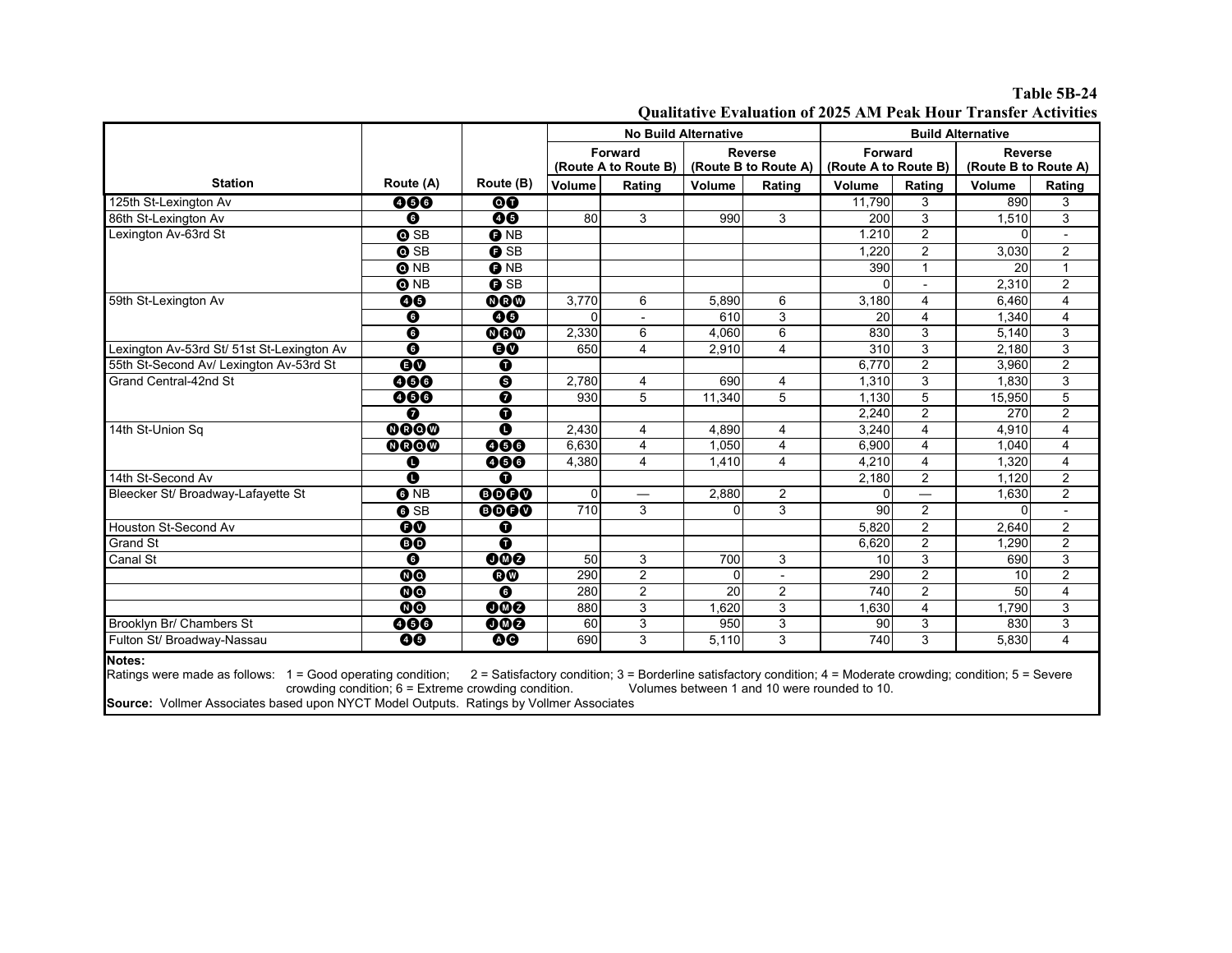**Table 5B-24**
**Qualitative Evaluation of 2025 AM Peak Hour Transfer Activities**

| Station | Route (A) | Route (B) | No Build Alternative | | | | Build Alternative | | | |
|---|---|---|---|---|---|---|---|---|---|---|
| | | | Forward (Route A to Route B) | | Reverse (Route B to Route A) | | Forward (Route A to Route B) | | Reverse (Route B to Route A) | |
| | | | Volume | Rating | Volume | Rating | Volume | Rating | Volume | Rating |
| 125th St-Lexington Av | 4 5 6 | Q T | | | | | 11,790 | 3 | 890 | 3 |
| 86th St-Lexington Av | 6 | 4 5 | 80 | 3 | 990 | 3 | 200 | 3 | 1,510 | 3 |
| Lexington Av-63rd St | Q SB | F NB | | | | | 1.210 | 2 | 0 | - |
| | Q SB | F SB | | | | | 1,220 | 2 | 3,030 | 2 |
| | Q NB | F NB | | | | | 390 | 1 | 20 | 1 |
| | Q NB | F SB | | | | | 0 | - | 2,310 | 2 |
| 59th St-Lexington Av | 4 5 | N R W | 3,770 | 6 | 5,890 | 6 | 3,180 | 4 | 6,460 | 4 |
| | 6 | 4 5 | 0 | - | 610 | 3 | 20 | 4 | 1,340 | 4 |
| | 6 | N R W | 2,330 | 6 | 4,060 | 6 | 830 | 3 | 5,140 | 3 |
| Lexington Av-53rd St/ 51st St-Lexington Av | 6 | E V | 650 | 4 | 2,910 | 4 | 310 | 3 | 2,180 | 3 |
| 55th St-Second Av/ Lexington Av-53rd St | E V | T | | | | | 6,770 | 2 | 3,960 | 2 |
| Grand Central-42nd St | 4 5 6 | S | 2,780 | 4 | 690 | 4 | 1,310 | 3 | 1,830 | 3 |
| | 4 5 6 | 7 | 930 | 5 | 11,340 | 5 | 1,130 | 5 | 15,950 | 5 |
| | 7 | T | | | | | 2,240 | 2 | 270 | 2 |
| 14th St-Union Sq | N R Q W | L | 2,430 | 4 | 4,890 | 4 | 3,240 | 4 | 4,910 | 4 |
| | N R Q W | 4 5 6 | 6,630 | 4 | 1,050 | 4 | 6,900 | 4 | 1,040 | 4 |
| | L | 4 5 6 | 4,380 | 4 | 1,410 | 4 | 4,210 | 4 | 1,320 | 4 |
| 14th St-Second Av | L | T | | | | | 2,180 | 2 | 1,120 | 2 |
| Bleecker St/ Broadway-Lafayette St | 6 NB | B D F V | 0 | — | 2,880 | 2 | 0 | — | 1,630 | 2 |
| | 6 SB | B D F V | 710 | 3 | 0 | 3 | 90 | 2 | 0 | - |
| Houston St-Second Av | F V | T | | | | | 5,820 | 2 | 2,640 | 2 |
| Grand St | B D | T | | | | | 6,620 | 2 | 1,290 | 2 |
| Canal St | 6 | J M Z | 50 | 3 | 700 | 3 | 10 | 3 | 690 | 3 |
| | N Q | R W | 290 | 2 | 0 | - | 290 | 2 | 10 | 2 |
| | N Q | 6 | 280 | 2 | 20 | 2 | 740 | 2 | 50 | 4 |
| | N Q | J M Z | 880 | 3 | 1,620 | 3 | 1,630 | 4 | 1,790 | 3 |
| Brooklyn Br/ Chambers St | 4 5 6 | J M Z | 60 | 3 | 950 | 3 | 90 | 3 | 830 | 3 |
| Fulton St/ Broadway-Nassau | 4 5 | A C | 690 | 3 | 5,110 | 3 | 740 | 3 | 5,830 | 4 |

**Notes:**
Ratings were made as follows: 1 = Good operating condition; 2 = Satisfactory condition; 3 = Borderline satisfactory condition; 4 = Moderate crowding; condition; 5 = Severe crowding condition; 6 = Extreme crowding condition. Volumes between 1 and 10 were rounded to 10.

**Source:** Vollmer Associates based upon NYCT Model Outputs. Ratings by Vollmer Associates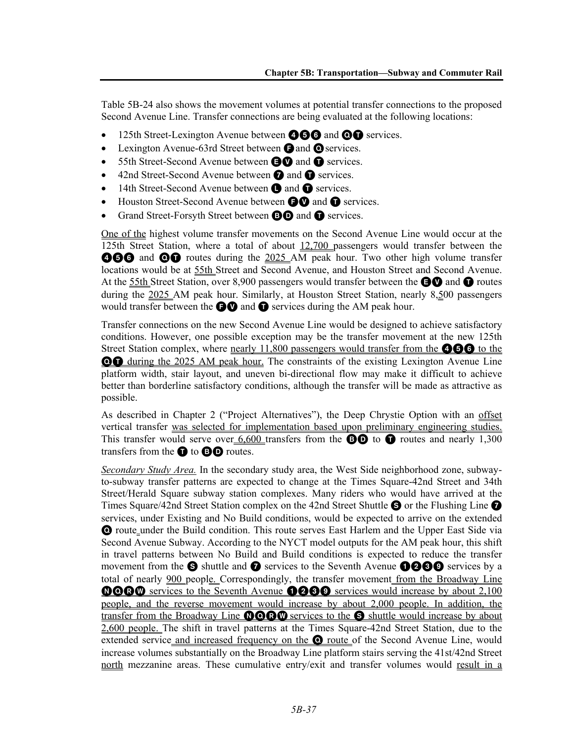Table 5B-24 also shows the movement volumes at potential transfer connections to the proposed Second Avenue Line. Transfer connections are being evaluated at the following locations:

- 125th Street-Lexington Avenue between 4 5 6 and Q T services.
- Lexington Avenue-63rd Street between F and Q services.
- 55th Street-Second Avenue between E V and T services.
- 42nd Street-Second Avenue between 7 and T services.
- 14th Street-Second Avenue between L and T services.
- Houston Street-Second Avenue between F V and T services.
- Grand Street-Forsyth Street between B D and T services.

One of the highest volume transfer movements on the Second Avenue Line would occur at the 125th Street Station, where a total of about 12,700 passengers would transfer between the 4 5 6 and Q T routes during the 2025 AM peak hour. Two other high volume transfer locations would be at 55th Street and Second Avenue, and Houston Street and Second Avenue. At the 55th Street Station, over 8,900 passengers would transfer between the E V and T routes during the 2025 AM peak hour. Similarly, at Houston Street Station, nearly 8,500 passengers would transfer between the F V and T services during the AM peak hour.

Transfer connections on the new Second Avenue Line would be designed to achieve satisfactory conditions. However, one possible exception may be the transfer movement at the new 125th Street Station complex, where nearly 11,800 passengers would transfer from the 4 5 6 to the Q T during the 2025 AM peak hour. The constraints of the existing Lexington Avenue Line platform width, stair layout, and uneven bi-directional flow may make it difficult to achieve better than borderline satisfactory conditions, although the transfer will be made as attractive as possible.

As described in Chapter 2 ("Project Alternatives"), the Deep Chrystie Option with an offset vertical transfer was selected for implementation based upon preliminary engineering studies. This transfer would serve over 6,600 transfers from the B D to T routes and nearly 1,300 transfers from the T to B D routes.

*Secondary Study Area.* In the secondary study area, the West Side neighborhood zone, subway-to-subway transfer patterns are expected to change at the Times Square-42nd Street and 34th Street/Herald Square subway station complexes. Many riders who would have arrived at the Times Square/42nd Street Station complex on the 42nd Street Shuttle S or the Flushing Line 7 services, under Existing and No Build conditions, would be expected to arrive on the extended Q route under the Build condition. This route serves East Harlem and the Upper East Side via Second Avenue Subway. According to the NYCT model outputs for the AM peak hour, this shift in travel patterns between No Build and Build conditions is expected to reduce the transfer movement from the S shuttle and 7 services to the Seventh Avenue 1 2 3 9 services by a total of nearly 900 people. Correspondingly, the transfer movement from the Broadway Line N Q R W services to the Seventh Avenue 1 2 3 9 services would increase by about 2,100 people, and the reverse movement would increase by about 2,000 people. In addition, the transfer from the Broadway Line N Q R W services to the S shuttle would increase by about 2,600 people. The shift in travel patterns at the Times Square-42nd Street Station, due to the extended service and increased frequency on the Q route of the Second Avenue Line, would increase volumes substantially on the Broadway Line platform stairs serving the 41st/42nd Street north mezzanine areas. These cumulative entry/exit and transfer volumes would result in a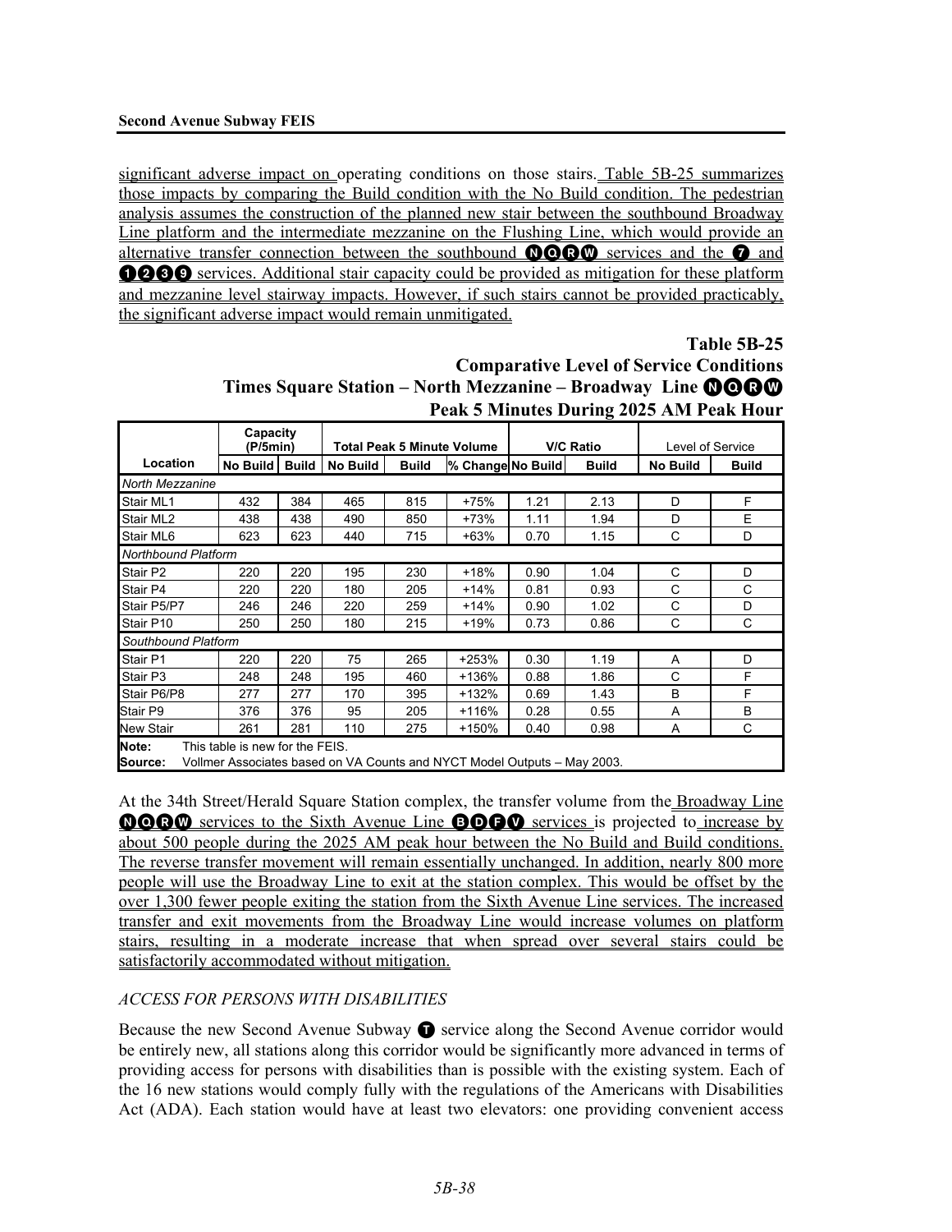significant adverse impact on operating conditions on those stairs. Table 5B-25 summarizes those impacts by comparing the Build condition with the No Build condition. The pedestrian analysis assumes the construction of the planned new stair between the southbound Broadway Line platform and the intermediate mezzanine on the Flushing Line, which would provide an alternative transfer connection between the southbound N Q R W services and the 7 and 1 2 3 9 services. Additional stair capacity could be provided as mitigation for these platform and mezzanine level stairway impacts. However, if such stairs cannot be provided practicably, the significant adverse impact would remain unmitigated.

**Table 5B-25**
**Comparative Level of Service Conditions**
**Times Square Station – North Mezzanine – Broadway Line N Q R W**
**Peak 5 Minutes During 2025 AM Peak Hour**

| | Capacity (P/5min) | | Total Peak 5 Minute Volume | | | V/C Ratio | | Level of Service | |
|---|---|---|---|---|---|---|---|---|---|
| Location | No Build | Build | No Build | Build | % Change | No Build | Build | No Build | Build |
| *North Mezzanine* | | | | | | | | | |
| Stair ML1 | 432 | 384 | 465 | 815 | +75% | 1.21 | 2.13 | D | F |
| Stair ML2 | 438 | 438 | 490 | 850 | +73% | 1.11 | 1.94 | D | E |
| Stair ML6 | 623 | 623 | 440 | 715 | +63% | 0.70 | 1.15 | C | D |
| *Northbound Platform* | | | | | | | | | |
| Stair P2 | 220 | 220 | 195 | 230 | +18% | 0.90 | 1.04 | C | D |
| Stair P4 | 220 | 220 | 180 | 205 | +14% | 0.81 | 0.93 | C | C |
| Stair P5/P7 | 246 | 246 | 220 | 259 | +14% | 0.90 | 1.02 | C | D |
| Stair P10 | 250 | 250 | 180 | 215 | +19% | 0.73 | 0.86 | C | C |
| *Southbound Platform* | | | | | | | | | |
| Stair P1 | 220 | 220 | 75 | 265 | +253% | 0.30 | 1.19 | A | D |
| Stair P3 | 248 | 248 | 195 | 460 | +136% | 0.88 | 1.86 | C | F |
| Stair P6/P8 | 277 | 277 | 170 | 395 | +132% | 0.69 | 1.43 | B | F |
| Stair P9 | 376 | 376 | 95 | 205 | +116% | 0.28 | 0.55 | A | B |
| New Stair | 261 | 281 | 110 | 275 | +150% | 0.40 | 0.98 | A | C |

**Note:** This table is new for the FEIS.
**Source:** Vollmer Associates based on VA Counts and NYCT Model Outputs – May 2003.

At the 34th Street/Herald Square Station complex, the transfer volume from the Broadway Line N Q R W services to the Sixth Avenue Line B D F V services is projected to increase by about 500 people during the 2025 AM peak hour between the No Build and Build conditions. The reverse transfer movement will remain essentially unchanged. In addition, nearly 800 more people will use the Broadway Line to exit at the station complex. This would be offset by the over 1,300 fewer people exiting the station from the Sixth Avenue Line services. The increased transfer and exit movements from the Broadway Line would increase volumes on platform stairs, resulting in a moderate increase that when spread over several stairs could be satisfactorily accommodated without mitigation.

*ACCESS FOR PERSONS WITH DISABILITIES*

Because the new Second Avenue Subway T service along the Second Avenue corridor would be entirely new, all stations along this corridor would be significantly more advanced in terms of providing access for persons with disabilities than is possible with the existing system. Each of the 16 new stations would comply fully with the regulations of the Americans with Disabilities Act (ADA). Each station would have at least two elevators: one providing convenient access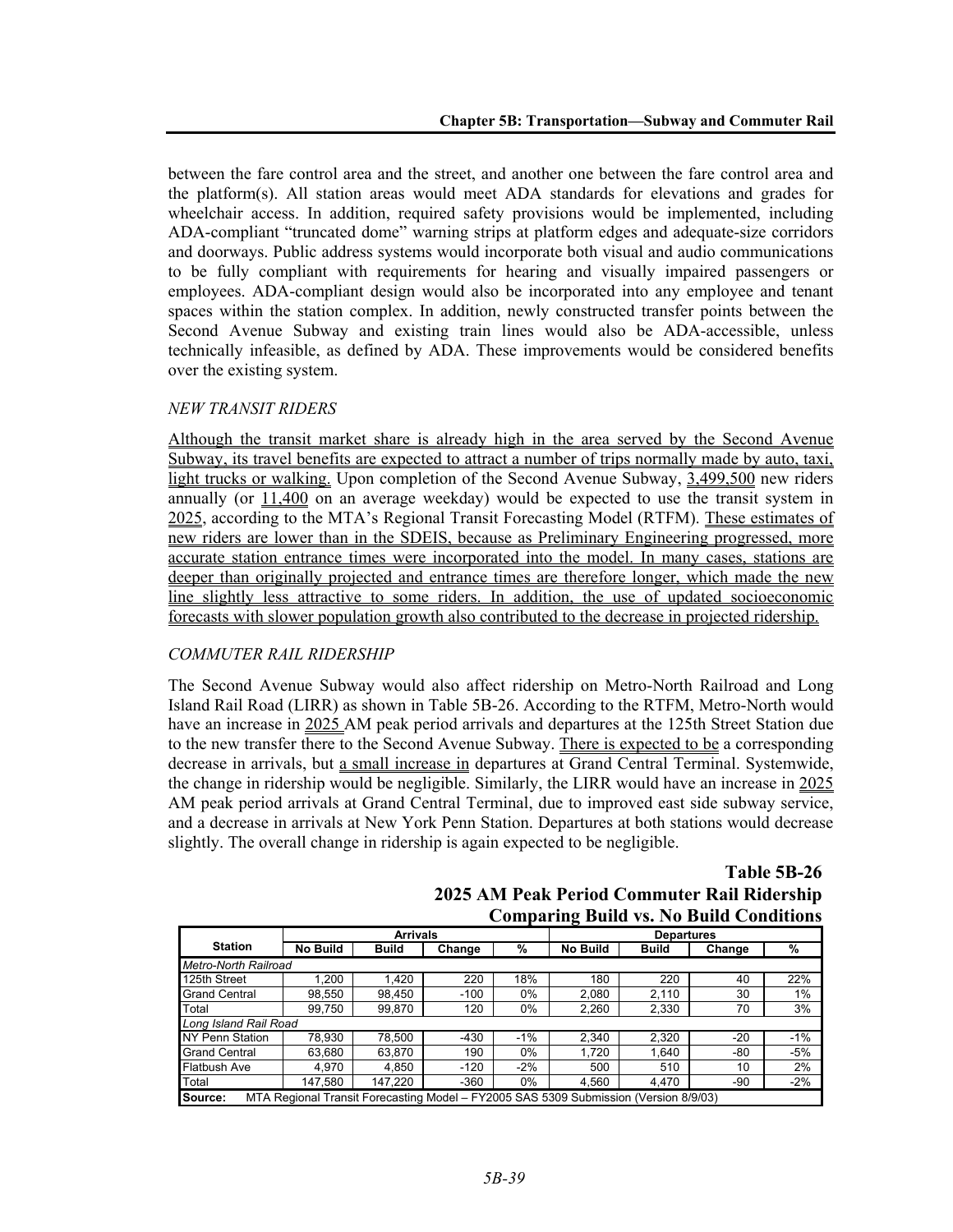between the fare control area and the street, and another one between the fare control area and the platform(s). All station areas would meet ADA standards for elevations and grades for wheelchair access. In addition, required safety provisions would be implemented, including ADA-compliant "truncated dome" warning strips at platform edges and adequate-size corridors and doorways. Public address systems would incorporate both visual and audio communications to be fully compliant with requirements for hearing and visually impaired passengers or employees. ADA-compliant design would also be incorporated into any employee and tenant spaces within the station complex. In addition, newly constructed transfer points between the Second Avenue Subway and existing train lines would also be ADA-accessible, unless technically infeasible, as defined by ADA. These improvements would be considered benefits over the existing system.

*NEW TRANSIT RIDERS*

Although the transit market share is already high in the area served by the Second Avenue Subway, its travel benefits are expected to attract a number of trips normally made by auto, taxi, light trucks or walking. Upon completion of the Second Avenue Subway, 3,499,500 new riders annually (or 11,400 on an average weekday) would be expected to use the transit system in 2025, according to the MTA's Regional Transit Forecasting Model (RTFM). These estimates of new riders are lower than in the SDEIS, because as Preliminary Engineering progressed, more accurate station entrance times were incorporated into the model. In many cases, stations are deeper than originally projected and entrance times are therefore longer, which made the new line slightly less attractive to some riders. In addition, the use of updated socioeconomic forecasts with slower population growth also contributed to the decrease in projected ridership.

*COMMUTER RAIL RIDERSHIP*

The Second Avenue Subway would also affect ridership on Metro-North Railroad and Long Island Rail Road (LIRR) as shown in Table 5B-26. According to the RTFM, Metro-North would have an increase in 2025 AM peak period arrivals and departures at the 125th Street Station due to the new transfer there to the Second Avenue Subway. There is expected to be a corresponding decrease in arrivals, but a small increase in departures at Grand Central Terminal. Systemwide, the change in ridership would be negligible. Similarly, the LIRR would have an increase in 2025 AM peak period arrivals at Grand Central Terminal, due to improved east side subway service, and a decrease in arrivals at New York Penn Station. Departures at both stations would decrease slightly. The overall change in ridership is again expected to be negligible.

**Table 5B-26**
**2025 AM Peak Period Commuter Rail Ridership Comparing Build vs. No Build Conditions**

| Station | Arrivals | | | | Departures | | | |
|---|---|---|---|---|---|---|---|---|
| | No Build | Build | Change | % | No Build | Build | Change | % |
| *Metro-North Railroad* | | | | | | | | |
| 125th Street | 1,200 | 1,420 | 220 | 18% | 180 | 220 | 40 | 22% |
| Grand Central | 98,550 | 98,450 | -100 | 0% | 2,080 | 2,110 | 30 | 1% |
| Total | 99,750 | 99,870 | 120 | 0% | 2,260 | 2,330 | 70 | 3% |
| *Long Island Rail Road* | | | | | | | | |
| NY Penn Station | 78,930 | 78,500 | -430 | -1% | 2,340 | 2,320 | -20 | -1% |
| Grand Central | 63,680 | 63,870 | 190 | 0% | 1,720 | 1,640 | -80 | -5% |
| Flatbush Ave | 4,970 | 4,850 | -120 | -2% | 500 | 510 | 10 | 2% |
| Total | 147,580 | 147,220 | -360 | 0% | 4,560 | 4,470 | -90 | -2% |

**Source:** MTA Regional Transit Forecasting Model – FY2005 SAS 5309 Submission (Version 8/9/03)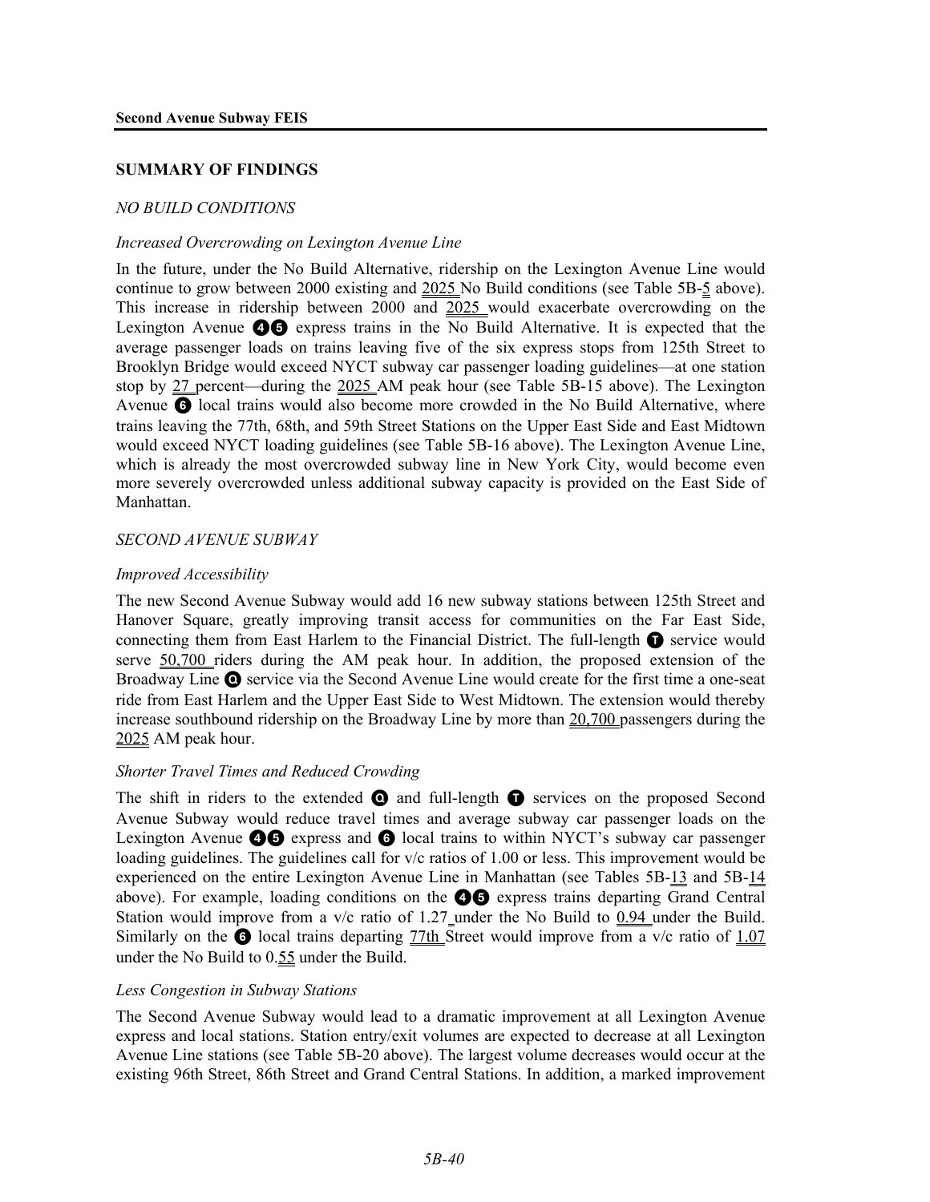## SUMMARY OF FINDINGS

### *NO BUILD CONDITIONS*

#### *Increased Overcrowding on Lexington Avenue Line*

In the future, under the No Build Alternative, ridership on the Lexington Avenue Line would continue to grow between 2000 existing and 2025 No Build conditions (see Table 5B-5 above). This increase in ridership between 2000 and 2025 would exacerbate overcrowding on the Lexington Avenue ❹❺ express trains in the No Build Alternative. It is expected that the average passenger loads on trains leaving five of the six express stops from 125th Street to Brooklyn Bridge would exceed NYCT subway car passenger loading guidelines—at one station stop by 27 percent—during the 2025 AM peak hour (see Table 5B-15 above). The Lexington Avenue ❻ local trains would also become more crowded in the No Build Alternative, where trains leaving the 77th, 68th, and 59th Street Stations on the Upper East Side and East Midtown would exceed NYCT loading guidelines (see Table 5B-16 above). The Lexington Avenue Line, which is already the most overcrowded subway line in New York City, would become even more severely overcrowded unless additional subway capacity is provided on the East Side of Manhattan.

### *SECOND AVENUE SUBWAY*

#### *Improved Accessibility*

The new Second Avenue Subway would add 16 new subway stations between 125th Street and Hanover Square, greatly improving transit access for communities on the Far East Side, connecting them from East Harlem to the Financial District. The full-length Ⓣ service would serve 50,700 riders during the AM peak hour. In addition, the proposed extension of the Broadway Line Ⓠ service via the Second Avenue Line would create for the first time a one-seat ride from East Harlem and the Upper East Side to West Midtown. The extension would thereby increase southbound ridership on the Broadway Line by more than 20,700 passengers during the 2025 AM peak hour.

#### *Shorter Travel Times and Reduced Crowding*

The shift in riders to the extended Ⓠ and full-length Ⓣ services on the proposed Second Avenue Subway would reduce travel times and average subway car passenger loads on the Lexington Avenue ❹❺ express and ❻ local trains to within NYCT's subway car passenger loading guidelines. The guidelines call for v/c ratios of 1.00 or less. This improvement would be experienced on the entire Lexington Avenue Line in Manhattan (see Tables 5B-13 and 5B-14 above). For example, loading conditions on the ❹❺ express trains departing Grand Central Station would improve from a v/c ratio of 1.27 under the No Build to 0.94 under the Build. Similarly on the ❻ local trains departing 77th Street would improve from a v/c ratio of 1.07 under the No Build to 0.55 under the Build.

#### *Less Congestion in Subway Stations*

The Second Avenue Subway would lead to a dramatic improvement at all Lexington Avenue express and local stations. Station entry/exit volumes are expected to decrease at all Lexington Avenue Line stations (see Table 5B-20 above). The largest volume decreases would occur at the existing 96th Street, 86th Street and Grand Central Stations. In addition, a marked improvement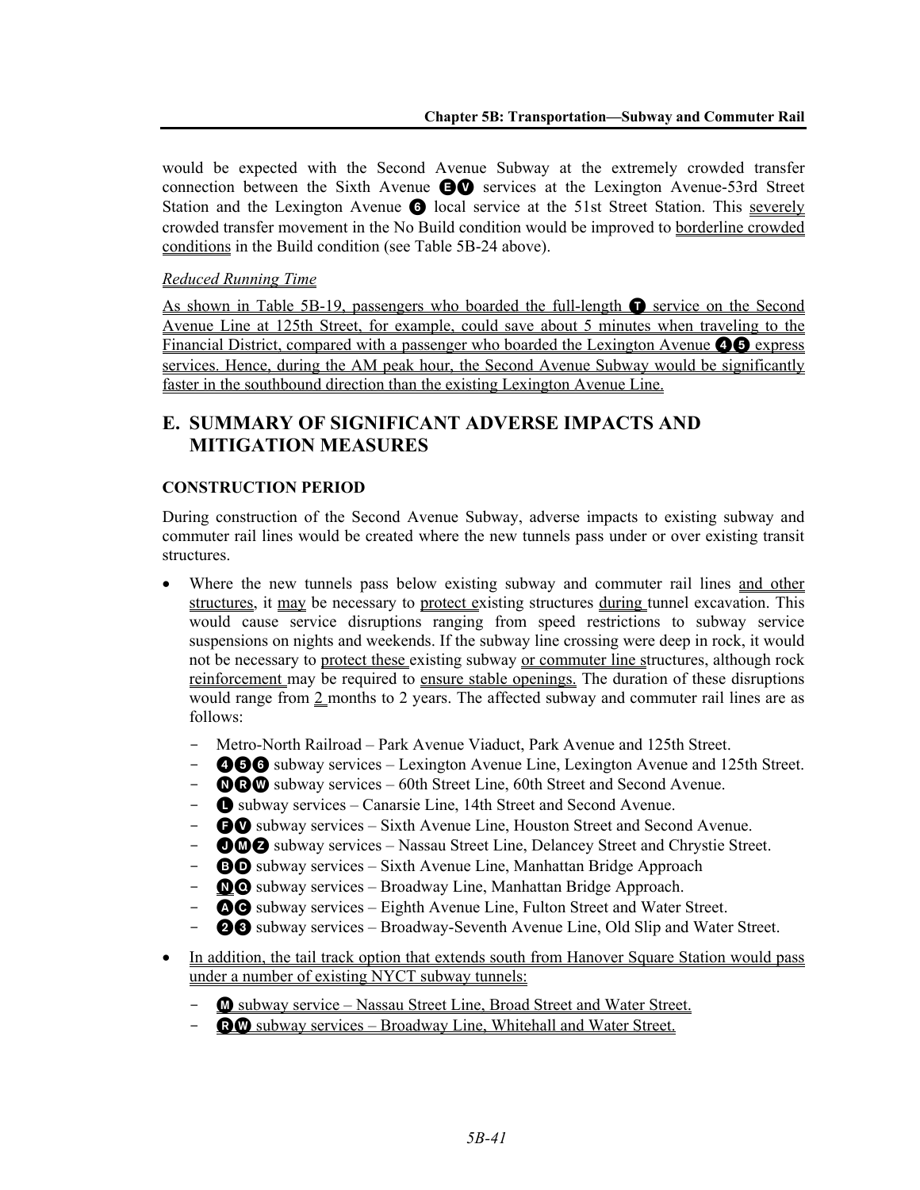would be expected with the Second Avenue Subway at the extremely crowded transfer connection between the Sixth Avenue E V services at the Lexington Avenue-53rd Street Station and the Lexington Avenue 6 local service at the 51st Street Station. This severely crowded transfer movement in the No Build condition would be improved to borderline crowded conditions in the Build condition (see Table 5B-24 above).

*Reduced Running Time*

As shown in Table 5B-19, passengers who boarded the full-length T service on the Second Avenue Line at 125th Street, for example, could save about 5 minutes when traveling to the Financial District, compared with a passenger who boarded the Lexington Avenue 4 5 express services. Hence, during the AM peak hour, the Second Avenue Subway would be significantly faster in the southbound direction than the existing Lexington Avenue Line.

## E. SUMMARY OF SIGNIFICANT ADVERSE IMPACTS AND MITIGATION MEASURES

### CONSTRUCTION PERIOD

During construction of the Second Avenue Subway, adverse impacts to existing subway and commuter rail lines would be created where the new tunnels pass under or over existing transit structures.

- Where the new tunnels pass below existing subway and commuter rail lines and other structures, it may be necessary to protect existing structures during tunnel excavation. This would cause service disruptions ranging from speed restrictions to subway service suspensions on nights and weekends. If the subway line crossing were deep in rock, it would not be necessary to protect these existing subway or commuter line structures, although rock reinforcement may be required to ensure stable openings. The duration of these disruptions would range from 2 months to 2 years. The affected subway and commuter rail lines are as follows:
  - Metro-North Railroad – Park Avenue Viaduct, Park Avenue and 125th Street.
  - 4 5 6 subway services – Lexington Avenue Line, Lexington Avenue and 125th Street.
  - N R W subway services – 60th Street Line, 60th Street and Second Avenue.
  - L subway services – Canarsie Line, 14th Street and Second Avenue.
  - F V subway services – Sixth Avenue Line, Houston Street and Second Avenue.
  - J M Z subway services – Nassau Street Line, Delancey Street and Chrystie Street.
  - B D subway services – Sixth Avenue Line, Manhattan Bridge Approach
  - N Q subway services – Broadway Line, Manhattan Bridge Approach.
  - A C subway services – Eighth Avenue Line, Fulton Street and Water Street.
  - 2 3 subway services – Broadway-Seventh Avenue Line, Old Slip and Water Street.
- In addition, the tail track option that extends south from Hanover Square Station would pass under a number of existing NYCT subway tunnels:
  - M subway service – Nassau Street Line, Broad Street and Water Street.
  - R W subway services – Broadway Line, Whitehall and Water Street.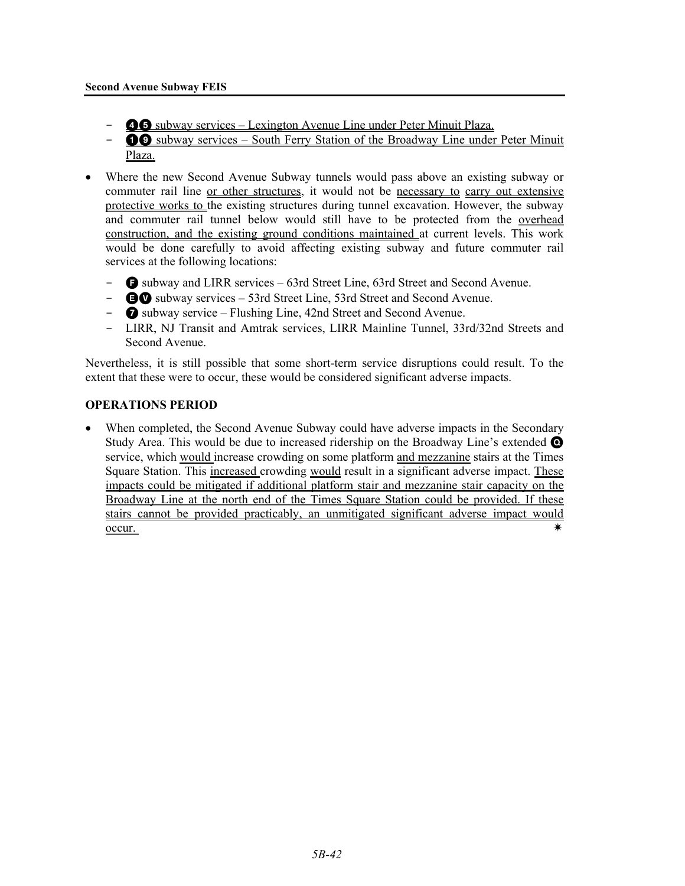- ❹❺ subway services – Lexington Avenue Line under Peter Minuit Plaza.
- ❶❾ subway services – South Ferry Station of the Broadway Line under Peter Minuit Plaza.

- Where the new Second Avenue Subway tunnels would pass above an existing subway or commuter rail line or other structures, it would not be necessary to carry out extensive protective works to the existing structures during tunnel excavation. However, the subway and commuter rail tunnel below would still have to be protected from the overhead construction, and the existing ground conditions maintained at current levels. This work would be done carefully to avoid affecting existing subway and future commuter rail services at the following locations:
  - Ⓕ subway and LIRR services – 63rd Street Line, 63rd Street and Second Avenue.
  - ⒺⓋ subway services – 53rd Street Line, 53rd Street and Second Avenue.
  - ❼ subway service – Flushing Line, 42nd Street and Second Avenue.
  - LIRR, NJ Transit and Amtrak services, LIRR Mainline Tunnel, 33rd/32nd Streets and Second Avenue.

Nevertheless, it is still possible that some short-term service disruptions could result. To the extent that these were to occur, these would be considered significant adverse impacts.

**OPERATIONS PERIOD**

- When completed, the Second Avenue Subway could have adverse impacts in the Secondary Study Area. This would be due to increased ridership on the Broadway Line's extended Ⓠ service, which would increase crowding on some platform and mezzanine stairs at the Times Square Station. This increased crowding would result in a significant adverse impact. These impacts could be mitigated if additional platform stair and mezzanine stair capacity on the Broadway Line at the north end of the Times Square Station could be provided. If these stairs cannot be provided practicably, an unmitigated significant adverse impact would occur. *